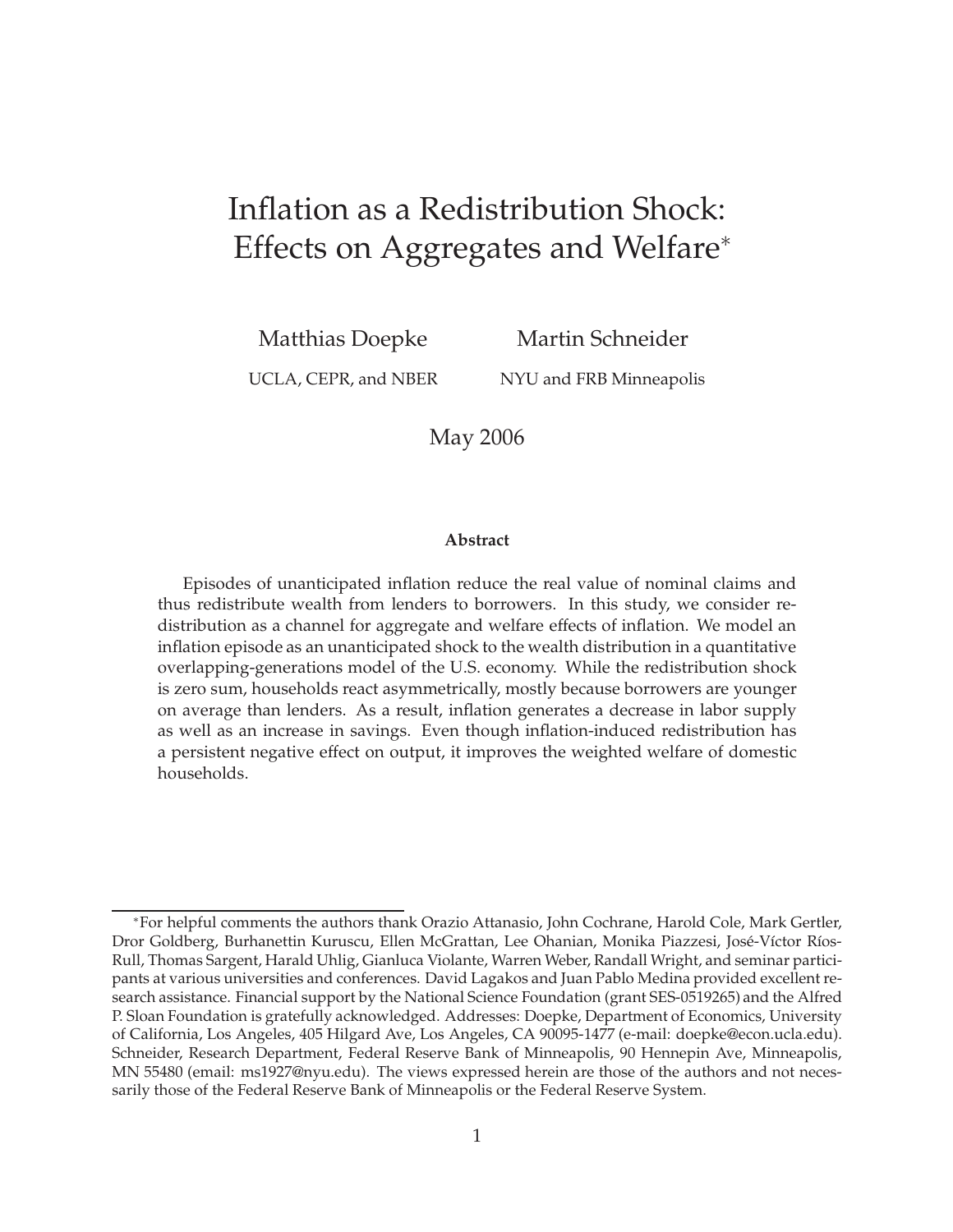# Inflation as a Redistribution Shock: Effects on Aggregates and Welfare*

Matthias Doepke — UCLA, CEPR, and NBER

Martin Schneider — NYU and FRB Minneapolis

May 2006

### Abstract

Episodes of unanticipated inflation reduce the real value of nominal claims and thus redistribute wealth from lenders to borrowers. In this study, we consider redistribution as a channel for aggregate and welfare effects of inflation. We model an inflation episode as an unanticipated shock to the wealth distribution in a quantitative overlapping-generations model of the U.S. economy. While the redistribution shock is zero sum, households react asymmetrically, mostly because borrowers are younger on average than lenders. As a result, inflation generates a decrease in labor supply as well as an increase in savings. Even though inflation-induced redistribution has a persistent negative effect on output, it improves the weighted welfare of domestic households.

---

*For helpful comments the authors thank Orazio Attanasio, John Cochrane, Harold Cole, Mark Gertler, Dror Goldberg, Burhanettin Kuruscu, Ellen McGrattan, Lee Ohanian, Monika Piazzesi, José-Víctor Ríos-Rull, Thomas Sargent, Harald Uhlig, Gianluca Violante, Warren Weber, Randall Wright, and seminar participants at various universities and conferences. David Lagakos and Juan Pablo Medina provided excellent research assistance. Financial support by the National Science Foundation (grant SES-0519265) and the Alfred P. Sloan Foundation is gratefully acknowledged. Addresses: Doepke, Department of Economics, University of California, Los Angeles, 405 Hilgard Ave, Los Angeles, CA 90095-1477 (e-mail: doepke@econ.ucla.edu). Schneider, Research Department, Federal Reserve Bank of Minneapolis, 90 Hennepin Ave, Minneapolis, MN 55480 (email: ms1927@nyu.edu). The views expressed herein are those of the authors and not necessarily those of the Federal Reserve Bank of Minneapolis or the Federal Reserve System.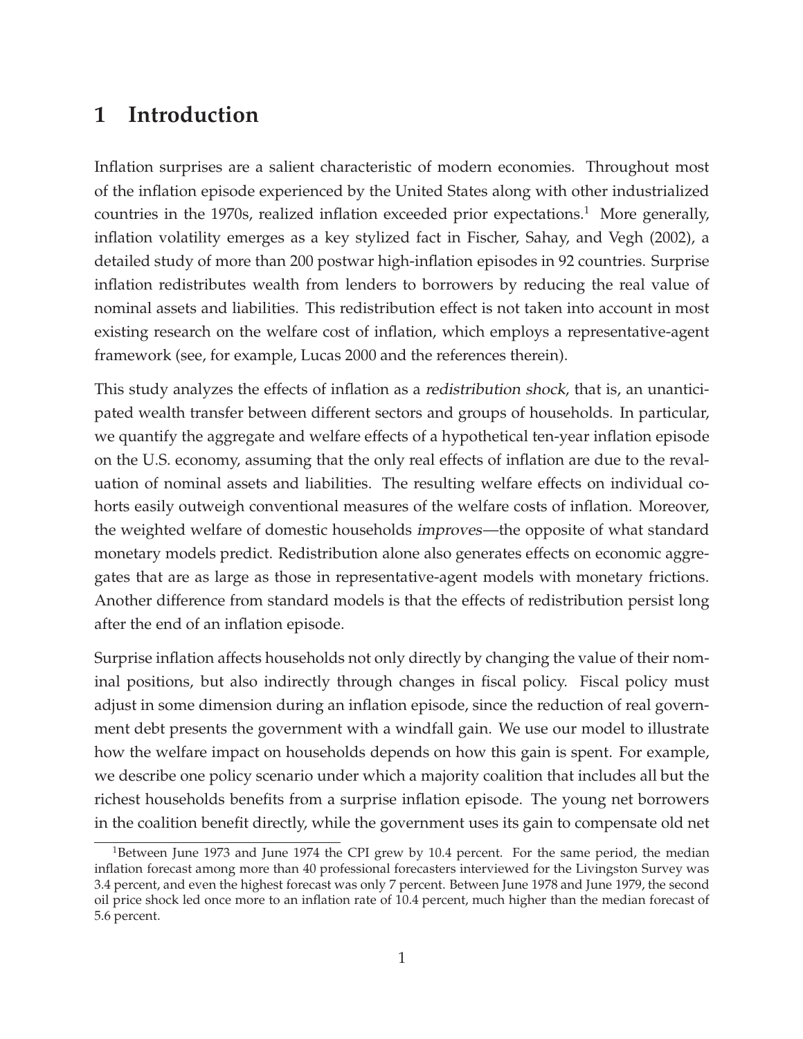# 1 Introduction

Inflation surprises are a salient characteristic of modern economies. Throughout most of the inflation episode experienced by the United States along with other industrialized countries in the 1970s, realized inflation exceeded prior expectations.[1] More generally, inflation volatility emerges as a key stylized fact in Fischer, Sahay, and Vegh (2002), a detailed study of more than 200 postwar high-inflation episodes in 92 countries. Surprise inflation redistributes wealth from lenders to borrowers by reducing the real value of nominal assets and liabilities. This redistribution effect is not taken into account in most existing research on the welfare cost of inflation, which employs a representative-agent framework (see, for example, Lucas 2000 and the references therein).

This study analyzes the effects of inflation as a *redistribution shock*, that is, an unanticipated wealth transfer between different sectors and groups of households. In particular, we quantify the aggregate and welfare effects of a hypothetical ten-year inflation episode on the U.S. economy, assuming that the only real effects of inflation are due to the revaluation of nominal assets and liabilities. The resulting welfare effects on individual cohorts easily outweigh conventional measures of the welfare costs of inflation. Moreover, the weighted welfare of domestic households *improves*—the opposite of what standard monetary models predict. Redistribution alone also generates effects on economic aggregates that are as large as those in representative-agent models with monetary frictions. Another difference from standard models is that the effects of redistribution persist long after the end of an inflation episode.

Surprise inflation affects households not only directly by changing the value of their nominal positions, but also indirectly through changes in fiscal policy. Fiscal policy must adjust in some dimension during an inflation episode, since the reduction of real government debt presents the government with a windfall gain. We use our model to illustrate how the welfare impact on households depends on how this gain is spent. For example, we describe one policy scenario under which a majority coalition that includes all but the richest households benefits from a surprise inflation episode. The young net borrowers in the coalition benefit directly, while the government uses its gain to compensate old net

[1] Between June 1973 and June 1974 the CPI grew by 10.4 percent. For the same period, the median inflation forecast among more than 40 professional forecasters interviewed for the Livingston Survey was 3.4 percent, and even the highest forecast was only 7 percent. Between June 1978 and June 1979, the second oil price shock led once more to an inflation rate of 10.4 percent, much higher than the median forecast of 5.6 percent.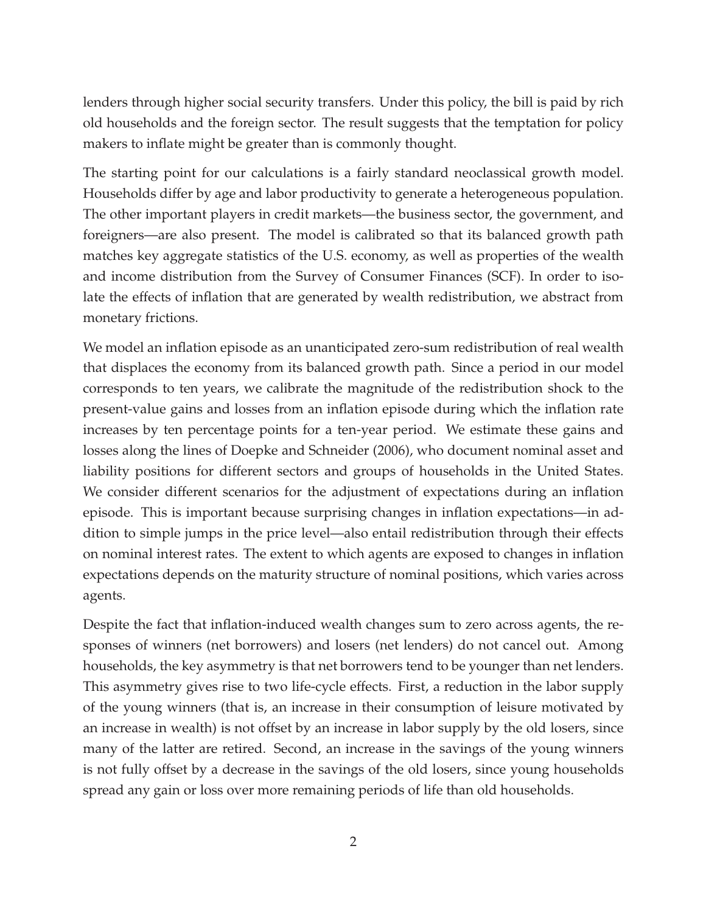lenders through higher social security transfers. Under this policy, the bill is paid by rich old households and the foreign sector. The result suggests that the temptation for policy makers to inflate might be greater than is commonly thought.

The starting point for our calculations is a fairly standard neoclassical growth model. Households differ by age and labor productivity to generate a heterogeneous population. The other important players in credit markets—the business sector, the government, and foreigners—are also present. The model is calibrated so that its balanced growth path matches key aggregate statistics of the U.S. economy, as well as properties of the wealth and income distribution from the Survey of Consumer Finances (SCF). In order to isolate the effects of inflation that are generated by wealth redistribution, we abstract from monetary frictions.

We model an inflation episode as an unanticipated zero-sum redistribution of real wealth that displaces the economy from its balanced growth path. Since a period in our model corresponds to ten years, we calibrate the magnitude of the redistribution shock to the present-value gains and losses from an inflation episode during which the inflation rate increases by ten percentage points for a ten-year period. We estimate these gains and losses along the lines of Doepke and Schneider (2006), who document nominal asset and liability positions for different sectors and groups of households in the United States. We consider different scenarios for the adjustment of expectations during an inflation episode. This is important because surprising changes in inflation expectations—in addition to simple jumps in the price level—also entail redistribution through their effects on nominal interest rates. The extent to which agents are exposed to changes in inflation expectations depends on the maturity structure of nominal positions, which varies across agents.

Despite the fact that inflation-induced wealth changes sum to zero across agents, the responses of winners (net borrowers) and losers (net lenders) do not cancel out. Among households, the key asymmetry is that net borrowers tend to be younger than net lenders. This asymmetry gives rise to two life-cycle effects. First, a reduction in the labor supply of the young winners (that is, an increase in their consumption of leisure motivated by an increase in wealth) is not offset by an increase in labor supply by the old losers, since many of the latter are retired. Second, an increase in the savings of the young winners is not fully offset by a decrease in the savings of the old losers, since young households spread any gain or loss over more remaining periods of life than old households.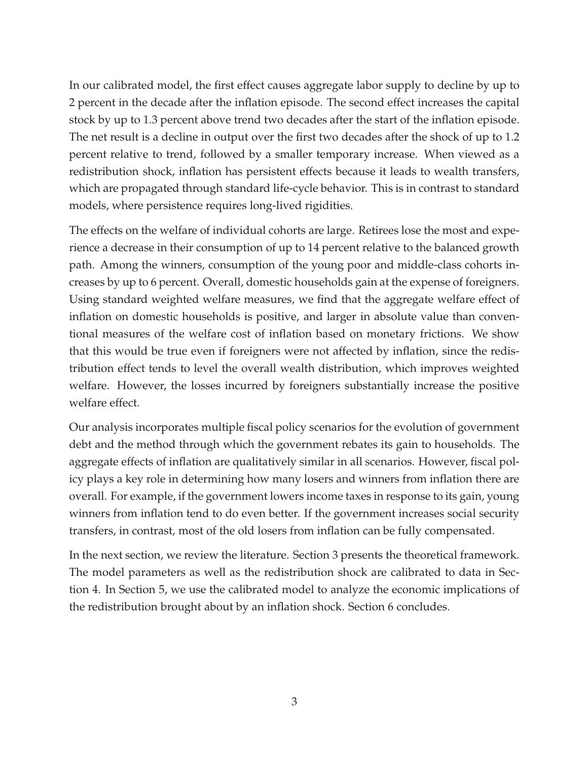In our calibrated model, the first effect causes aggregate labor supply to decline by up to 2 percent in the decade after the inflation episode. The second effect increases the capital stock by up to 1.3 percent above trend two decades after the start of the inflation episode. The net result is a decline in output over the first two decades after the shock of up to 1.2 percent relative to trend, followed by a smaller temporary increase. When viewed as a redistribution shock, inflation has persistent effects because it leads to wealth transfers, which are propagated through standard life-cycle behavior. This is in contrast to standard models, where persistence requires long-lived rigidities.

The effects on the welfare of individual cohorts are large. Retirees lose the most and experience a decrease in their consumption of up to 14 percent relative to the balanced growth path. Among the winners, consumption of the young poor and middle-class cohorts increases by up to 6 percent. Overall, domestic households gain at the expense of foreigners. Using standard weighted welfare measures, we find that the aggregate welfare effect of inflation on domestic households is positive, and larger in absolute value than conventional measures of the welfare cost of inflation based on monetary frictions. We show that this would be true even if foreigners were not affected by inflation, since the redistribution effect tends to level the overall wealth distribution, which improves weighted welfare. However, the losses incurred by foreigners substantially increase the positive welfare effect.

Our analysis incorporates multiple fiscal policy scenarios for the evolution of government debt and the method through which the government rebates its gain to households. The aggregate effects of inflation are qualitatively similar in all scenarios. However, fiscal policy plays a key role in determining how many losers and winners from inflation there are overall. For example, if the government lowers income taxes in response to its gain, young winners from inflation tend to do even better. If the government increases social security transfers, in contrast, most of the old losers from inflation can be fully compensated.

In the next section, we review the literature. Section 3 presents the theoretical framework. The model parameters as well as the redistribution shock are calibrated to data in Section 4. In Section 5, we use the calibrated model to analyze the economic implications of the redistribution brought about by an inflation shock. Section 6 concludes.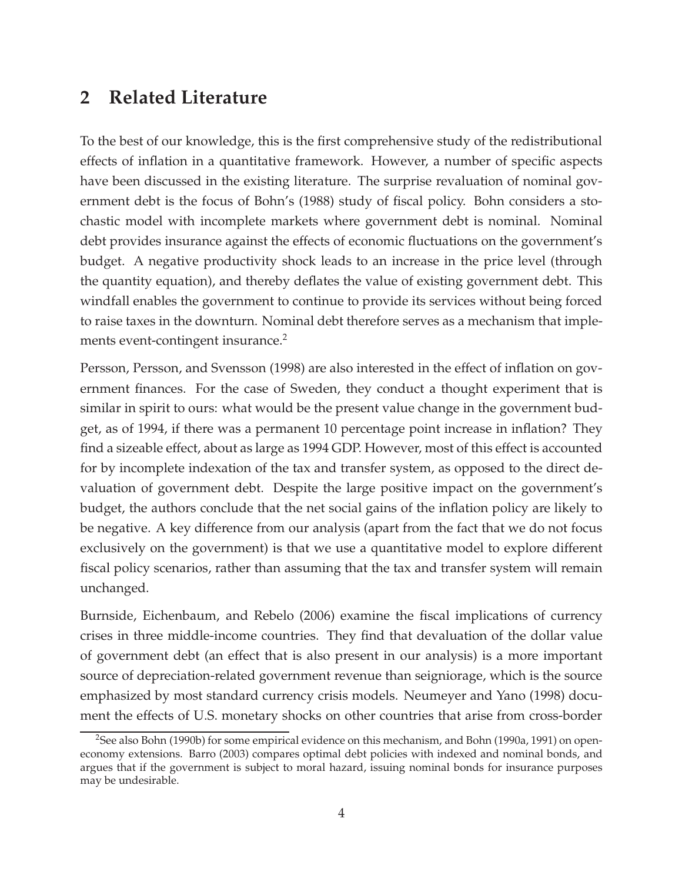## 2 Related Literature

To the best of our knowledge, this is the first comprehensive study of the redistributional effects of inflation in a quantitative framework. However, a number of specific aspects have been discussed in the existing literature. The surprise revaluation of nominal government debt is the focus of Bohn's (1988) study of fiscal policy. Bohn considers a stochastic model with incomplete markets where government debt is nominal. Nominal debt provides insurance against the effects of economic fluctuations on the government's budget. A negative productivity shock leads to an increase in the price level (through the quantity equation), and thereby deflates the value of existing government debt. This windfall enables the government to continue to provide its services without being forced to raise taxes in the downturn. Nominal debt therefore serves as a mechanism that implements event-contingent insurance.[2]

Persson, Persson, and Svensson (1998) are also interested in the effect of inflation on government finances. For the case of Sweden, they conduct a thought experiment that is similar in spirit to ours: what would be the present value change in the government budget, as of 1994, if there was a permanent 10 percentage point increase in inflation? They find a sizeable effect, about as large as 1994 GDP. However, most of this effect is accounted for by incomplete indexation of the tax and transfer system, as opposed to the direct devaluation of government debt. Despite the large positive impact on the government's budget, the authors conclude that the net social gains of the inflation policy are likely to be negative. A key difference from our analysis (apart from the fact that we do not focus exclusively on the government) is that we use a quantitative model to explore different fiscal policy scenarios, rather than assuming that the tax and transfer system will remain unchanged.

Burnside, Eichenbaum, and Rebelo (2006) examine the fiscal implications of currency crises in three middle-income countries. They find that devaluation of the dollar value of government debt (an effect that is also present in our analysis) is a more important source of depreciation-related government revenue than seigniorage, which is the source emphasized by most standard currency crisis models. Neumeyer and Yano (1998) document the effects of U.S. monetary shocks on other countries that arise from cross-border

[2]See also Bohn (1990b) for some empirical evidence on this mechanism, and Bohn (1990a, 1991) on open-economy extensions. Barro (2003) compares optimal debt policies with indexed and nominal bonds, and argues that if the government is subject to moral hazard, issuing nominal bonds for insurance purposes may be undesirable.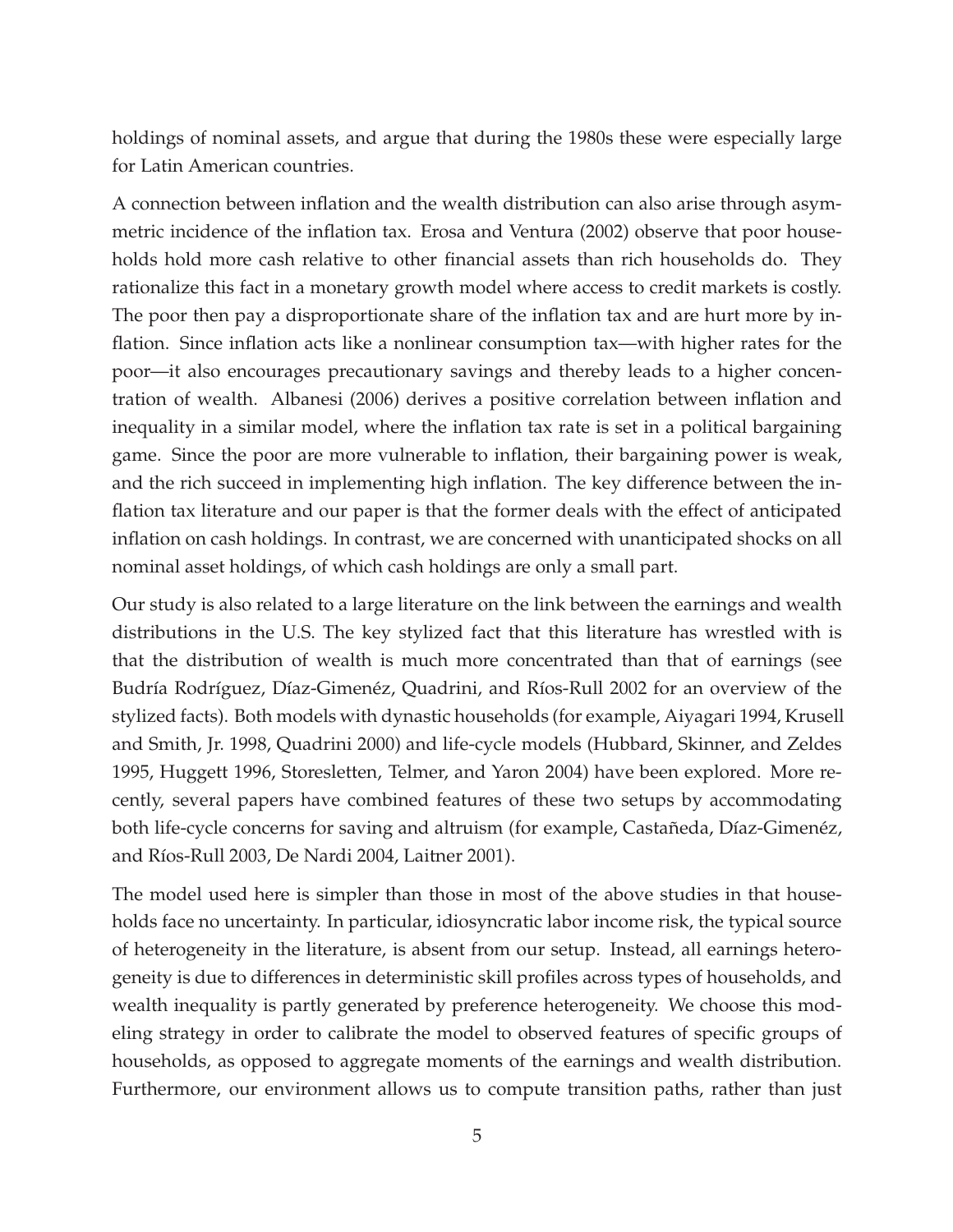holdings of nominal assets, and argue that during the 1980s these were especially large for Latin American countries.

A connection between inflation and the wealth distribution can also arise through asymmetric incidence of the inflation tax. Erosa and Ventura (2002) observe that poor households hold more cash relative to other financial assets than rich households do. They rationalize this fact in a monetary growth model where access to credit markets is costly. The poor then pay a disproportionate share of the inflation tax and are hurt more by inflation. Since inflation acts like a nonlinear consumption tax—with higher rates for the poor—it also encourages precautionary savings and thereby leads to a higher concentration of wealth. Albanesi (2006) derives a positive correlation between inflation and inequality in a similar model, where the inflation tax rate is set in a political bargaining game. Since the poor are more vulnerable to inflation, their bargaining power is weak, and the rich succeed in implementing high inflation. The key difference between the inflation tax literature and our paper is that the former deals with the effect of anticipated inflation on cash holdings. In contrast, we are concerned with unanticipated shocks on all nominal asset holdings, of which cash holdings are only a small part.

Our study is also related to a large literature on the link between the earnings and wealth distributions in the U.S. The key stylized fact that this literature has wrestled with is that the distribution of wealth is much more concentrated than that of earnings (see Budría Rodríguez, Díaz-Gimenéz, Quadrini, and Ríos-Rull 2002 for an overview of the stylized facts). Both models with dynastic households (for example, Aiyagari 1994, Krusell and Smith, Jr. 1998, Quadrini 2000) and life-cycle models (Hubbard, Skinner, and Zeldes 1995, Huggett 1996, Storesletten, Telmer, and Yaron 2004) have been explored. More recently, several papers have combined features of these two setups by accommodating both life-cycle concerns for saving and altruism (for example, Castañeda, Díaz-Gimenéz, and Ríos-Rull 2003, De Nardi 2004, Laitner 2001).

The model used here is simpler than those in most of the above studies in that households face no uncertainty. In particular, idiosyncratic labor income risk, the typical source of heterogeneity in the literature, is absent from our setup. Instead, all earnings heterogeneity is due to differences in deterministic skill profiles across types of households, and wealth inequality is partly generated by preference heterogeneity. We choose this modeling strategy in order to calibrate the model to observed features of specific groups of households, as opposed to aggregate moments of the earnings and wealth distribution. Furthermore, our environment allows us to compute transition paths, rather than just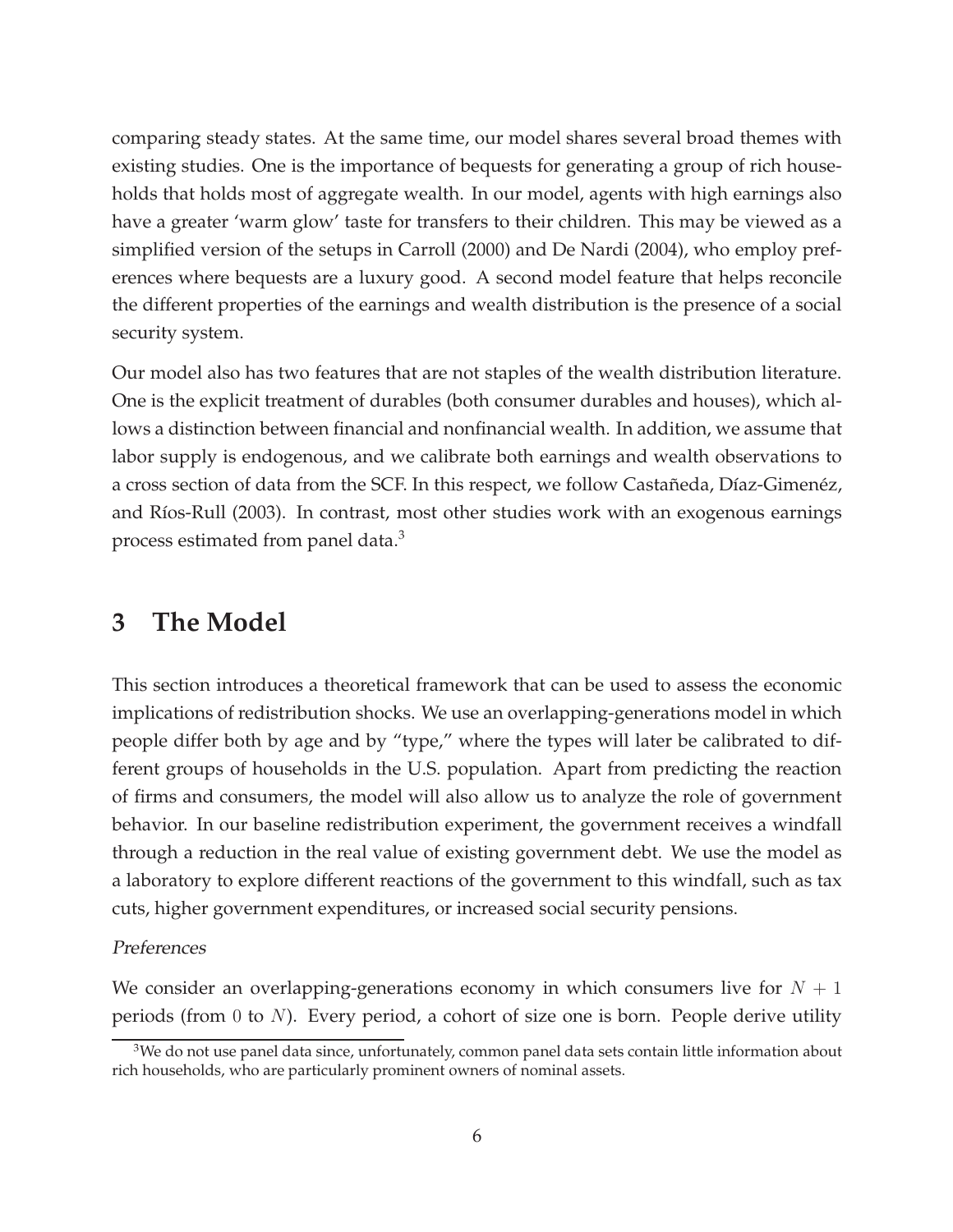comparing steady states. At the same time, our model shares several broad themes with existing studies. One is the importance of bequests for generating a group of rich households that holds most of aggregate wealth. In our model, agents with high earnings also have a greater 'warm glow' taste for transfers to their children. This may be viewed as a simplified version of the setups in Carroll (2000) and De Nardi (2004), who employ preferences where bequests are a luxury good. A second model feature that helps reconcile the different properties of the earnings and wealth distribution is the presence of a social security system.

Our model also has two features that are not staples of the wealth distribution literature. One is the explicit treatment of durables (both consumer durables and houses), which allows a distinction between financial and nonfinancial wealth. In addition, we assume that labor supply is endogenous, and we calibrate both earnings and wealth observations to a cross section of data from the SCF. In this respect, we follow Castañeda, Díaz-Gimenéz, and Ríos-Rull (2003). In contrast, most other studies work with an exogenous earnings process estimated from panel data.[3]

## 3 The Model

This section introduces a theoretical framework that can be used to assess the economic implications of redistribution shocks. We use an overlapping-generations model in which people differ both by age and by "type," where the types will later be calibrated to different groups of households in the U.S. population. Apart from predicting the reaction of firms and consumers, the model will also allow us to analyze the role of government behavior. In our baseline redistribution experiment, the government receives a windfall through a reduction in the real value of existing government debt. We use the model as a laboratory to explore different reactions of the government to this windfall, such as tax cuts, higher government expenditures, or increased social security pensions.

*Preferences*

We consider an overlapping-generations economy in which consumers live for $N + 1$ periods (from $0$ to $N$). Every period, a cohort of size one is born. People derive utility

[3] We do not use panel data since, unfortunately, common panel data sets contain little information about rich households, who are particularly prominent owners of nominal assets.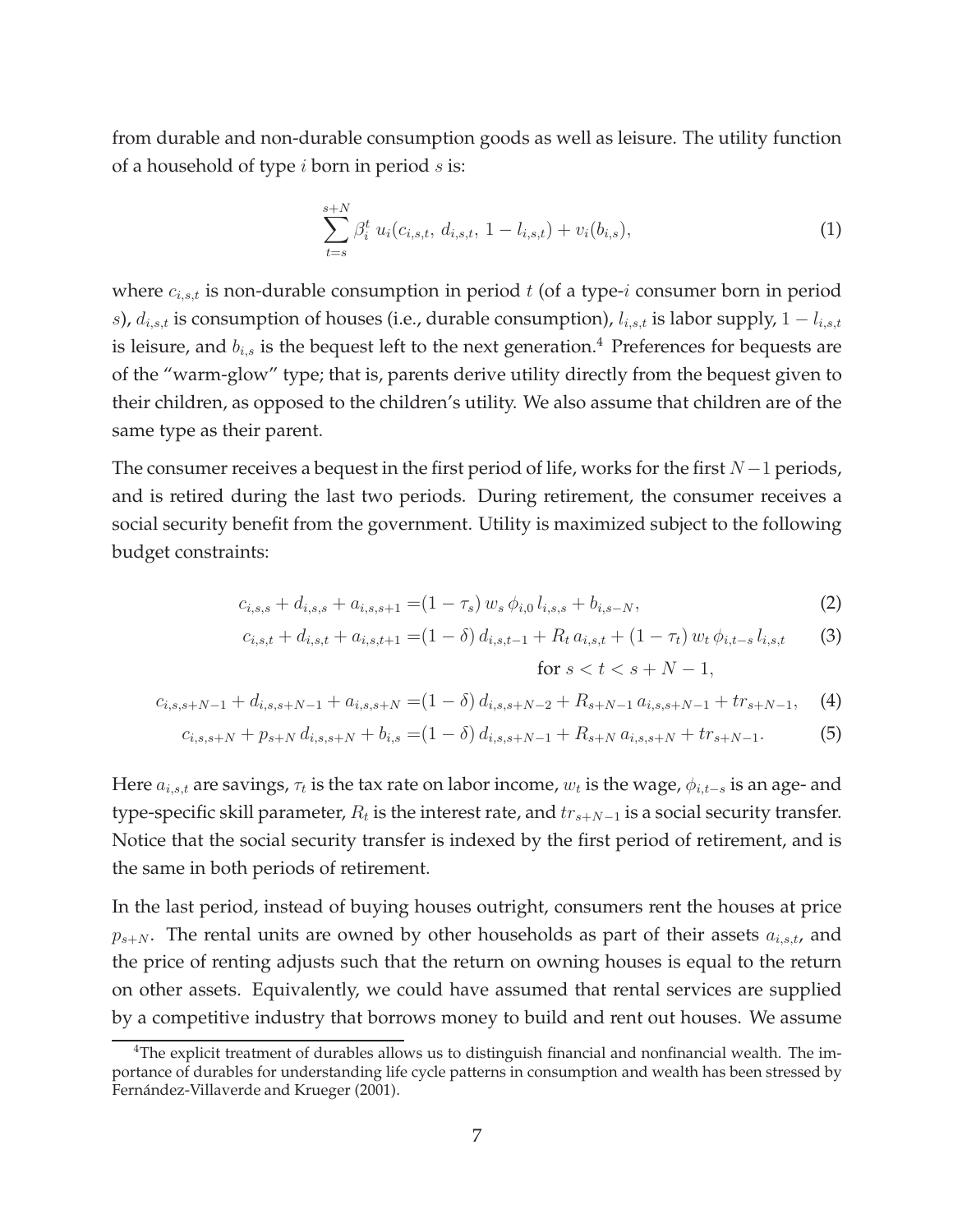from durable and non-durable consumption goods as well as leisure. The utility function of a household of type $i$ born in period $s$ is:

$$\sum_{t=s}^{s+N} \beta_i^t \, u_i(c_{i,s,t},\, d_{i,s,t},\, 1-l_{i,s,t}) + v_i(b_{i,s}), \tag{1}$$

where $c_{i,s,t}$ is non-durable consumption in period $t$ (of a type-$i$ consumer born in period $s$), $d_{i,s,t}$ is consumption of houses (i.e., durable consumption), $l_{i,s,t}$ is labor supply, $1-l_{i,s,t}$ is leisure, and $b_{i,s}$ is the bequest left to the next generation.[4] Preferences for bequests are of the "warm-glow" type; that is, parents derive utility directly from the bequest given to their children, as opposed to the children's utility. We also assume that children are of the same type as their parent.

The consumer receives a bequest in the first period of life, works for the first $N-1$ periods, and is retired during the last two periods. During retirement, the consumer receives a social security benefit from the government. Utility is maximized subject to the following budget constraints:

$$c_{i,s,s} + d_{i,s,s} + a_{i,s,s+1} = (1-\tau_s)\, w_s\, \phi_{i,0}\, l_{i,s,s} + b_{i,s-N}, \tag{2}$$

$$c_{i,s,t} + d_{i,s,t} + a_{i,s,t+1} = (1-\delta)\, d_{i,s,t-1} + R_t\, a_{i,s,t} + (1-\tau_t)\, w_t\, \phi_{i,t-s}\, l_{i,s,t} \quad \text{for } s < t < s+N-1, \tag{3}$$

$$c_{i,s,s+N-1} + d_{i,s,s+N-1} + a_{i,s,s+N} = (1-\delta)\, d_{i,s,s+N-2} + R_{s+N-1}\, a_{i,s,s+N-1} + tr_{s+N-1}, \tag{4}$$

$$c_{i,s,s+N} + p_{s+N}\, d_{i,s,s+N} + b_{i,s} = (1-\delta)\, d_{i,s,s+N-1} + R_{s+N}\, a_{i,s,s+N} + tr_{s+N-1}. \tag{5}$$

Here $a_{i,s,t}$ are savings, $\tau_t$ is the tax rate on labor income, $w_t$ is the wage, $\phi_{i,t-s}$ is an age- and type-specific skill parameter, $R_t$ is the interest rate, and $tr_{s+N-1}$ is a social security transfer. Notice that the social security transfer is indexed by the first period of retirement, and is the same in both periods of retirement.

In the last period, instead of buying houses outright, consumers rent the houses at price $p_{s+N}$. The rental units are owned by other households as part of their assets $a_{i,s,t}$, and the price of renting adjusts such that the return on owning houses is equal to the return on other assets. Equivalently, we could have assumed that rental services are supplied by a competitive industry that borrows money to build and rent out houses. We assume

[4] The explicit treatment of durables allows us to distinguish financial and nonfinancial wealth. The importance of durables for understanding life cycle patterns in consumption and wealth has been stressed by Fernández-Villaverde and Krueger (2001).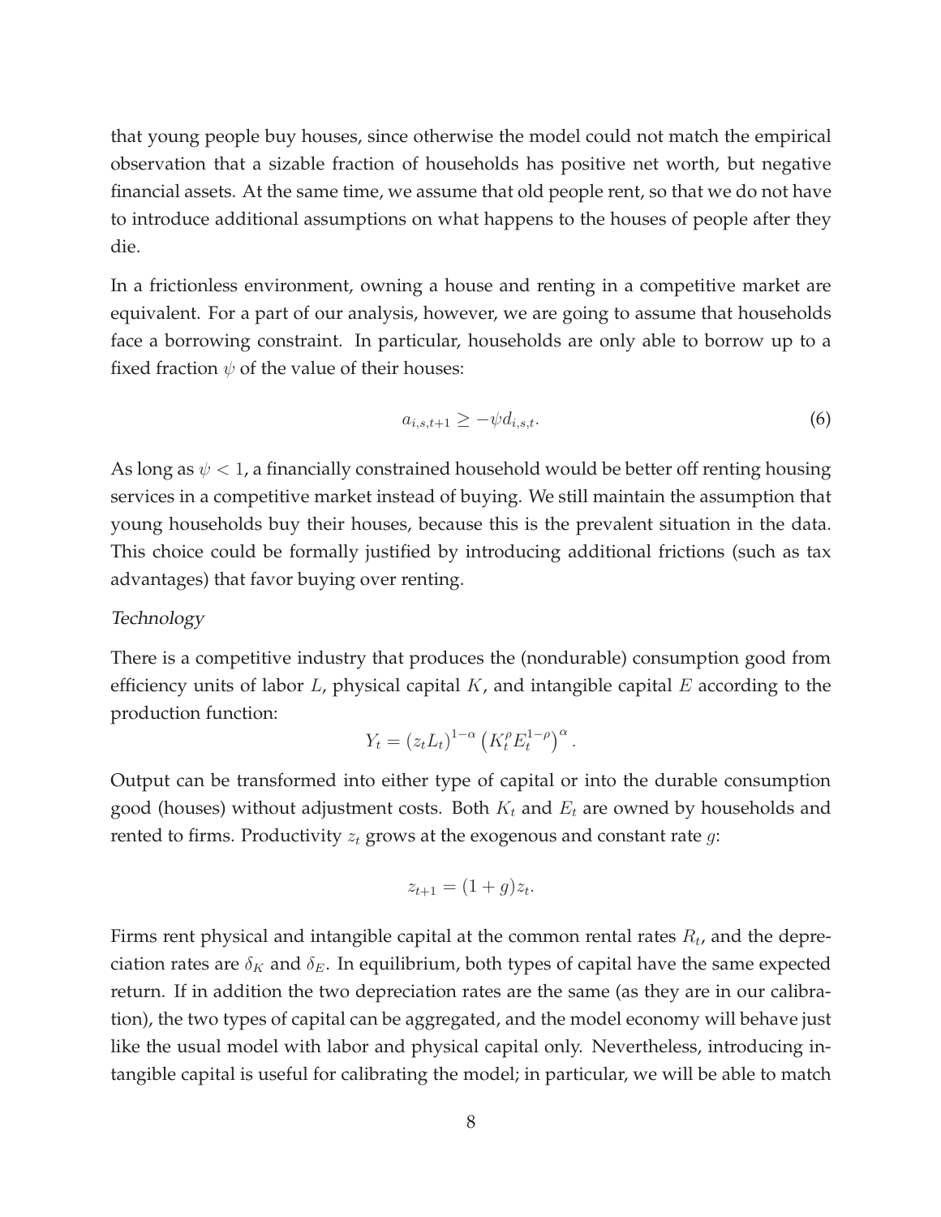that young people buy houses, since otherwise the model could not match the empirical observation that a sizable fraction of households has positive net worth, but negative financial assets. At the same time, we assume that old people rent, so that we do not have to introduce additional assumptions on what happens to the houses of people after they die.

In a frictionless environment, owning a house and renting in a competitive market are equivalent. For a part of our analysis, however, we are going to assume that households face a borrowing constraint. In particular, households are only able to borrow up to a fixed fraction $\psi$ of the value of their houses:

$$a_{i,s,t+1} \geq -\psi d_{i,s,t}. \tag{6}$$

As long as $\psi < 1$, a financially constrained household would be better off renting housing services in a competitive market instead of buying. We still maintain the assumption that young households buy their houses, because this is the prevalent situation in the data. This choice could be formally justified by introducing additional frictions (such as tax advantages) that favor buying over renting.

*Technology*

There is a competitive industry that produces the (nondurable) consumption good from efficiency units of labor $L$, physical capital $K$, and intangible capital $E$ according to the production function:

$$Y_t = (z_t L_t)^{1-\alpha} \left(K_t^{\rho} E_t^{1-\rho}\right)^{\alpha}.$$

Output can be transformed into either type of capital or into the durable consumption good (houses) without adjustment costs. Both $K_t$ and $E_t$ are owned by households and rented to firms. Productivity $z_t$ grows at the exogenous and constant rate $g$:

$$z_{t+1} = (1+g) z_t.$$

Firms rent physical and intangible capital at the common rental rates $R_t$, and the depreciation rates are $\delta_K$ and $\delta_E$. In equilibrium, both types of capital have the same expected return. If in addition the two depreciation rates are the same (as they are in our calibration), the two types of capital can be aggregated, and the model economy will behave just like the usual model with labor and physical capital only. Nevertheless, introducing intangible capital is useful for calibrating the model; in particular, we will be able to match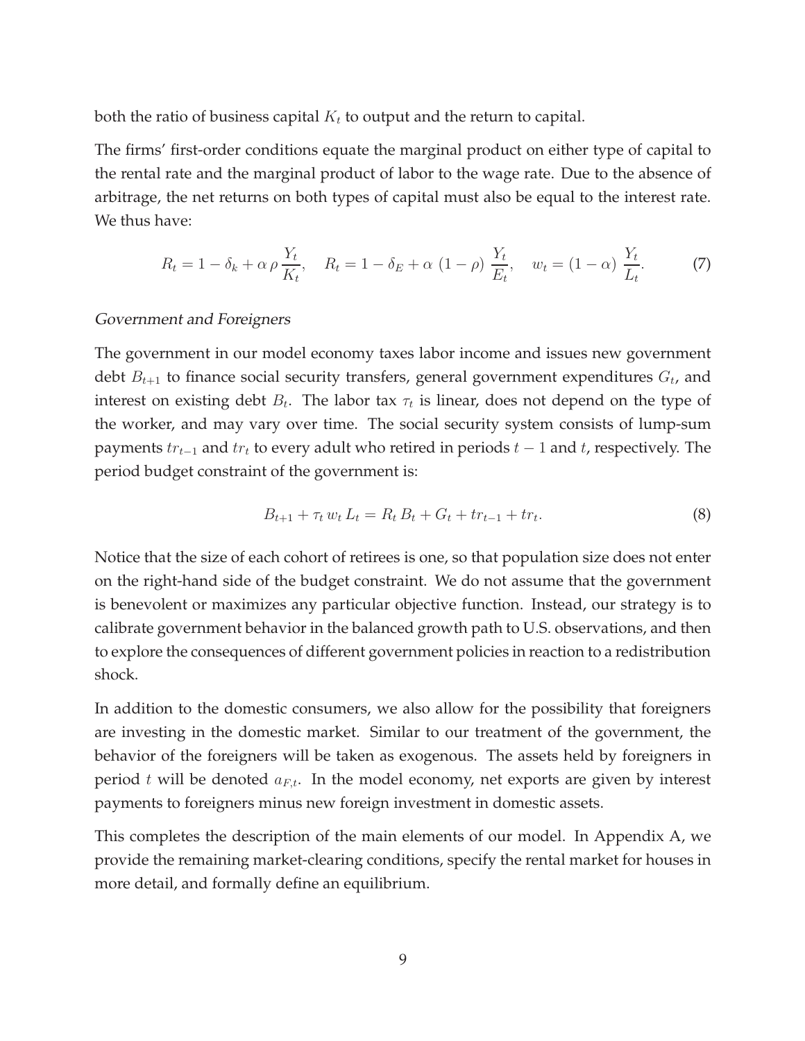both the ratio of business capital $K_t$ to output and the return to capital.

The firms' first-order conditions equate the marginal product on either type of capital to the rental rate and the marginal product of labor to the wage rate. Due to the absence of arbitrage, the net returns on both types of capital must also be equal to the interest rate. We thus have:

$$R_t = 1 - \delta_k + \alpha\,\rho\,\frac{Y_t}{K_t}, \quad R_t = 1 - \delta_E + \alpha\,(1-\rho)\,\frac{Y_t}{E_t}, \quad w_t = (1-\alpha)\,\frac{Y_t}{L_t}. \tag{7}$$

*Government and Foreigners*

The government in our model economy taxes labor income and issues new government debt $B_{t+1}$ to finance social security transfers, general government expenditures $G_t$, and interest on existing debt $B_t$. The labor tax $\tau_t$ is linear, does not depend on the type of the worker, and may vary over time. The social security system consists of lump-sum payments $tr_{t-1}$ and $tr_t$ to every adult who retired in periods $t-1$ and $t$, respectively. The period budget constraint of the government is:

$$B_{t+1} + \tau_t\, w_t\, L_t = R_t\, B_t + G_t + tr_{t-1} + tr_t. \tag{8}$$

Notice that the size of each cohort of retirees is one, so that population size does not enter on the right-hand side of the budget constraint. We do not assume that the government is benevolent or maximizes any particular objective function. Instead, our strategy is to calibrate government behavior in the balanced growth path to U.S. observations, and then to explore the consequences of different government policies in reaction to a redistribution shock.

In addition to the domestic consumers, we also allow for the possibility that foreigners are investing in the domestic market. Similar to our treatment of the government, the behavior of the foreigners will be taken as exogenous. The assets held by foreigners in period $t$ will be denoted $a_{F,t}$. In the model economy, net exports are given by interest payments to foreigners minus new foreign investment in domestic assets.

This completes the description of the main elements of our model. In Appendix A, we provide the remaining market-clearing conditions, specify the rental market for houses in more detail, and formally define an equilibrium.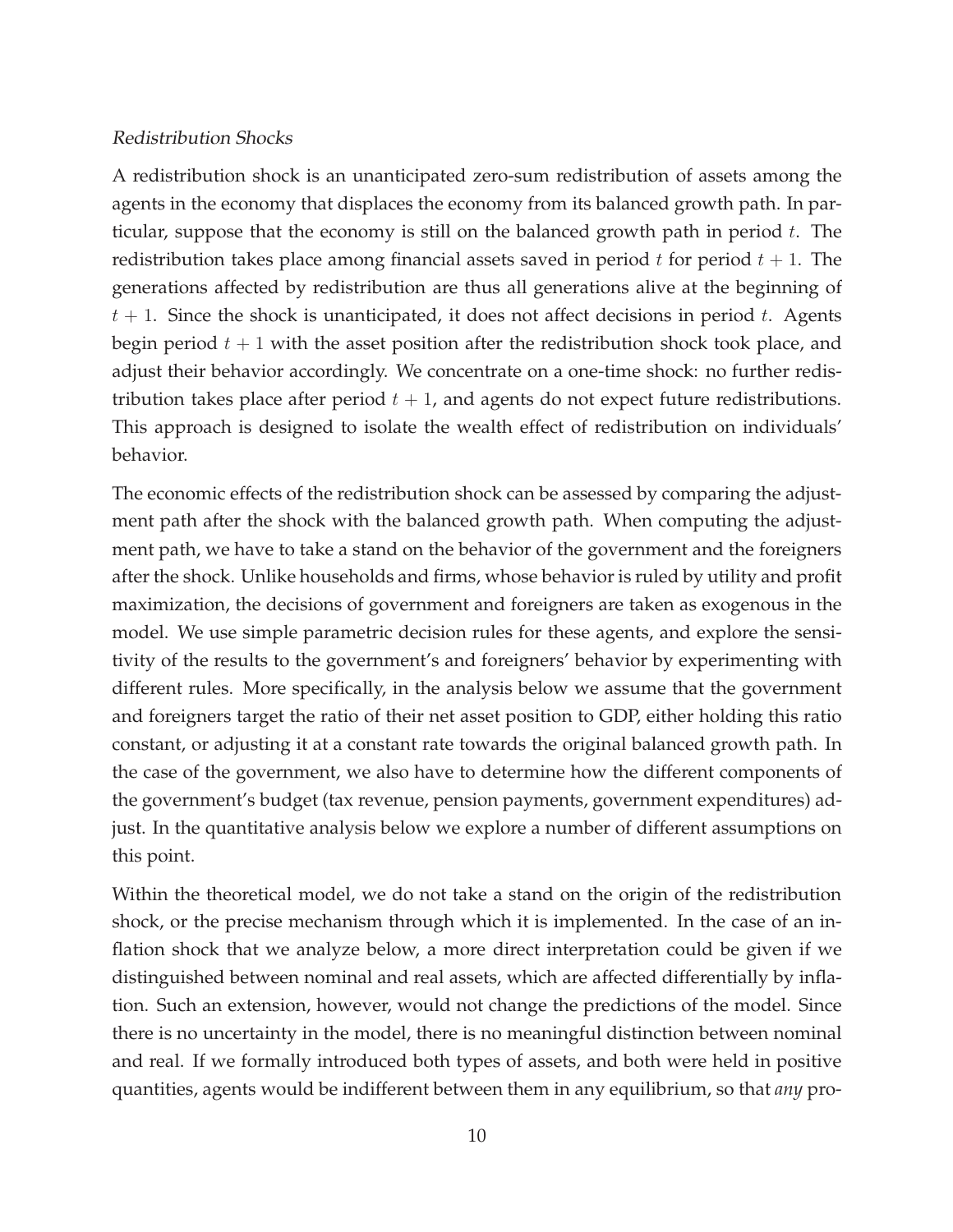*Redistribution Shocks*

A redistribution shock is an unanticipated zero-sum redistribution of assets among the agents in the economy that displaces the economy from its balanced growth path. In particular, suppose that the economy is still on the balanced growth path in period $t$. The redistribution takes place among financial assets saved in period $t$ for period $t+1$. The generations affected by redistribution are thus all generations alive at the beginning of $t+1$. Since the shock is unanticipated, it does not affect decisions in period $t$. Agents begin period $t+1$ with the asset position after the redistribution shock took place, and adjust their behavior accordingly. We concentrate on a one-time shock: no further redistribution takes place after period $t+1$, and agents do not expect future redistributions. This approach is designed to isolate the wealth effect of redistribution on individuals' behavior.

The economic effects of the redistribution shock can be assessed by comparing the adjustment path after the shock with the balanced growth path. When computing the adjustment path, we have to take a stand on the behavior of the government and the foreigners after the shock. Unlike households and firms, whose behavior is ruled by utility and profit maximization, the decisions of government and foreigners are taken as exogenous in the model. We use simple parametric decision rules for these agents, and explore the sensitivity of the results to the government's and foreigners' behavior by experimenting with different rules. More specifically, in the analysis below we assume that the government and foreigners target the ratio of their net asset position to GDP, either holding this ratio constant, or adjusting it at a constant rate towards the original balanced growth path. In the case of the government, we also have to determine how the different components of the government's budget (tax revenue, pension payments, government expenditures) adjust. In the quantitative analysis below we explore a number of different assumptions on this point.

Within the theoretical model, we do not take a stand on the origin of the redistribution shock, or the precise mechanism through which it is implemented. In the case of an inflation shock that we analyze below, a more direct interpretation could be given if we distinguished between nominal and real assets, which are affected differentially by inflation. Such an extension, however, would not change the predictions of the model. Since there is no uncertainty in the model, there is no meaningful distinction between nominal and real. If we formally introduced both types of assets, and both were held in positive quantities, agents would be indifferent between them in any equilibrium, so that *any* pro-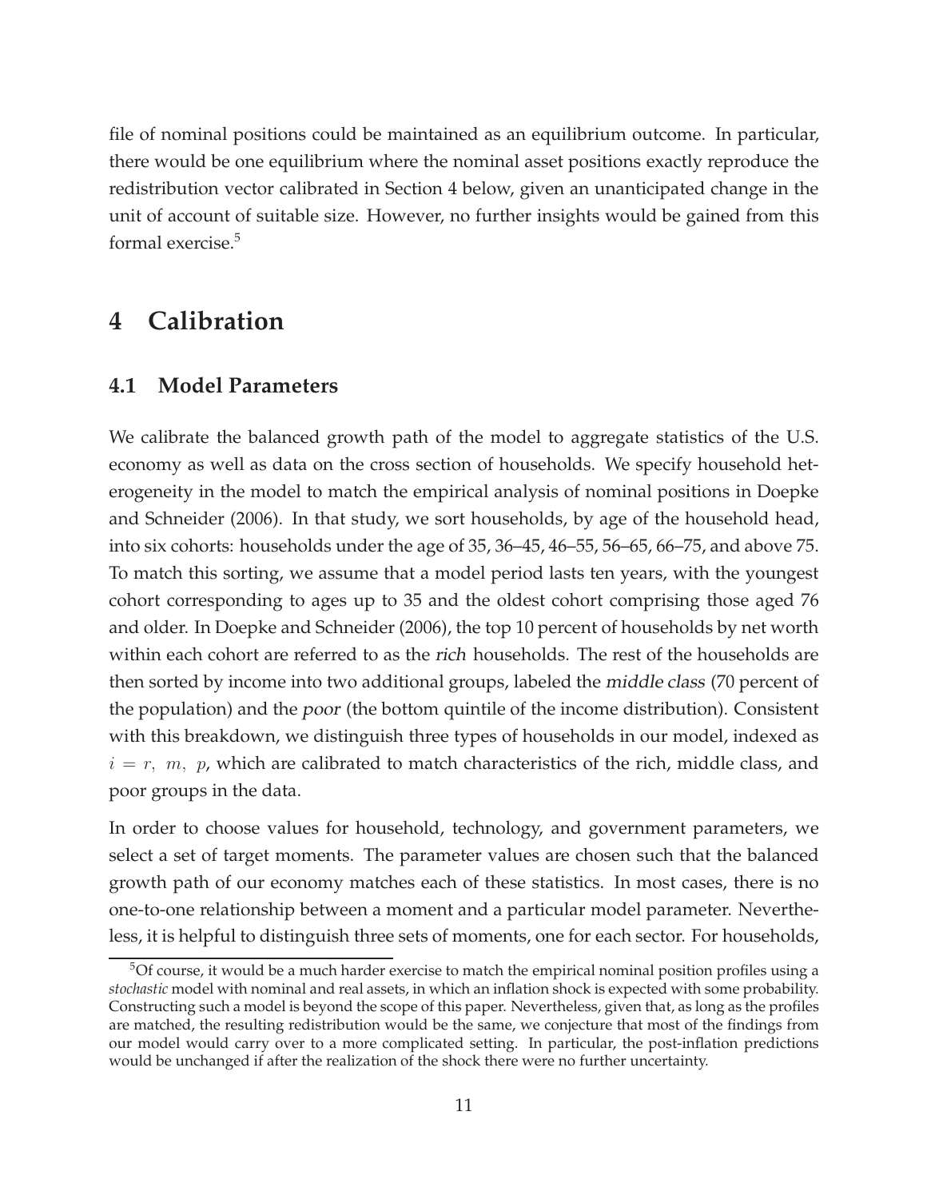file of nominal positions could be maintained as an equilibrium outcome. In particular, there would be one equilibrium where the nominal asset positions exactly reproduce the redistribution vector calibrated in Section 4 below, given an unanticipated change in the unit of account of suitable size. However, no further insights would be gained from this formal exercise.[5]

# 4 Calibration

## 4.1 Model Parameters

We calibrate the balanced growth path of the model to aggregate statistics of the U.S. economy as well as data on the cross section of households. We specify household heterogeneity in the model to match the empirical analysis of nominal positions in Doepke and Schneider (2006). In that study, we sort households, by age of the household head, into six cohorts: households under the age of 35, 36–45, 46–55, 56–65, 66–75, and above 75. To match this sorting, we assume that a model period lasts ten years, with the youngest cohort corresponding to ages up to 35 and the oldest cohort comprising those aged 76 and older. In Doepke and Schneider (2006), the top 10 percent of households by net worth within each cohort are referred to as the *rich* households. The rest of the households are then sorted by income into two additional groups, labeled the *middle class* (70 percent of the population) and the *poor* (the bottom quintile of the income distribution). Consistent with this breakdown, we distinguish three types of households in our model, indexed as $i = r,\ m,\ p$, which are calibrated to match characteristics of the rich, middle class, and poor groups in the data.

In order to choose values for household, technology, and government parameters, we select a set of target moments. The parameter values are chosen such that the balanced growth path of our economy matches each of these statistics. In most cases, there is no one-to-one relationship between a moment and a particular model parameter. Nevertheless, it is helpful to distinguish three sets of moments, one for each sector. For households,

[5] Of course, it would be a much harder exercise to match the empirical nominal position profiles using a *stochastic* model with nominal and real assets, in which an inflation shock is expected with some probability. Constructing such a model is beyond the scope of this paper. Nevertheless, given that, as long as the profiles are matched, the resulting redistribution would be the same, we conjecture that most of the findings from our model would carry over to a more complicated setting. In particular, the post-inflation predictions would be unchanged if after the realization of the shock there were no further uncertainty.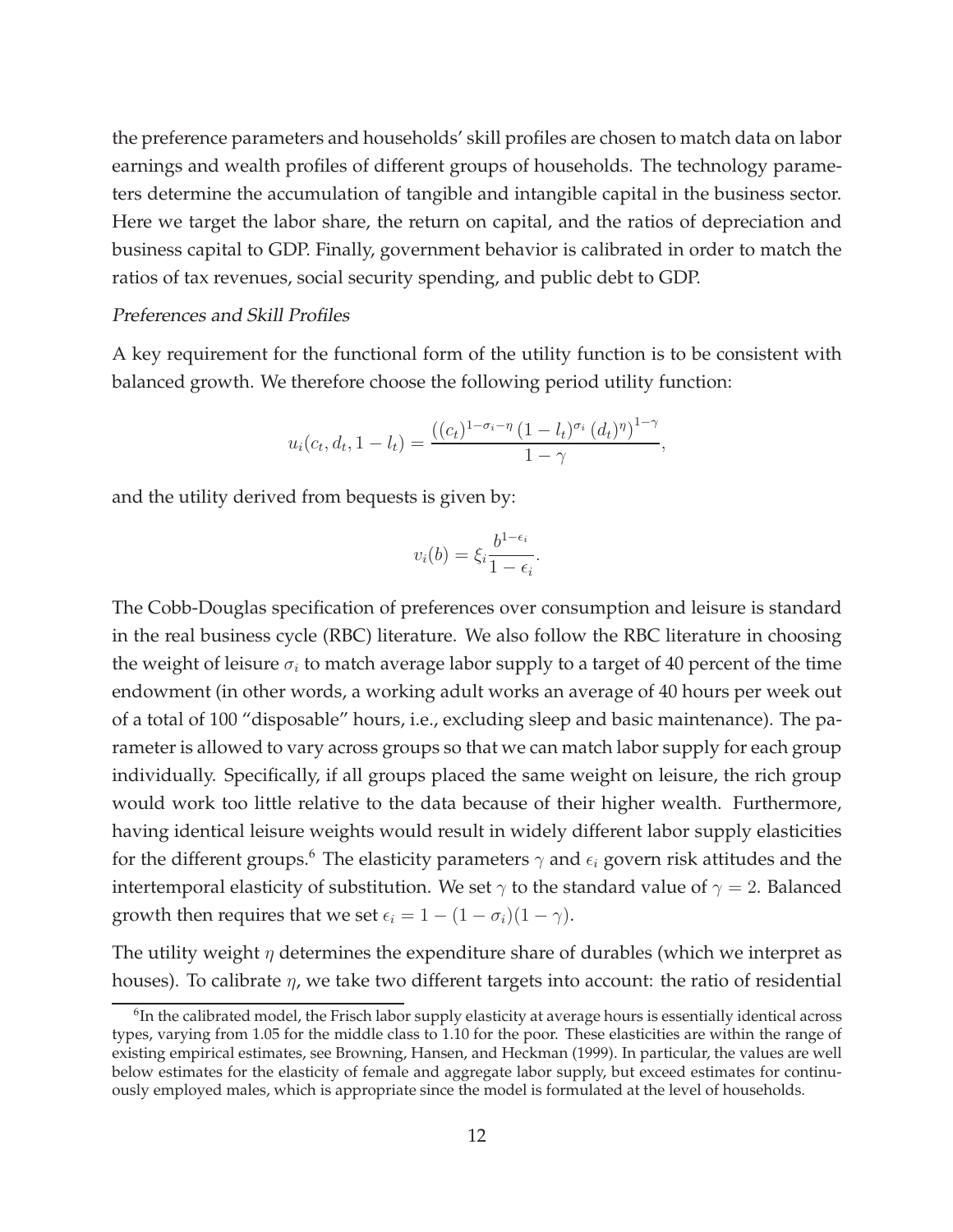the preference parameters and households' skill profiles are chosen to match data on labor earnings and wealth profiles of different groups of households. The technology parameters determine the accumulation of tangible and intangible capital in the business sector. Here we target the labor share, the return on capital, and the ratios of depreciation and business capital to GDP. Finally, government behavior is calibrated in order to match the ratios of tax revenues, social security spending, and public debt to GDP.

*Preferences and Skill Profiles*

A key requirement for the functional form of the utility function is to be consistent with balanced growth. We therefore choose the following period utility function:

$$u_i(c_t, d_t, 1 - l_t) = \frac{\left((c_t)^{1-\sigma_i-\eta}\,(1 - l_t)^{\sigma_i}\,(d_t)^{\eta}\right)^{1-\gamma}}{1 - \gamma},$$

and the utility derived from bequests is given by:

$$v_i(b) = \xi_i \frac{b^{1-\epsilon_i}}{1 - \epsilon_i}.$$

The Cobb-Douglas specification of preferences over consumption and leisure is standard in the real business cycle (RBC) literature. We also follow the RBC literature in choosing the weight of leisure $\sigma_i$ to match average labor supply to a target of 40 percent of the time endowment (in other words, a working adult works an average of 40 hours per week out of a total of 100 "disposable" hours, i.e., excluding sleep and basic maintenance). The parameter is allowed to vary across groups so that we can match labor supply for each group individually. Specifically, if all groups placed the same weight on leisure, the rich group would work too little relative to the data because of their higher wealth. Furthermore, having identical leisure weights would result in widely different labor supply elasticities for the different groups.[6] The elasticity parameters $\gamma$ and $\epsilon_i$ govern risk attitudes and the intertemporal elasticity of substitution. We set $\gamma$ to the standard value of $\gamma = 2$. Balanced growth then requires that we set $\epsilon_i = 1 - (1 - \sigma_i)(1 - \gamma)$.

The utility weight $\eta$ determines the expenditure share of durables (which we interpret as houses). To calibrate $\eta$, we take two different targets into account: the ratio of residential

[6] In the calibrated model, the Frisch labor supply elasticity at average hours is essentially identical across types, varying from 1.05 for the middle class to 1.10 for the poor. These elasticities are within the range of existing empirical estimates, see Browning, Hansen, and Heckman (1999). In particular, the values are well below estimates for the elasticity of female and aggregate labor supply, but exceed estimates for continuously employed males, which is appropriate since the model is formulated at the level of households.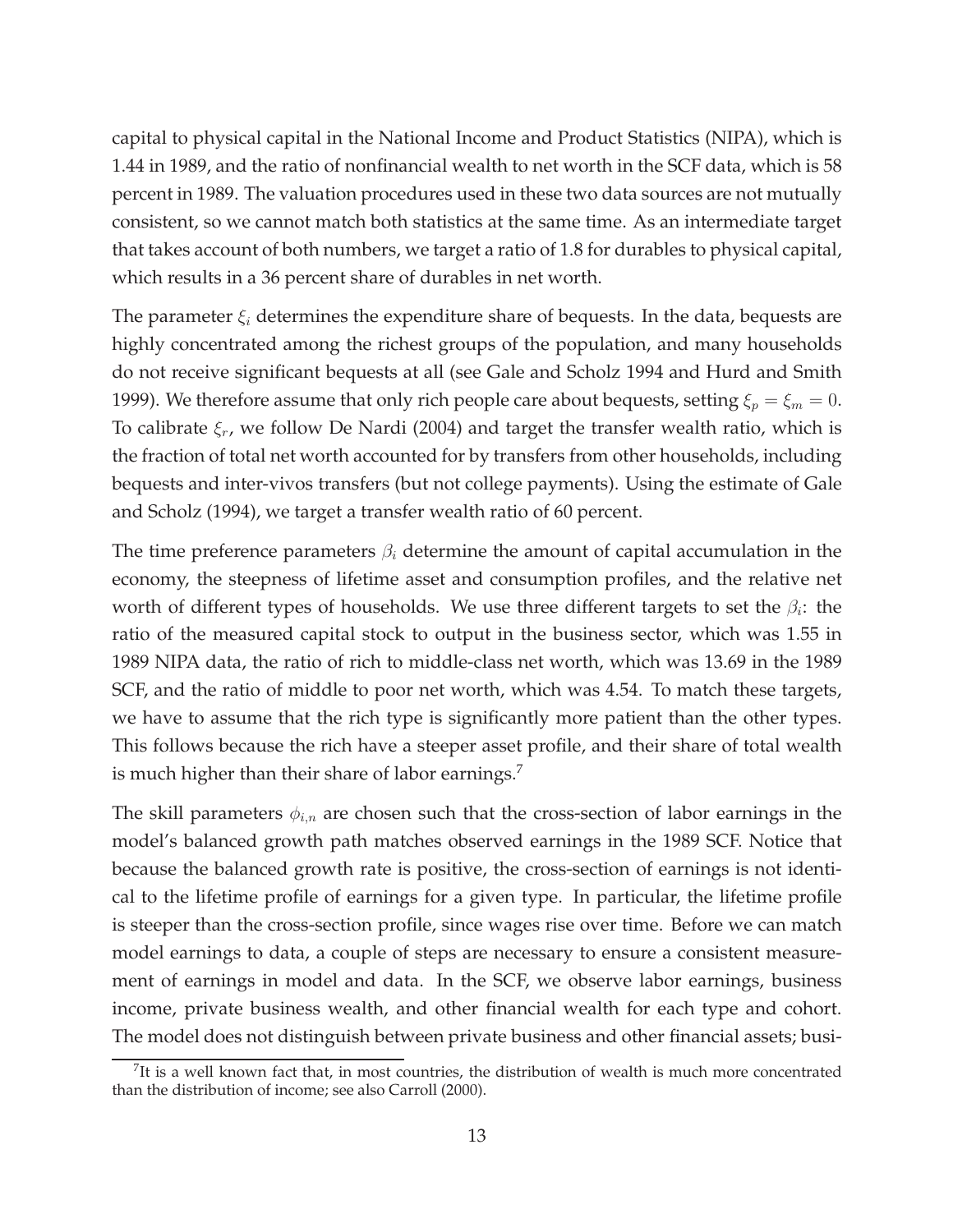capital to physical capital in the National Income and Product Statistics (NIPA), which is 1.44 in 1989, and the ratio of nonfinancial wealth to net worth in the SCF data, which is 58 percent in 1989. The valuation procedures used in these two data sources are not mutually consistent, so we cannot match both statistics at the same time. As an intermediate target that takes account of both numbers, we target a ratio of 1.8 for durables to physical capital, which results in a 36 percent share of durables in net worth.

The parameter $\xi_i$ determines the expenditure share of bequests. In the data, bequests are highly concentrated among the richest groups of the population, and many households do not receive significant bequests at all (see Gale and Scholz 1994 and Hurd and Smith 1999). We therefore assume that only rich people care about bequests, setting $\xi_p = \xi_m = 0$. To calibrate $\xi_r$, we follow De Nardi (2004) and target the transfer wealth ratio, which is the fraction of total net worth accounted for by transfers from other households, including bequests and inter-vivos transfers (but not college payments). Using the estimate of Gale and Scholz (1994), we target a transfer wealth ratio of 60 percent.

The time preference parameters $\beta_i$ determine the amount of capital accumulation in the economy, the steepness of lifetime asset and consumption profiles, and the relative net worth of different types of households. We use three different targets to set the $\beta_i$: the ratio of the measured capital stock to output in the business sector, which was 1.55 in 1989 NIPA data, the ratio of rich to middle-class net worth, which was 13.69 in the 1989 SCF, and the ratio of middle to poor net worth, which was 4.54. To match these targets, we have to assume that the rich type is significantly more patient than the other types. This follows because the rich have a steeper asset profile, and their share of total wealth is much higher than their share of labor earnings.[7]

The skill parameters $\phi_{i,n}$ are chosen such that the cross-section of labor earnings in the model's balanced growth path matches observed earnings in the 1989 SCF. Notice that because the balanced growth rate is positive, the cross-section of earnings is not identical to the lifetime profile of earnings for a given type. In particular, the lifetime profile is steeper than the cross-section profile, since wages rise over time. Before we can match model earnings to data, a couple of steps are necessary to ensure a consistent measurement of earnings in model and data. In the SCF, we observe labor earnings, business income, private business wealth, and other financial wealth for each type and cohort. The model does not distinguish between private business and other financial assets; busi-

[7] It is a well known fact that, in most countries, the distribution of wealth is much more concentrated than the distribution of income; see also Carroll (2000).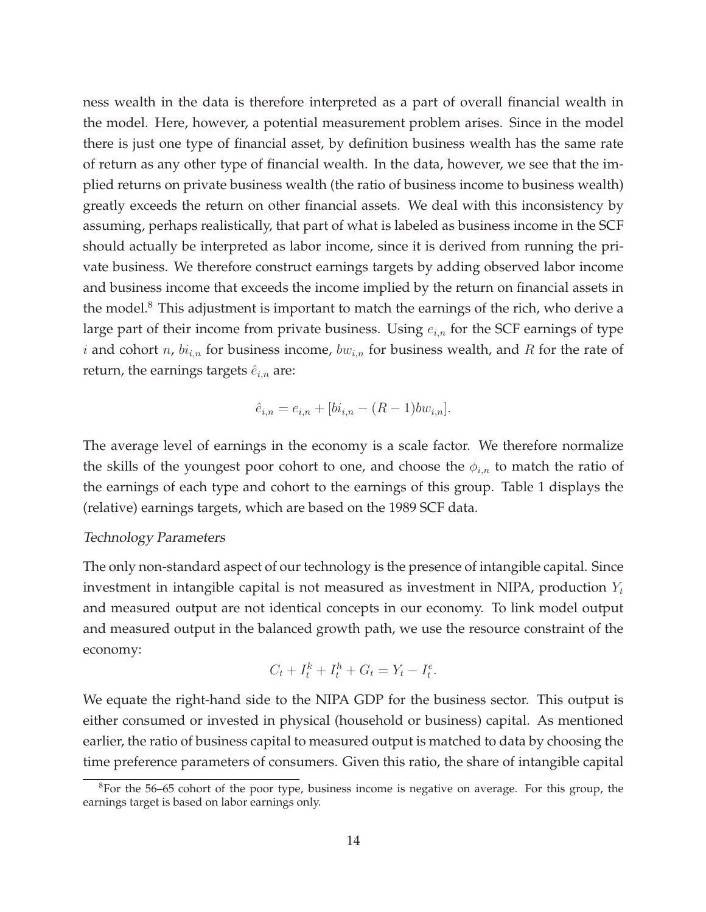ness wealth in the data is therefore interpreted as a part of overall financial wealth in the model. Here, however, a potential measurement problem arises. Since in the model there is just one type of financial asset, by definition business wealth has the same rate of return as any other type of financial wealth. In the data, however, we see that the implied returns on private business wealth (the ratio of business income to business wealth) greatly exceeds the return on other financial assets. We deal with this inconsistency by assuming, perhaps realistically, that part of what is labeled as business income in the SCF should actually be interpreted as labor income, since it is derived from running the private business. We therefore construct earnings targets by adding observed labor income and business income that exceeds the income implied by the return on financial assets in the model.[8] This adjustment is important to match the earnings of the rich, who derive a large part of their income from private business. Using $e_{i,n}$ for the SCF earnings of type $i$ and cohort $n$, $bi_{i,n}$ for business income, $bw_{i,n}$ for business wealth, and $R$ for the rate of return, the earnings targets $\hat{e}_{i,n}$ are:

$$\hat{e}_{i,n} = e_{i,n} + [bi_{i,n} - (R-1)bw_{i,n}].$$

The average level of earnings in the economy is a scale factor. We therefore normalize the skills of the youngest poor cohort to one, and choose the $\phi_{i,n}$ to match the ratio of the earnings of each type and cohort to the earnings of this group. Table 1 displays the (relative) earnings targets, which are based on the 1989 SCF data.

*Technology Parameters*

The only non-standard aspect of our technology is the presence of intangible capital. Since investment in intangible capital is not measured as investment in NIPA, production $Y_t$ and measured output are not identical concepts in our economy. To link model output and measured output in the balanced growth path, we use the resource constraint of the economy:

$$C_t + I_t^k + I_t^h + G_t = Y_t - I_t^e.$$

We equate the right-hand side to the NIPA GDP for the business sector. This output is either consumed or invested in physical (household or business) capital. As mentioned earlier, the ratio of business capital to measured output is matched to data by choosing the time preference parameters of consumers. Given this ratio, the share of intangible capital

[8] For the 56–65 cohort of the poor type, business income is negative on average. For this group, the earnings target is based on labor earnings only.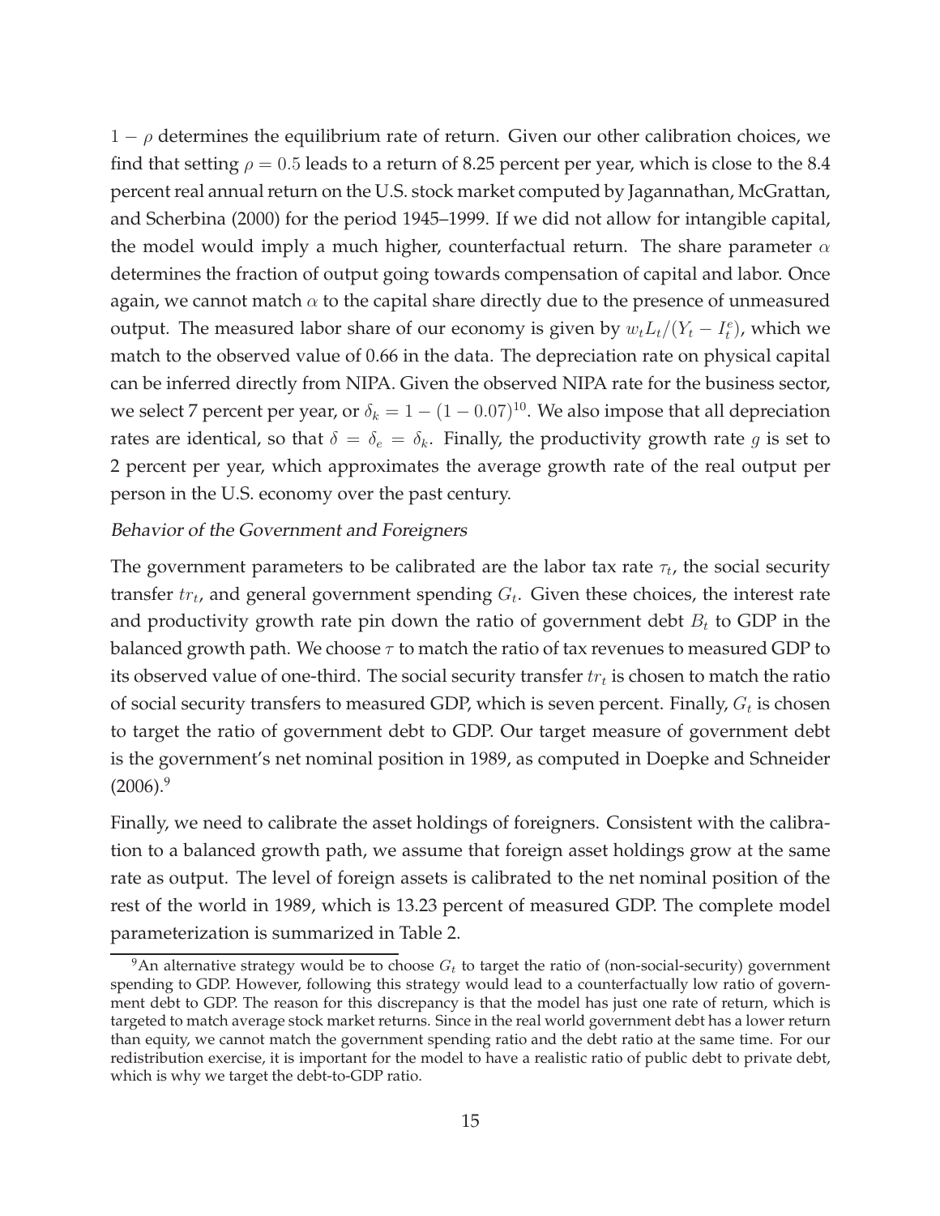$1 - \rho$ determines the equilibrium rate of return. Given our other calibration choices, we find that setting $\rho = 0.5$ leads to a return of 8.25 percent per year, which is close to the 8.4 percent real annual return on the U.S. stock market computed by Jagannathan, McGrattan, and Scherbina (2000) for the period 1945–1999. If we did not allow for intangible capital, the model would imply a much higher, counterfactual return. The share parameter $\alpha$ determines the fraction of output going towards compensation of capital and labor. Once again, we cannot match $\alpha$ to the capital share directly due to the presence of unmeasured output. The measured labor share of our economy is given by $w_t L_t / (Y_t - I_t^e)$, which we match to the observed value of 0.66 in the data. The depreciation rate on physical capital can be inferred directly from NIPA. Given the observed NIPA rate for the business sector, we select 7 percent per year, or $\delta_k = 1 - (1 - 0.07)^{10}$. We also impose that all depreciation rates are identical, so that $\delta = \delta_e = \delta_k$. Finally, the productivity growth rate $g$ is set to 2 percent per year, which approximates the average growth rate of the real output per person in the U.S. economy over the past century.

### *Behavior of the Government and Foreigners*

The government parameters to be calibrated are the labor tax rate $\tau_t$, the social security transfer $tr_t$, and general government spending $G_t$. Given these choices, the interest rate and productivity growth rate pin down the ratio of government debt $B_t$ to GDP in the balanced growth path. We choose $\tau$ to match the ratio of tax revenues to measured GDP to its observed value of one-third. The social security transfer $tr_t$ is chosen to match the ratio of social security transfers to measured GDP, which is seven percent. Finally, $G_t$ is chosen to target the ratio of government debt to GDP. Our target measure of government debt is the government's net nominal position in 1989, as computed in Doepke and Schneider (2006).[9]

Finally, we need to calibrate the asset holdings of foreigners. Consistent with the calibration to a balanced growth path, we assume that foreign asset holdings grow at the same rate as output. The level of foreign assets is calibrated to the net nominal position of the rest of the world in 1989, which is 13.23 percent of measured GDP. The complete model parameterization is summarized in Table 2.

[9] An alternative strategy would be to choose $G_t$ to target the ratio of (non-social-security) government spending to GDP. However, following this strategy would lead to a counterfactually low ratio of government debt to GDP. The reason for this discrepancy is that the model has just one rate of return, which is targeted to match average stock market returns. Since in the real world government debt has a lower return than equity, we cannot match the government spending ratio and the debt ratio at the same time. For our redistribution exercise, it is important for the model to have a realistic ratio of public debt to private debt, which is why we target the debt-to-GDP ratio.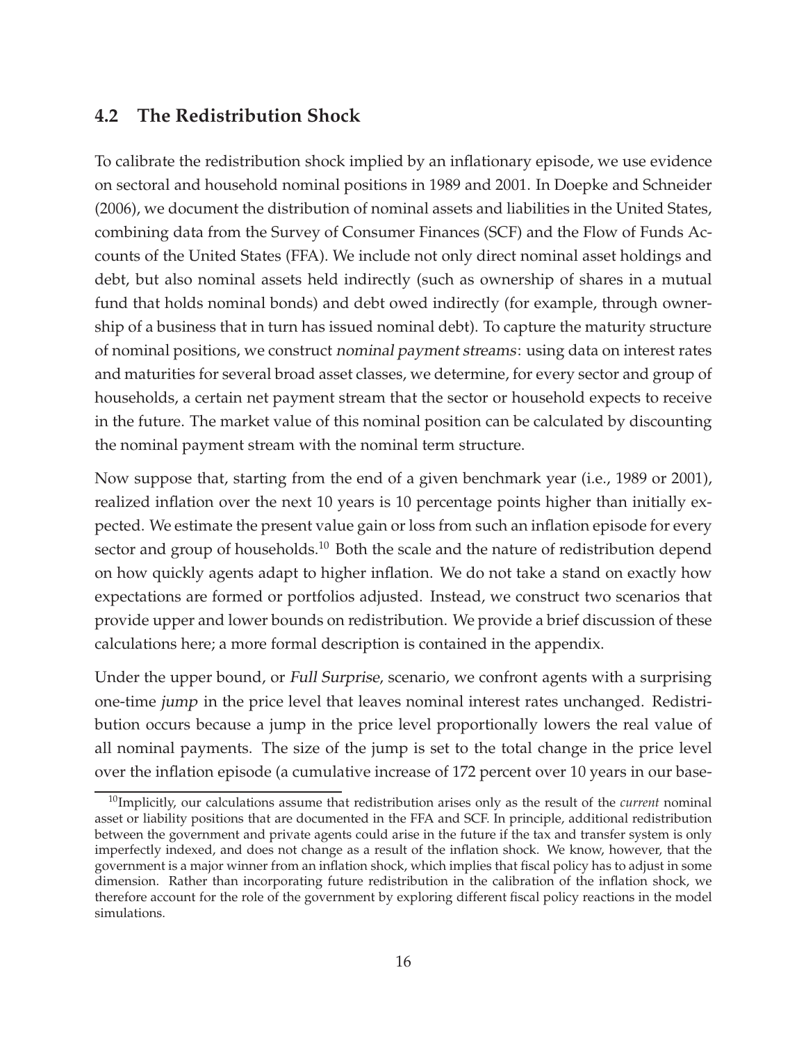## 4.2 The Redistribution Shock

To calibrate the redistribution shock implied by an inflationary episode, we use evidence on sectoral and household nominal positions in 1989 and 2001. In Doepke and Schneider (2006), we document the distribution of nominal assets and liabilities in the United States, combining data from the Survey of Consumer Finances (SCF) and the Flow of Funds Accounts of the United States (FFA). We include not only direct nominal asset holdings and debt, but also nominal assets held indirectly (such as ownership of shares in a mutual fund that holds nominal bonds) and debt owed indirectly (for example, through ownership of a business that in turn has issued nominal debt). To capture the maturity structure of nominal positions, we construct *nominal payment streams*: using data on interest rates and maturities for several broad asset classes, we determine, for every sector and group of households, a certain net payment stream that the sector or household expects to receive in the future. The market value of this nominal position can be calculated by discounting the nominal payment stream with the nominal term structure.

Now suppose that, starting from the end of a given benchmark year (i.e., 1989 or 2001), realized inflation over the next 10 years is 10 percentage points higher than initially expected. We estimate the present value gain or loss from such an inflation episode for every sector and group of households.[10] Both the scale and the nature of redistribution depend on how quickly agents adapt to higher inflation. We do not take a stand on exactly how expectations are formed or portfolios adjusted. Instead, we construct two scenarios that provide upper and lower bounds on redistribution. We provide a brief discussion of these calculations here; a more formal description is contained in the appendix.

Under the upper bound, or *Full Surprise*, scenario, we confront agents with a surprising one-time *jump* in the price level that leaves nominal interest rates unchanged. Redistribution occurs because a jump in the price level proportionally lowers the real value of all nominal payments. The size of the jump is set to the total change in the price level over the inflation episode (a cumulative increase of 172 percent over 10 years in our base-

[10] Implicitly, our calculations assume that redistribution arises only as the result of the *current* nominal asset or liability positions that are documented in the FFA and SCF. In principle, additional redistribution between the government and private agents could arise in the future if the tax and transfer system is only imperfectly indexed, and does not change as a result of the inflation shock. We know, however, that the government is a major winner from an inflation shock, which implies that fiscal policy has to adjust in some dimension. Rather than incorporating future redistribution in the calibration of the inflation shock, we therefore account for the role of the government by exploring different fiscal policy reactions in the model simulations.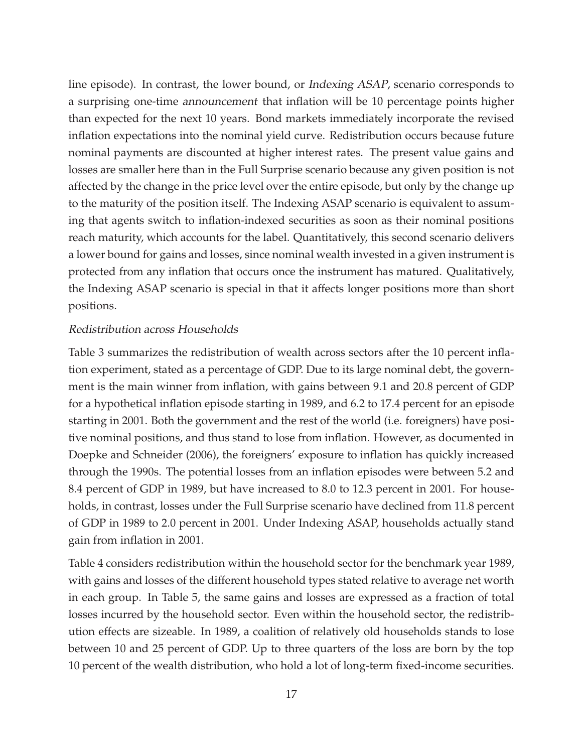line episode). In contrast, the lower bound, or *Indexing ASAP*, scenario corresponds to a surprising one-time *announcement* that inflation will be 10 percentage points higher than expected for the next 10 years. Bond markets immediately incorporate the revised inflation expectations into the nominal yield curve. Redistribution occurs because future nominal payments are discounted at higher interest rates. The present value gains and losses are smaller here than in the Full Surprise scenario because any given position is not affected by the change in the price level over the entire episode, but only by the change up to the maturity of the position itself. The Indexing ASAP scenario is equivalent to assuming that agents switch to inflation-indexed securities as soon as their nominal positions reach maturity, which accounts for the label. Quantitatively, this second scenario delivers a lower bound for gains and losses, since nominal wealth invested in a given instrument is protected from any inflation that occurs once the instrument has matured. Qualitatively, the Indexing ASAP scenario is special in that it affects longer positions more than short positions.

*Redistribution across Households*

Table 3 summarizes the redistribution of wealth across sectors after the 10 percent inflation experiment, stated as a percentage of GDP. Due to its large nominal debt, the government is the main winner from inflation, with gains between 9.1 and 20.8 percent of GDP for a hypothetical inflation episode starting in 1989, and 6.2 to 17.4 percent for an episode starting in 2001. Both the government and the rest of the world (i.e. foreigners) have positive nominal positions, and thus stand to lose from inflation. However, as documented in Doepke and Schneider (2006), the foreigners' exposure to inflation has quickly increased through the 1990s. The potential losses from an inflation episodes were between 5.2 and 8.4 percent of GDP in 1989, but have increased to 8.0 to 12.3 percent in 2001. For households, in contrast, losses under the Full Surprise scenario have declined from 11.8 percent of GDP in 1989 to 2.0 percent in 2001. Under Indexing ASAP, households actually stand gain from inflation in 2001.

Table 4 considers redistribution within the household sector for the benchmark year 1989, with gains and losses of the different household types stated relative to average net worth in each group. In Table 5, the same gains and losses are expressed as a fraction of total losses incurred by the household sector. Even within the household sector, the redistribution effects are sizeable. In 1989, a coalition of relatively old households stands to lose between 10 and 25 percent of GDP. Up to three quarters of the loss are born by the top 10 percent of the wealth distribution, who hold a lot of long-term fixed-income securities.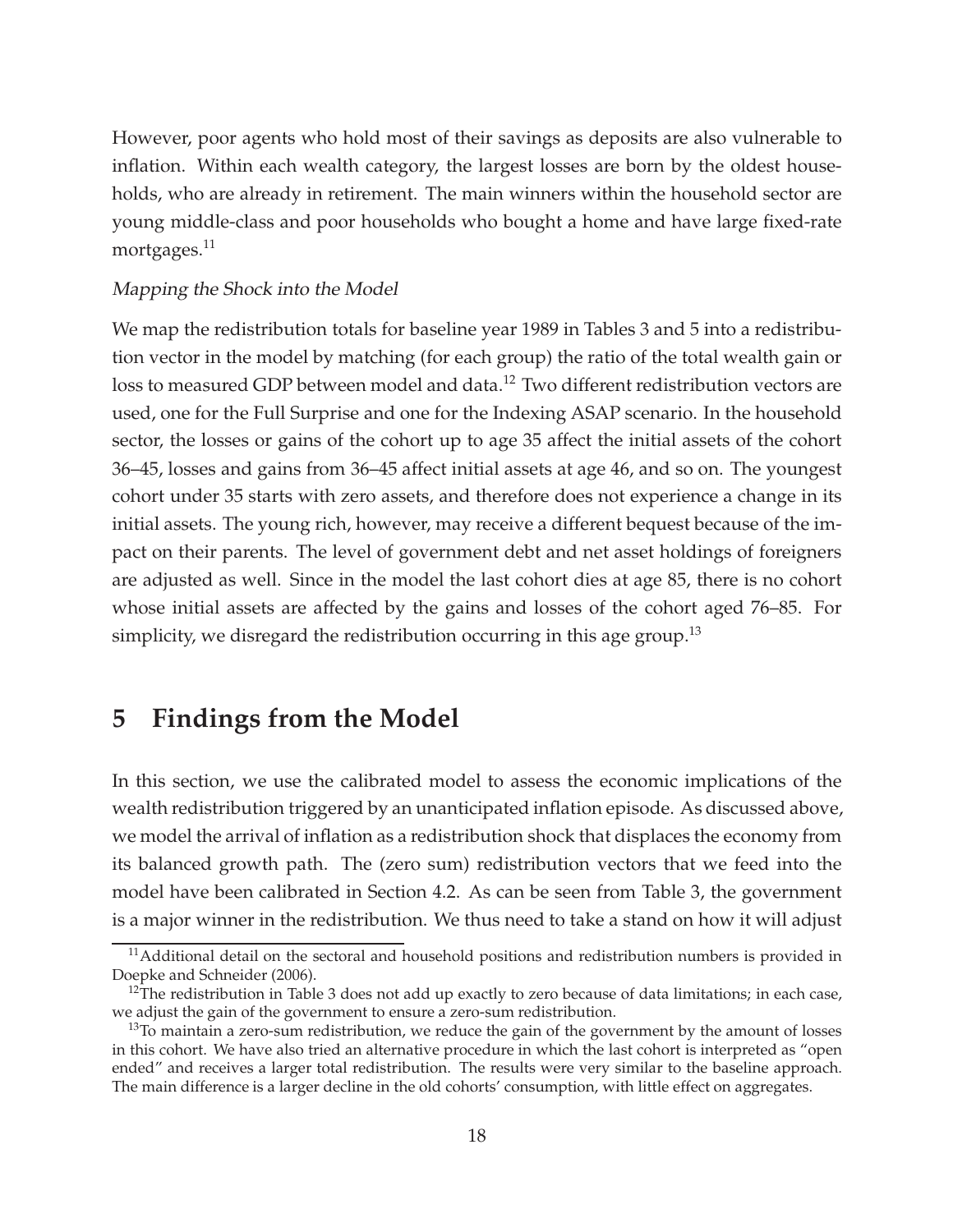However, poor agents who hold most of their savings as deposits are also vulnerable to inflation. Within each wealth category, the largest losses are born by the oldest households, who are already in retirement. The main winners within the household sector are young middle-class and poor households who bought a home and have large fixed-rate mortgages.[11]

*Mapping the Shock into the Model*

We map the redistribution totals for baseline year 1989 in Tables 3 and 5 into a redistribution vector in the model by matching (for each group) the ratio of the total wealth gain or loss to measured GDP between model and data.[12] Two different redistribution vectors are used, one for the Full Surprise and one for the Indexing ASAP scenario. In the household sector, the losses or gains of the cohort up to age 35 affect the initial assets of the cohort 36–45, losses and gains from 36–45 affect initial assets at age 46, and so on. The youngest cohort under 35 starts with zero assets, and therefore does not experience a change in its initial assets. The young rich, however, may receive a different bequest because of the impact on their parents. The level of government debt and net asset holdings of foreigners are adjusted as well. Since in the model the last cohort dies at age 85, there is no cohort whose initial assets are affected by the gains and losses of the cohort aged 76–85. For simplicity, we disregard the redistribution occurring in this age group.[13]

## 5 Findings from the Model

In this section, we use the calibrated model to assess the economic implications of the wealth redistribution triggered by an unanticipated inflation episode. As discussed above, we model the arrival of inflation as a redistribution shock that displaces the economy from its balanced growth path. The (zero sum) redistribution vectors that we feed into the model have been calibrated in Section 4.2. As can be seen from Table 3, the government is a major winner in the redistribution. We thus need to take a stand on how it will adjust

[11] Additional detail on the sectoral and household positions and redistribution numbers is provided in Doepke and Schneider (2006).

[12] The redistribution in Table 3 does not add up exactly to zero because of data limitations; in each case, we adjust the gain of the government to ensure a zero-sum redistribution.

[13] To maintain a zero-sum redistribution, we reduce the gain of the government by the amount of losses in this cohort. We have also tried an alternative procedure in which the last cohort is interpreted as "open ended" and receives a larger total redistribution. The results were very similar to the baseline approach. The main difference is a larger decline in the old cohorts' consumption, with little effect on aggregates.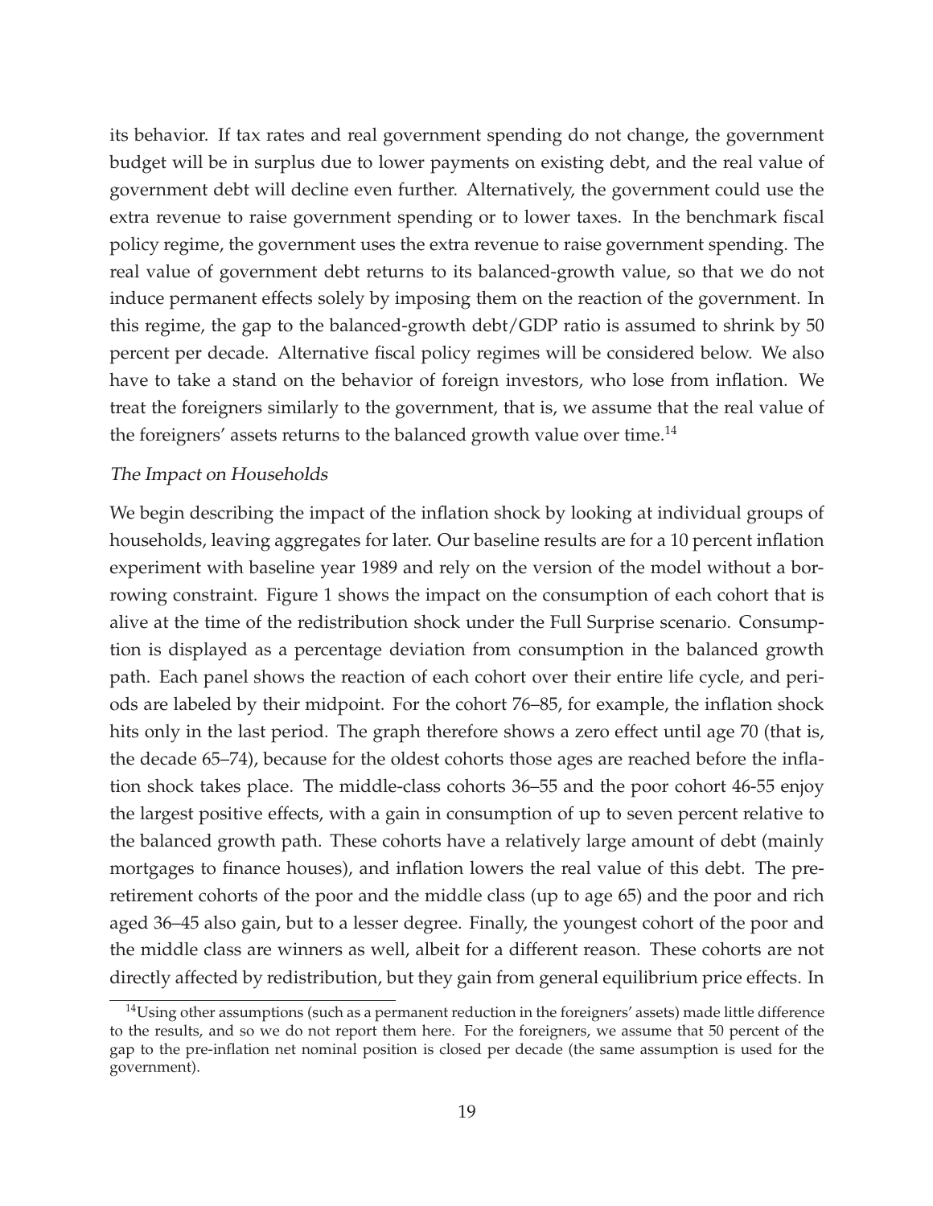its behavior. If tax rates and real government spending do not change, the government budget will be in surplus due to lower payments on existing debt, and the real value of government debt will decline even further. Alternatively, the government could use the extra revenue to raise government spending or to lower taxes. In the benchmark fiscal policy regime, the government uses the extra revenue to raise government spending. The real value of government debt returns to its balanced-growth value, so that we do not induce permanent effects solely by imposing them on the reaction of the government. In this regime, the gap to the balanced-growth debt/GDP ratio is assumed to shrink by 50 percent per decade. Alternative fiscal policy regimes will be considered below. We also have to take a stand on the behavior of foreign investors, who lose from inflation. We treat the foreigners similarly to the government, that is, we assume that the real value of the foreigners' assets returns to the balanced growth value over time.[14]

*The Impact on Households*

We begin describing the impact of the inflation shock by looking at individual groups of households, leaving aggregates for later. Our baseline results are for a 10 percent inflation experiment with baseline year 1989 and rely on the version of the model without a borrowing constraint. Figure 1 shows the impact on the consumption of each cohort that is alive at the time of the redistribution shock under the Full Surprise scenario. Consumption is displayed as a percentage deviation from consumption in the balanced growth path. Each panel shows the reaction of each cohort over their entire life cycle, and periods are labeled by their midpoint. For the cohort 76–85, for example, the inflation shock hits only in the last period. The graph therefore shows a zero effect until age 70 (that is, the decade 65–74), because for the oldest cohorts those ages are reached before the inflation shock takes place. The middle-class cohorts 36–55 and the poor cohort 46-55 enjoy the largest positive effects, with a gain in consumption of up to seven percent relative to the balanced growth path. These cohorts have a relatively large amount of debt (mainly mortgages to finance houses), and inflation lowers the real value of this debt. The pre-retirement cohorts of the poor and the middle class (up to age 65) and the poor and rich aged 36–45 also gain, but to a lesser degree. Finally, the youngest cohort of the poor and the middle class are winners as well, albeit for a different reason. These cohorts are not directly affected by redistribution, but they gain from general equilibrium price effects. In

[14] Using other assumptions (such as a permanent reduction in the foreigners' assets) made little difference to the results, and so we do not report them here. For the foreigners, we assume that 50 percent of the gap to the pre-inflation net nominal position is closed per decade (the same assumption is used for the government).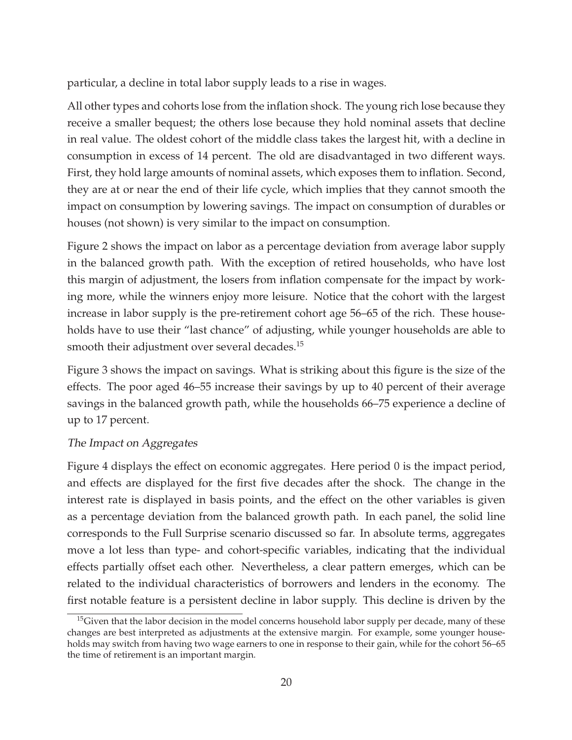particular, a decline in total labor supply leads to a rise in wages.

All other types and cohorts lose from the inflation shock. The young rich lose because they receive a smaller bequest; the others lose because they hold nominal assets that decline in real value. The oldest cohort of the middle class takes the largest hit, with a decline in consumption in excess of 14 percent. The old are disadvantaged in two different ways. First, they hold large amounts of nominal assets, which exposes them to inflation. Second, they are at or near the end of their life cycle, which implies that they cannot smooth the impact on consumption by lowering savings. The impact on consumption of durables or houses (not shown) is very similar to the impact on consumption.

Figure 2 shows the impact on labor as a percentage deviation from average labor supply in the balanced growth path. With the exception of retired households, who have lost this margin of adjustment, the losers from inflation compensate for the impact by working more, while the winners enjoy more leisure. Notice that the cohort with the largest increase in labor supply is the pre-retirement cohort age 56–65 of the rich. These households have to use their "last chance" of adjusting, while younger households are able to smooth their adjustment over several decades.[15]

Figure 3 shows the impact on savings. What is striking about this figure is the size of the effects. The poor aged 46–55 increase their savings by up to 40 percent of their average savings in the balanced growth path, while the households 66–75 experience a decline of up to 17 percent.

*The Impact on Aggregates*

Figure 4 displays the effect on economic aggregates. Here period 0 is the impact period, and effects are displayed for the first five decades after the shock. The change in the interest rate is displayed in basis points, and the effect on the other variables is given as a percentage deviation from the balanced growth path. In each panel, the solid line corresponds to the Full Surprise scenario discussed so far. In absolute terms, aggregates move a lot less than type- and cohort-specific variables, indicating that the individual effects partially offset each other. Nevertheless, a clear pattern emerges, which can be related to the individual characteristics of borrowers and lenders in the economy. The first notable feature is a persistent decline in labor supply. This decline is driven by the

[15] Given that the labor decision in the model concerns household labor supply per decade, many of these changes are best interpreted as adjustments at the extensive margin. For example, some younger households may switch from having two wage earners to one in response to their gain, while for the cohort 56–65 the time of retirement is an important margin.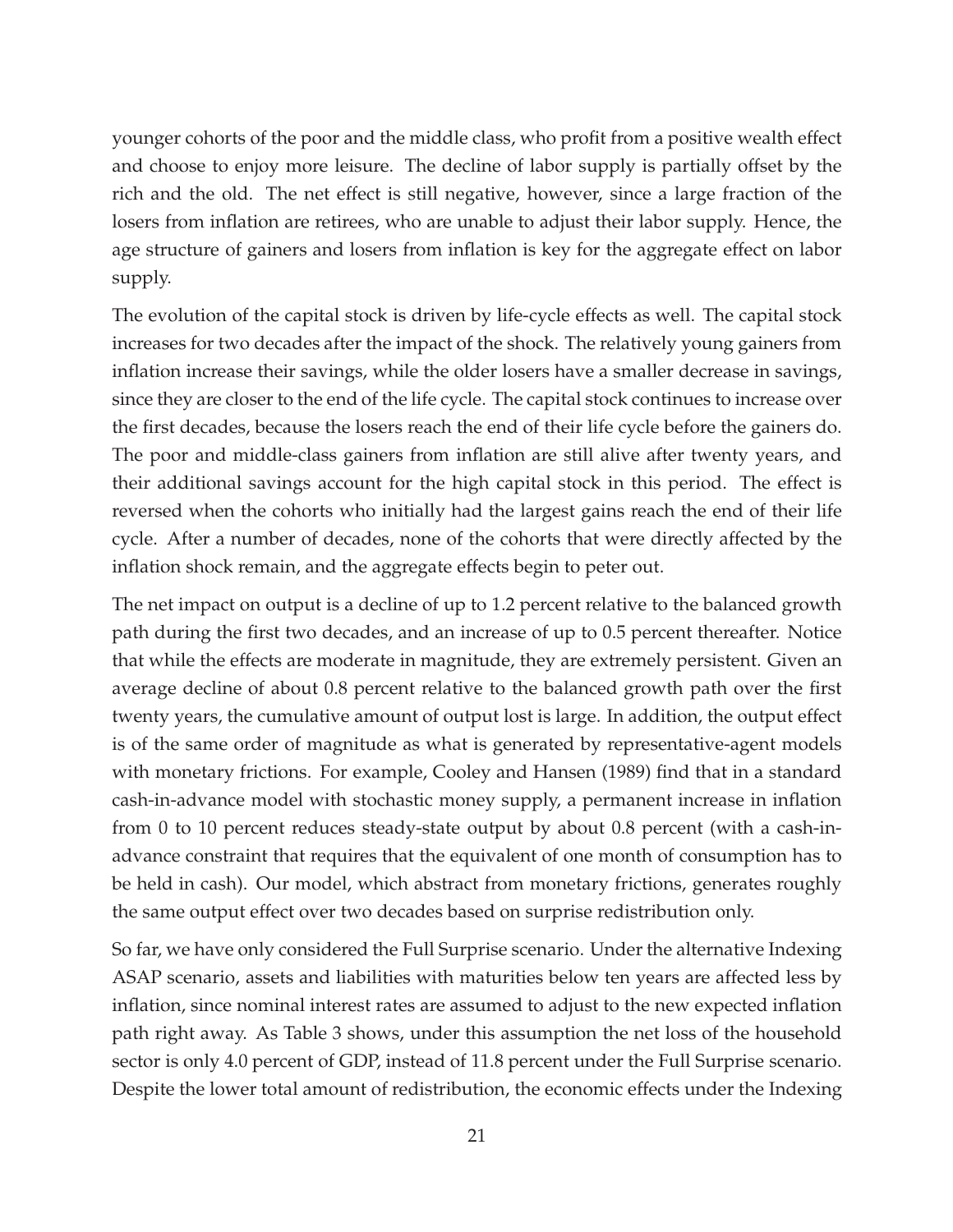younger cohorts of the poor and the middle class, who profit from a positive wealth effect and choose to enjoy more leisure. The decline of labor supply is partially offset by the rich and the old. The net effect is still negative, however, since a large fraction of the losers from inflation are retirees, who are unable to adjust their labor supply. Hence, the age structure of gainers and losers from inflation is key for the aggregate effect on labor supply.

The evolution of the capital stock is driven by life-cycle effects as well. The capital stock increases for two decades after the impact of the shock. The relatively young gainers from inflation increase their savings, while the older losers have a smaller decrease in savings, since they are closer to the end of the life cycle. The capital stock continues to increase over the first decades, because the losers reach the end of their life cycle before the gainers do. The poor and middle-class gainers from inflation are still alive after twenty years, and their additional savings account for the high capital stock in this period. The effect is reversed when the cohorts who initially had the largest gains reach the end of their life cycle. After a number of decades, none of the cohorts that were directly affected by the inflation shock remain, and the aggregate effects begin to peter out.

The net impact on output is a decline of up to 1.2 percent relative to the balanced growth path during the first two decades, and an increase of up to 0.5 percent thereafter. Notice that while the effects are moderate in magnitude, they are extremely persistent. Given an average decline of about 0.8 percent relative to the balanced growth path over the first twenty years, the cumulative amount of output lost is large. In addition, the output effect is of the same order of magnitude as what is generated by representative-agent models with monetary frictions. For example, Cooley and Hansen (1989) find that in a standard cash-in-advance model with stochastic money supply, a permanent increase in inflation from 0 to 10 percent reduces steady-state output by about 0.8 percent (with a cash-in-advance constraint that requires that the equivalent of one month of consumption has to be held in cash). Our model, which abstract from monetary frictions, generates roughly the same output effect over two decades based on surprise redistribution only.

So far, we have only considered the Full Surprise scenario. Under the alternative Indexing ASAP scenario, assets and liabilities with maturities below ten years are affected less by inflation, since nominal interest rates are assumed to adjust to the new expected inflation path right away. As Table 3 shows, under this assumption the net loss of the household sector is only 4.0 percent of GDP, instead of 11.8 percent under the Full Surprise scenario. Despite the lower total amount of redistribution, the economic effects under the Indexing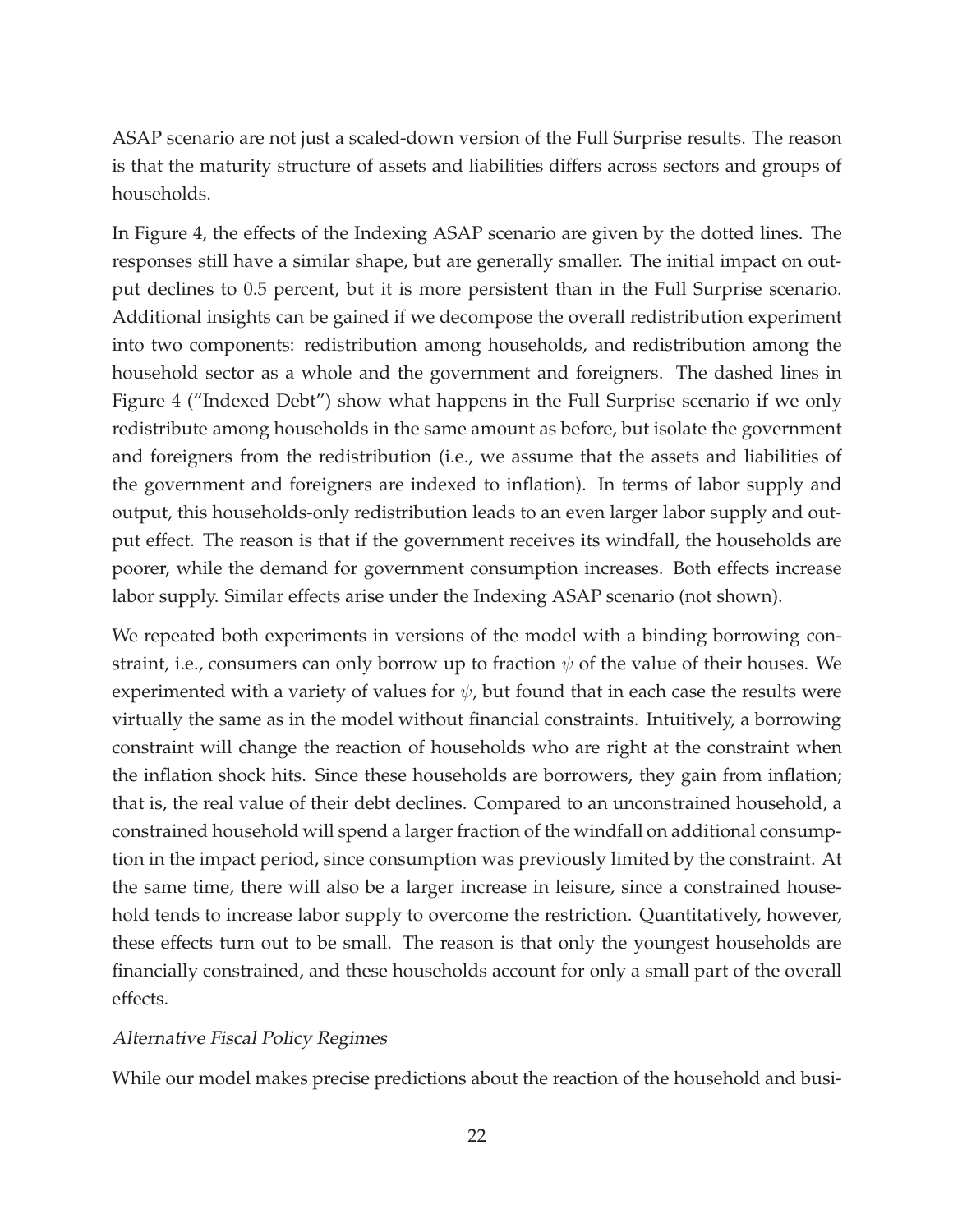ASAP scenario are not just a scaled-down version of the Full Surprise results. The reason is that the maturity structure of assets and liabilities differs across sectors and groups of households.

In Figure 4, the effects of the Indexing ASAP scenario are given by the dotted lines. The responses still have a similar shape, but are generally smaller. The initial impact on output declines to 0.5 percent, but it is more persistent than in the Full Surprise scenario. Additional insights can be gained if we decompose the overall redistribution experiment into two components: redistribution among households, and redistribution among the household sector as a whole and the government and foreigners. The dashed lines in Figure 4 ("Indexed Debt") show what happens in the Full Surprise scenario if we only redistribute among households in the same amount as before, but isolate the government and foreigners from the redistribution (i.e., we assume that the assets and liabilities of the government and foreigners are indexed to inflation). In terms of labor supply and output, this households-only redistribution leads to an even larger labor supply and output effect. The reason is that if the government receives its windfall, the households are poorer, while the demand for government consumption increases. Both effects increase labor supply. Similar effects arise under the Indexing ASAP scenario (not shown).

We repeated both experiments in versions of the model with a binding borrowing constraint, i.e., consumers can only borrow up to fraction $\psi$ of the value of their houses. We experimented with a variety of values for $\psi$, but found that in each case the results were virtually the same as in the model without financial constraints. Intuitively, a borrowing constraint will change the reaction of households who are right at the constraint when the inflation shock hits. Since these households are borrowers, they gain from inflation; that is, the real value of their debt declines. Compared to an unconstrained household, a constrained household will spend a larger fraction of the windfall on additional consumption in the impact period, since consumption was previously limited by the constraint. At the same time, there will also be a larger increase in leisure, since a constrained household tends to increase labor supply to overcome the restriction. Quantitatively, however, these effects turn out to be small. The reason is that only the youngest households are financially constrained, and these households account for only a small part of the overall effects.

*Alternative Fiscal Policy Regimes*

While our model makes precise predictions about the reaction of the household and busi-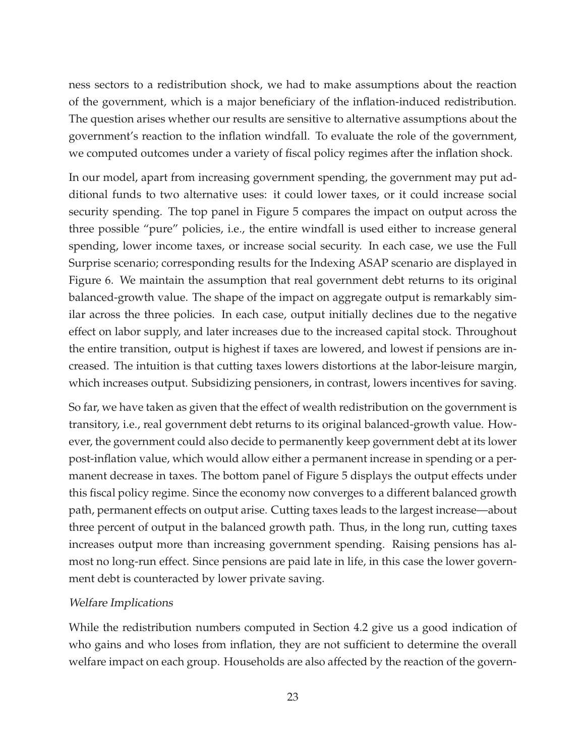ness sectors to a redistribution shock, we had to make assumptions about the reaction of the government, which is a major beneficiary of the inflation-induced redistribution. The question arises whether our results are sensitive to alternative assumptions about the government's reaction to the inflation windfall. To evaluate the role of the government, we computed outcomes under a variety of fiscal policy regimes after the inflation shock.

In our model, apart from increasing government spending, the government may put additional funds to two alternative uses: it could lower taxes, or it could increase social security spending. The top panel in Figure 5 compares the impact on output across the three possible "pure" policies, i.e., the entire windfall is used either to increase general spending, lower income taxes, or increase social security. In each case, we use the Full Surprise scenario; corresponding results for the Indexing ASAP scenario are displayed in Figure 6. We maintain the assumption that real government debt returns to its original balanced-growth value. The shape of the impact on aggregate output is remarkably similar across the three policies. In each case, output initially declines due to the negative effect on labor supply, and later increases due to the increased capital stock. Throughout the entire transition, output is highest if taxes are lowered, and lowest if pensions are increased. The intuition is that cutting taxes lowers distortions at the labor-leisure margin, which increases output. Subsidizing pensioners, in contrast, lowers incentives for saving.

So far, we have taken as given that the effect of wealth redistribution on the government is transitory, i.e., real government debt returns to its original balanced-growth value. However, the government could also decide to permanently keep government debt at its lower post-inflation value, which would allow either a permanent increase in spending or a permanent decrease in taxes. The bottom panel of Figure 5 displays the output effects under this fiscal policy regime. Since the economy now converges to a different balanced growth path, permanent effects on output arise. Cutting taxes leads to the largest increase—about three percent of output in the balanced growth path. Thus, in the long run, cutting taxes increases output more than increasing government spending. Raising pensions has almost no long-run effect. Since pensions are paid late in life, in this case the lower government debt is counteracted by lower private saving.

*Welfare Implications*

While the redistribution numbers computed in Section 4.2 give us a good indication of who gains and who loses from inflation, they are not sufficient to determine the overall welfare impact on each group. Households are also affected by the reaction of the govern-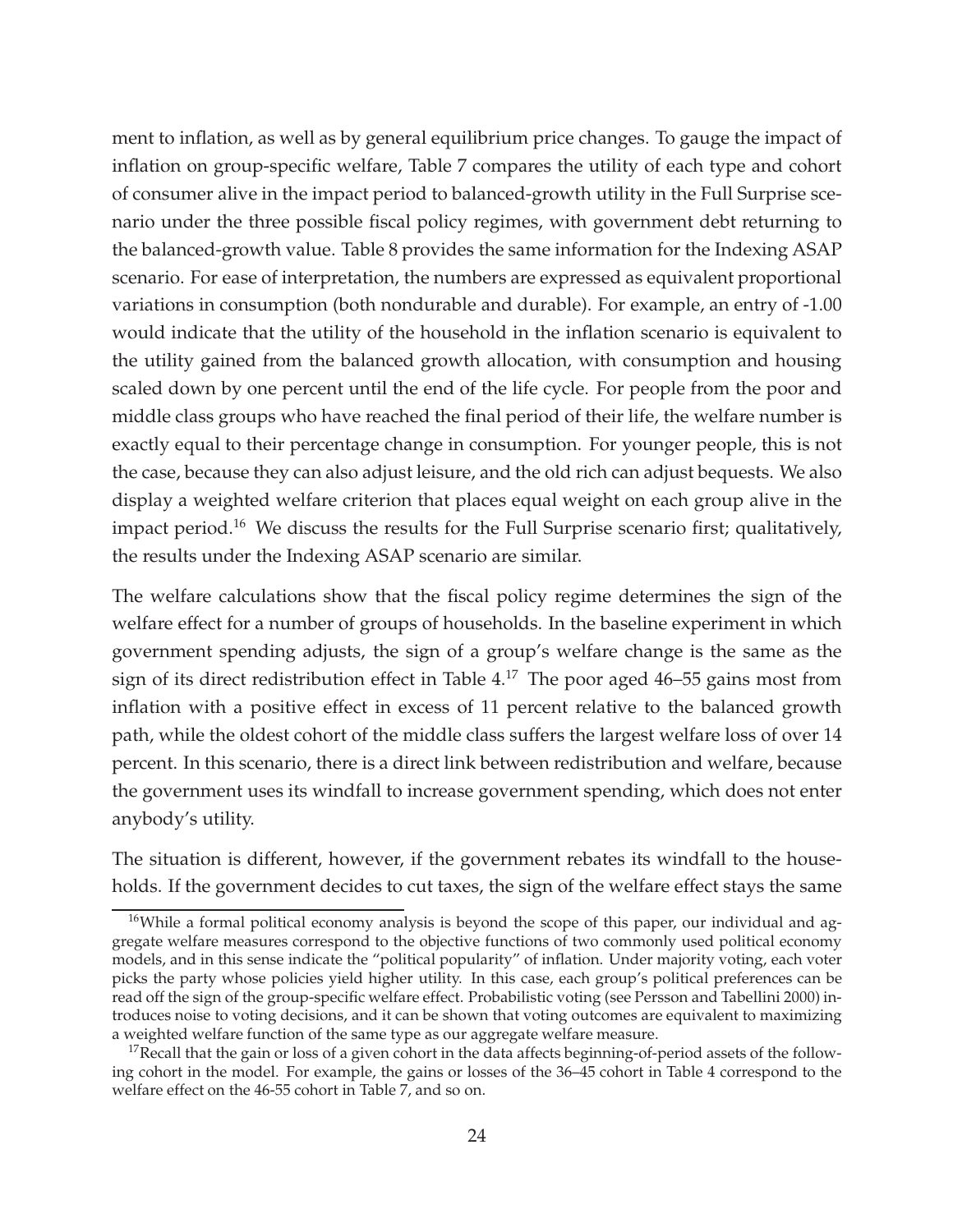ment to inflation, as well as by general equilibrium price changes. To gauge the impact of inflation on group-specific welfare, Table 7 compares the utility of each type and cohort of consumer alive in the impact period to balanced-growth utility in the Full Surprise scenario under the three possible fiscal policy regimes, with government debt returning to the balanced-growth value. Table 8 provides the same information for the Indexing ASAP scenario. For ease of interpretation, the numbers are expressed as equivalent proportional variations in consumption (both nondurable and durable). For example, an entry of -1.00 would indicate that the utility of the household in the inflation scenario is equivalent to the utility gained from the balanced growth allocation, with consumption and housing scaled down by one percent until the end of the life cycle. For people from the poor and middle class groups who have reached the final period of their life, the welfare number is exactly equal to their percentage change in consumption. For younger people, this is not the case, because they can also adjust leisure, and the old rich can adjust bequests. We also display a weighted welfare criterion that places equal weight on each group alive in the impact period.[16] We discuss the results for the Full Surprise scenario first; qualitatively, the results under the Indexing ASAP scenario are similar.

The welfare calculations show that the fiscal policy regime determines the sign of the welfare effect for a number of groups of households. In the baseline experiment in which government spending adjusts, the sign of a group's welfare change is the same as the sign of its direct redistribution effect in Table 4.[17] The poor aged 46–55 gains most from inflation with a positive effect in excess of 11 percent relative to the balanced growth path, while the oldest cohort of the middle class suffers the largest welfare loss of over 14 percent. In this scenario, there is a direct link between redistribution and welfare, because the government uses its windfall to increase government spending, which does not enter anybody's utility.

The situation is different, however, if the government rebates its windfall to the households. If the government decides to cut taxes, the sign of the welfare effect stays the same

[16] While a formal political economy analysis is beyond the scope of this paper, our individual and aggregate welfare measures correspond to the objective functions of two commonly used political economy models, and in this sense indicate the "political popularity" of inflation. Under majority voting, each voter picks the party whose policies yield higher utility. In this case, each group's political preferences can be read off the sign of the group-specific welfare effect. Probabilistic voting (see Persson and Tabellini 2000) introduces noise to voting decisions, and it can be shown that voting outcomes are equivalent to maximizing a weighted welfare function of the same type as our aggregate welfare measure.

[17] Recall that the gain or loss of a given cohort in the data affects beginning-of-period assets of the following cohort in the model. For example, the gains or losses of the 36–45 cohort in Table 4 correspond to the welfare effect on the 46-55 cohort in Table 7, and so on.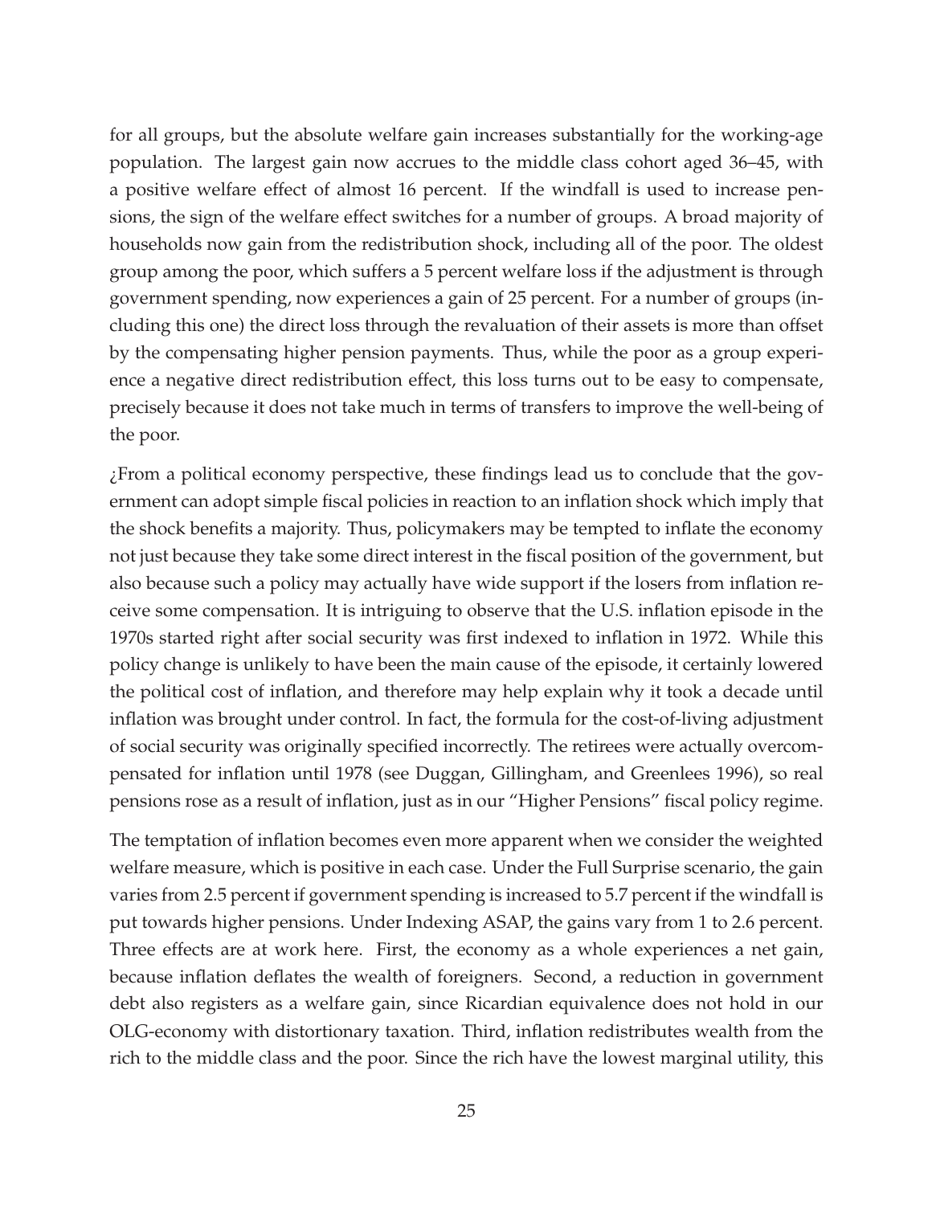for all groups, but the absolute welfare gain increases substantially for the working-age population. The largest gain now accrues to the middle class cohort aged 36–45, with a positive welfare effect of almost 16 percent. If the windfall is used to increase pensions, the sign of the welfare effect switches for a number of groups. A broad majority of households now gain from the redistribution shock, including all of the poor. The oldest group among the poor, which suffers a 5 percent welfare loss if the adjustment is through government spending, now experiences a gain of 25 percent. For a number of groups (including this one) the direct loss through the revaluation of their assets is more than offset by the compensating higher pension payments. Thus, while the poor as a group experience a negative direct redistribution effect, this loss turns out to be easy to compensate, precisely because it does not take much in terms of transfers to improve the well-being of the poor.

¿From a political economy perspective, these findings lead us to conclude that the government can adopt simple fiscal policies in reaction to an inflation shock which imply that the shock benefits a majority. Thus, policymakers may be tempted to inflate the economy not just because they take some direct interest in the fiscal position of the government, but also because such a policy may actually have wide support if the losers from inflation receive some compensation. It is intriguing to observe that the U.S. inflation episode in the 1970s started right after social security was first indexed to inflation in 1972. While this policy change is unlikely to have been the main cause of the episode, it certainly lowered the political cost of inflation, and therefore may help explain why it took a decade until inflation was brought under control. In fact, the formula for the cost-of-living adjustment of social security was originally specified incorrectly. The retirees were actually overcompensated for inflation until 1978 (see Duggan, Gillingham, and Greenlees 1996), so real pensions rose as a result of inflation, just as in our "Higher Pensions" fiscal policy regime.

The temptation of inflation becomes even more apparent when we consider the weighted welfare measure, which is positive in each case. Under the Full Surprise scenario, the gain varies from 2.5 percent if government spending is increased to 5.7 percent if the windfall is put towards higher pensions. Under Indexing ASAP, the gains vary from 1 to 2.6 percent. Three effects are at work here. First, the economy as a whole experiences a net gain, because inflation deflates the wealth of foreigners. Second, a reduction in government debt also registers as a welfare gain, since Ricardian equivalence does not hold in our OLG-economy with distortionary taxation. Third, inflation redistributes wealth from the rich to the middle class and the poor. Since the rich have the lowest marginal utility, this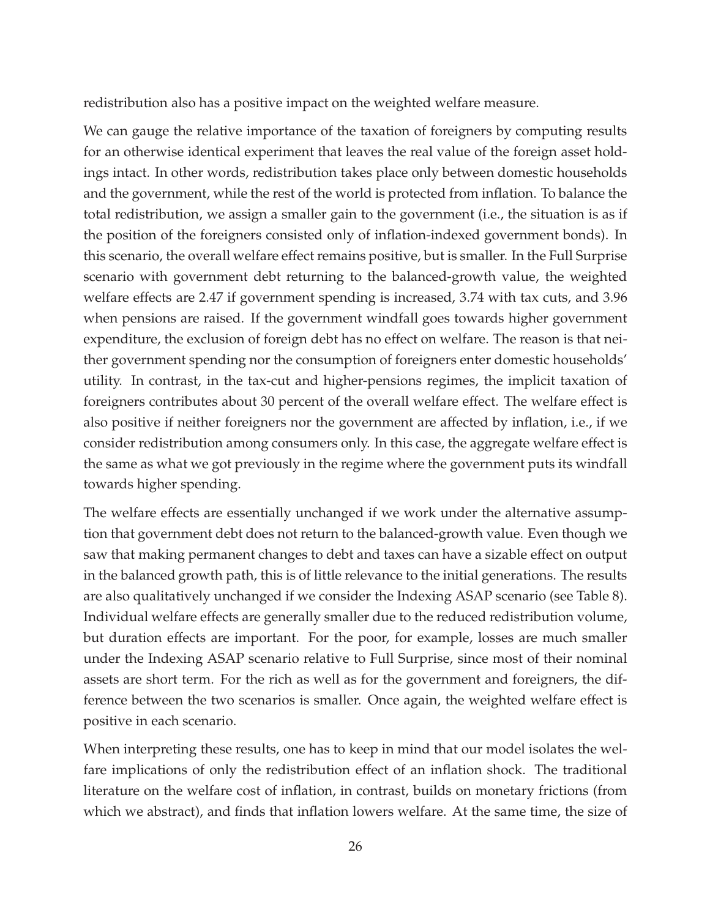redistribution also has a positive impact on the weighted welfare measure.

We can gauge the relative importance of the taxation of foreigners by computing results for an otherwise identical experiment that leaves the real value of the foreign asset holdings intact. In other words, redistribution takes place only between domestic households and the government, while the rest of the world is protected from inflation. To balance the total redistribution, we assign a smaller gain to the government (i.e., the situation is as if the position of the foreigners consisted only of inflation-indexed government bonds). In this scenario, the overall welfare effect remains positive, but is smaller. In the Full Surprise scenario with government debt returning to the balanced-growth value, the weighted welfare effects are 2.47 if government spending is increased, 3.74 with tax cuts, and 3.96 when pensions are raised. If the government windfall goes towards higher government expenditure, the exclusion of foreign debt has no effect on welfare. The reason is that neither government spending nor the consumption of foreigners enter domestic households' utility. In contrast, in the tax-cut and higher-pensions regimes, the implicit taxation of foreigners contributes about 30 percent of the overall welfare effect. The welfare effect is also positive if neither foreigners nor the government are affected by inflation, i.e., if we consider redistribution among consumers only. In this case, the aggregate welfare effect is the same as what we got previously in the regime where the government puts its windfall towards higher spending.

The welfare effects are essentially unchanged if we work under the alternative assumption that government debt does not return to the balanced-growth value. Even though we saw that making permanent changes to debt and taxes can have a sizable effect on output in the balanced growth path, this is of little relevance to the initial generations. The results are also qualitatively unchanged if we consider the Indexing ASAP scenario (see Table 8). Individual welfare effects are generally smaller due to the reduced redistribution volume, but duration effects are important. For the poor, for example, losses are much smaller under the Indexing ASAP scenario relative to Full Surprise, since most of their nominal assets are short term. For the rich as well as for the government and foreigners, the difference between the two scenarios is smaller. Once again, the weighted welfare effect is positive in each scenario.

When interpreting these results, one has to keep in mind that our model isolates the welfare implications of only the redistribution effect of an inflation shock. The traditional literature on the welfare cost of inflation, in contrast, builds on monetary frictions (from which we abstract), and finds that inflation lowers welfare. At the same time, the size of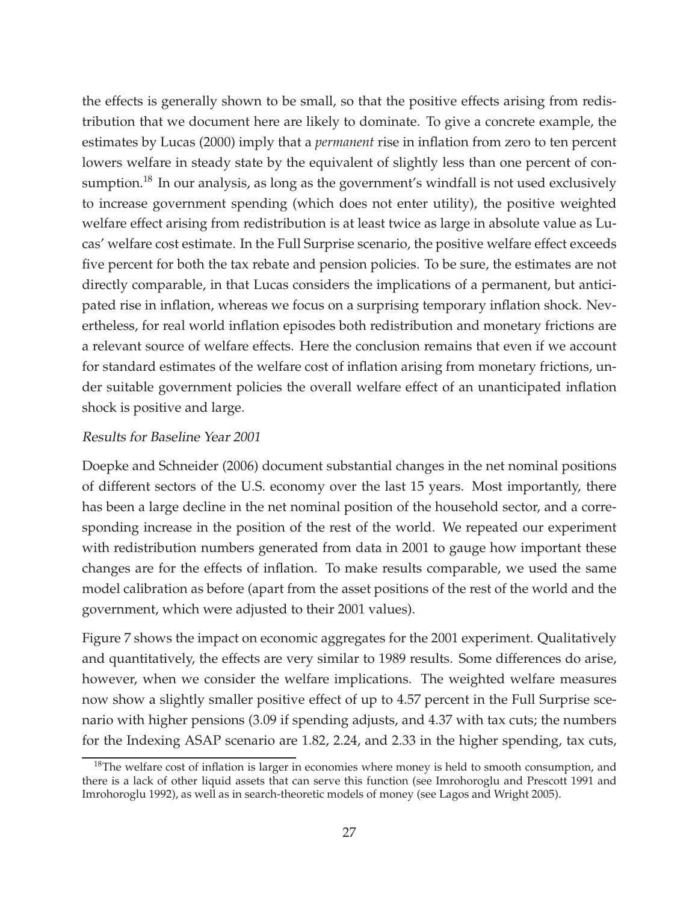the effects is generally shown to be small, so that the positive effects arising from redistribution that we document here are likely to dominate. To give a concrete example, the estimates by Lucas (2000) imply that a *permanent* rise in inflation from zero to ten percent lowers welfare in steady state by the equivalent of slightly less than one percent of consumption.[18] In our analysis, as long as the government's windfall is not used exclusively to increase government spending (which does not enter utility), the positive weighted welfare effect arising from redistribution is at least twice as large in absolute value as Lucas' welfare cost estimate. In the Full Surprise scenario, the positive welfare effect exceeds five percent for both the tax rebate and pension policies. To be sure, the estimates are not directly comparable, in that Lucas considers the implications of a permanent, but anticipated rise in inflation, whereas we focus on a surprising temporary inflation shock. Nevertheless, for real world inflation episodes both redistribution and monetary frictions are a relevant source of welfare effects. Here the conclusion remains that even if we account for standard estimates of the welfare cost of inflation arising from monetary frictions, under suitable government policies the overall welfare effect of an unanticipated inflation shock is positive and large.

*Results for Baseline Year 2001*

Doepke and Schneider (2006) document substantial changes in the net nominal positions of different sectors of the U.S. economy over the last 15 years. Most importantly, there has been a large decline in the net nominal position of the household sector, and a corresponding increase in the position of the rest of the world. We repeated our experiment with redistribution numbers generated from data in 2001 to gauge how important these changes are for the effects of inflation. To make results comparable, we used the same model calibration as before (apart from the asset positions of the rest of the world and the government, which were adjusted to their 2001 values).

Figure 7 shows the impact on economic aggregates for the 2001 experiment. Qualitatively and quantitatively, the effects are very similar to 1989 results. Some differences do arise, however, when we consider the welfare implications. The weighted welfare measures now show a slightly smaller positive effect of up to 4.57 percent in the Full Surprise scenario with higher pensions (3.09 if spending adjusts, and 4.37 with tax cuts; the numbers for the Indexing ASAP scenario are 1.82, 2.24, and 2.33 in the higher spending, tax cuts,

[18]The welfare cost of inflation is larger in economies where money is held to smooth consumption, and there is a lack of other liquid assets that can serve this function (see Imrohoroglu and Prescott 1991 and Imrohoroglu 1992), as well as in search-theoretic models of money (see Lagos and Wright 2005).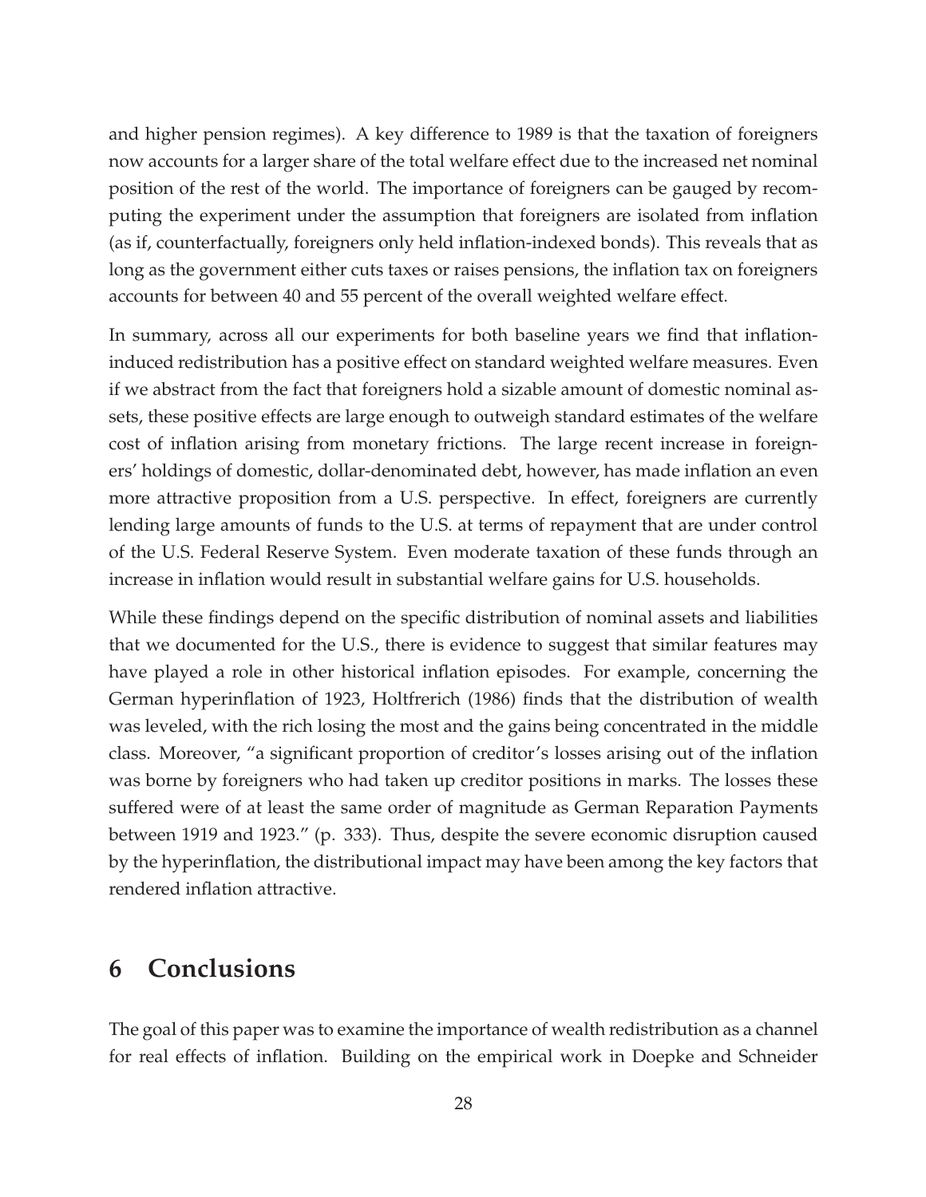and higher pension regimes). A key difference to 1989 is that the taxation of foreigners now accounts for a larger share of the total welfare effect due to the increased net nominal position of the rest of the world. The importance of foreigners can be gauged by recomputing the experiment under the assumption that foreigners are isolated from inflation (as if, counterfactually, foreigners only held inflation-indexed bonds). This reveals that as long as the government either cuts taxes or raises pensions, the inflation tax on foreigners accounts for between 40 and 55 percent of the overall weighted welfare effect.

In summary, across all our experiments for both baseline years we find that inflation-induced redistribution has a positive effect on standard weighted welfare measures. Even if we abstract from the fact that foreigners hold a sizable amount of domestic nominal assets, these positive effects are large enough to outweigh standard estimates of the welfare cost of inflation arising from monetary frictions. The large recent increase in foreigners' holdings of domestic, dollar-denominated debt, however, has made inflation an even more attractive proposition from a U.S. perspective. In effect, foreigners are currently lending large amounts of funds to the U.S. at terms of repayment that are under control of the U.S. Federal Reserve System. Even moderate taxation of these funds through an increase in inflation would result in substantial welfare gains for U.S. households.

While these findings depend on the specific distribution of nominal assets and liabilities that we documented for the U.S., there is evidence to suggest that similar features may have played a role in other historical inflation episodes. For example, concerning the German hyperinflation of 1923, Holtfrerich (1986) finds that the distribution of wealth was leveled, with the rich losing the most and the gains being concentrated in the middle class. Moreover, "a significant proportion of creditor's losses arising out of the inflation was borne by foreigners who had taken up creditor positions in marks. The losses these suffered were of at least the same order of magnitude as German Reparation Payments between 1919 and 1923." (p. 333). Thus, despite the severe economic disruption caused by the hyperinflation, the distributional impact may have been among the key factors that rendered inflation attractive.

# 6 Conclusions

The goal of this paper was to examine the importance of wealth redistribution as a channel for real effects of inflation. Building on the empirical work in Doepke and Schneider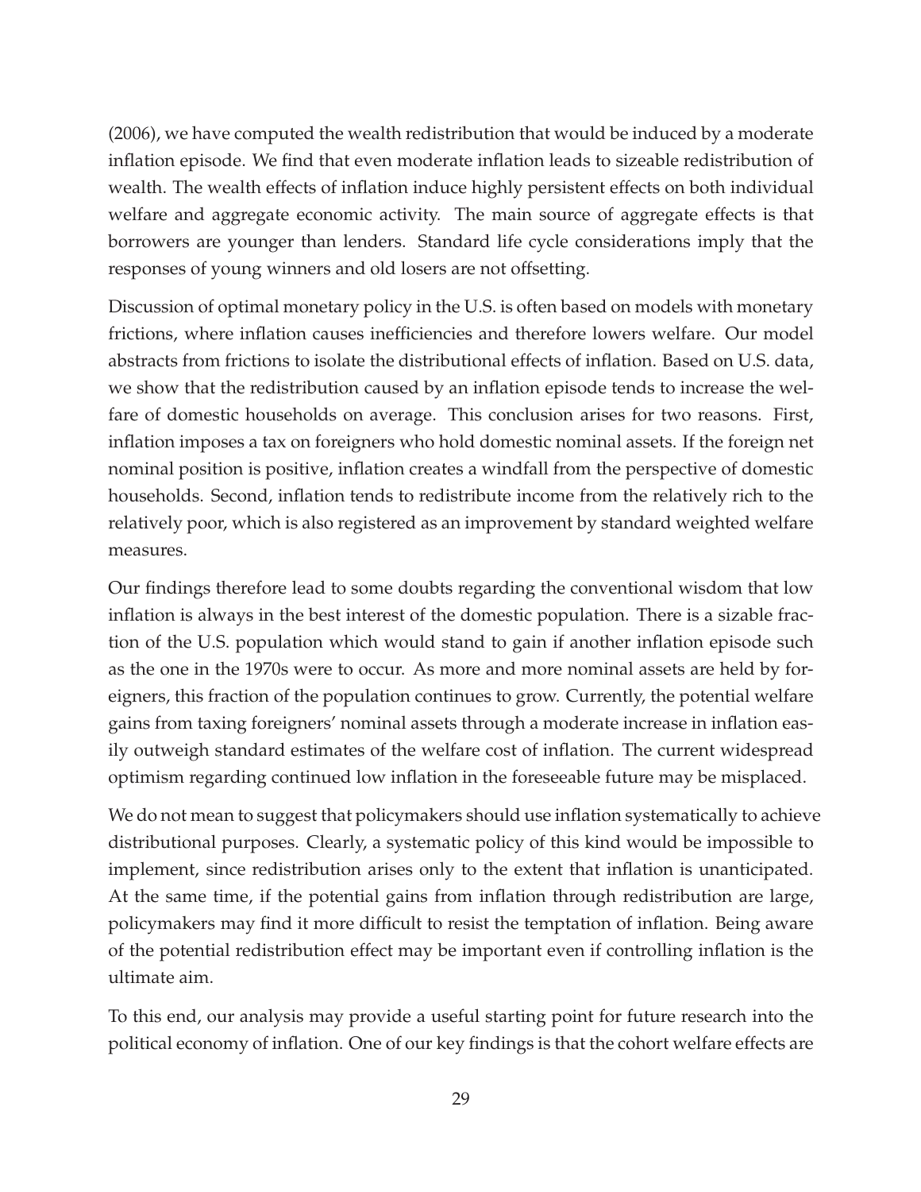(2006), we have computed the wealth redistribution that would be induced by a moderate inflation episode. We find that even moderate inflation leads to sizeable redistribution of wealth. The wealth effects of inflation induce highly persistent effects on both individual welfare and aggregate economic activity. The main source of aggregate effects is that borrowers are younger than lenders. Standard life cycle considerations imply that the responses of young winners and old losers are not offsetting.

Discussion of optimal monetary policy in the U.S. is often based on models with monetary frictions, where inflation causes inefficiencies and therefore lowers welfare. Our model abstracts from frictions to isolate the distributional effects of inflation. Based on U.S. data, we show that the redistribution caused by an inflation episode tends to increase the welfare of domestic households on average. This conclusion arises for two reasons. First, inflation imposes a tax on foreigners who hold domestic nominal assets. If the foreign net nominal position is positive, inflation creates a windfall from the perspective of domestic households. Second, inflation tends to redistribute income from the relatively rich to the relatively poor, which is also registered as an improvement by standard weighted welfare measures.

Our findings therefore lead to some doubts regarding the conventional wisdom that low inflation is always in the best interest of the domestic population. There is a sizable fraction of the U.S. population which would stand to gain if another inflation episode such as the one in the 1970s were to occur. As more and more nominal assets are held by foreigners, this fraction of the population continues to grow. Currently, the potential welfare gains from taxing foreigners' nominal assets through a moderate increase in inflation easily outweigh standard estimates of the welfare cost of inflation. The current widespread optimism regarding continued low inflation in the foreseeable future may be misplaced.

We do not mean to suggest that policymakers should use inflation systematically to achieve distributional purposes. Clearly, a systematic policy of this kind would be impossible to implement, since redistribution arises only to the extent that inflation is unanticipated. At the same time, if the potential gains from inflation through redistribution are large, policymakers may find it more difficult to resist the temptation of inflation. Being aware of the potential redistribution effect may be important even if controlling inflation is the ultimate aim.

To this end, our analysis may provide a useful starting point for future research into the political economy of inflation. One of our key findings is that the cohort welfare effects are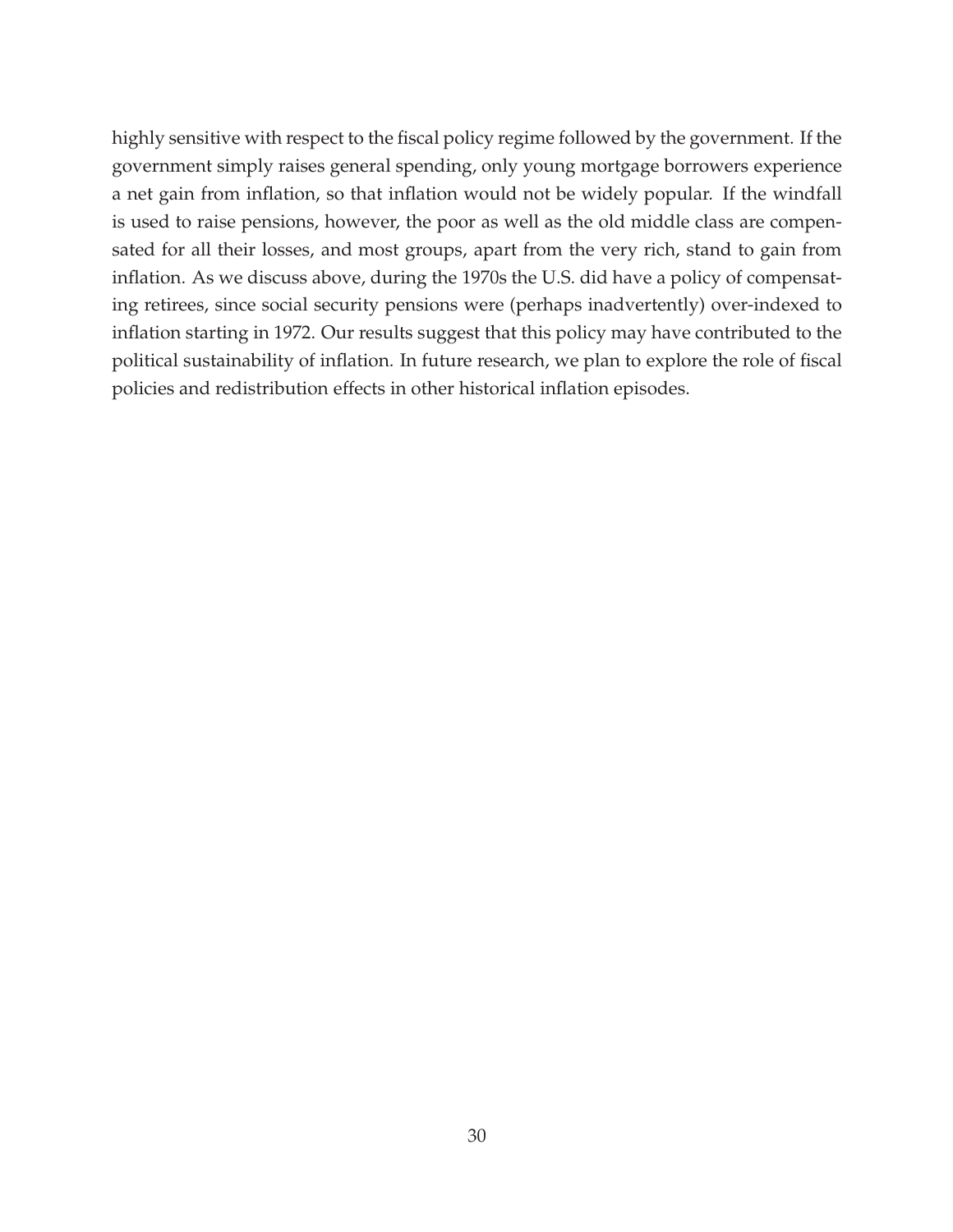highly sensitive with respect to the fiscal policy regime followed by the government. If the government simply raises general spending, only young mortgage borrowers experience a net gain from inflation, so that inflation would not be widely popular. If the windfall is used to raise pensions, however, the poor as well as the old middle class are compensated for all their losses, and most groups, apart from the very rich, stand to gain from inflation. As we discuss above, during the 1970s the U.S. did have a policy of compensating retirees, since social security pensions were (perhaps inadvertently) over-indexed to inflation starting in 1972. Our results suggest that this policy may have contributed to the political sustainability of inflation. In future research, we plan to explore the role of fiscal policies and redistribution effects in other historical inflation episodes.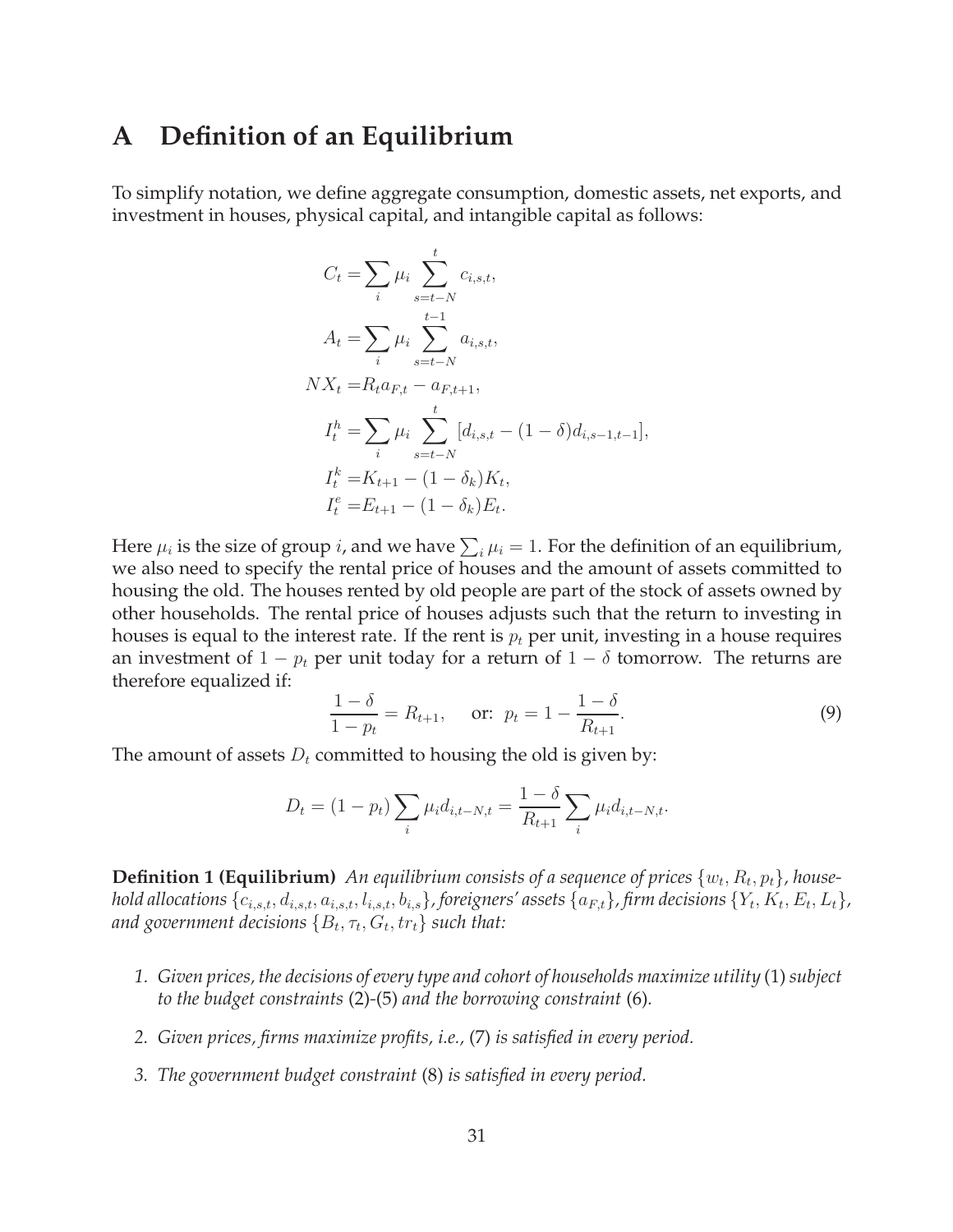# A Definition of an Equilibrium

To simplify notation, we define aggregate consumption, domestic assets, net exports, and investment in houses, physical capital, and intangible capital as follows:

$$
\begin{aligned}
C_t &= \sum_i \mu_i \sum_{s=t-N}^{t} c_{i,s,t}, \\
A_t &= \sum_i \mu_i \sum_{s=t-N}^{t-1} a_{i,s,t}, \\
NX_t &= R_t a_{F,t} - a_{F,t+1}, \\
I_t^h &= \sum_i \mu_i \sum_{s=t-N}^{t} [d_{i,s,t} - (1-\delta) d_{i,s-1,t-1}], \\
I_t^k &= K_{t+1} - (1-\delta_k) K_t, \\
I_t^e &= E_{t+1} - (1-\delta_k) E_t.
\end{aligned}
$$

Here $\mu_i$ is the size of group $i$, and we have $\sum_i \mu_i = 1$. For the definition of an equilibrium, we also need to specify the rental price of houses and the amount of assets committed to housing the old. The houses rented by old people are part of the stock of assets owned by other households. The rental price of houses adjusts such that the return to investing in houses is equal to the interest rate. If the rent is $p_t$ per unit, investing in a house requires an investment of $1 - p_t$ per unit today for a return of $1 - \delta$ tomorrow. The returns are therefore equalized if:

$$
\frac{1-\delta}{1-p_t} = R_{t+1}, \quad \text{or: } p_t = 1 - \frac{1-\delta}{R_{t+1}}. \tag{9}
$$

The amount of assets $D_t$ committed to housing the old is given by:

$$
D_t = (1 - p_t) \sum_i \mu_i d_{i,t-N,t} = \frac{1-\delta}{R_{t+1}} \sum_i \mu_i d_{i,t-N,t}.
$$

**Definition 1 (Equilibrium)** *An equilibrium consists of a sequence of prices $\{w_t, R_t, p_t\}$, household allocations $\{c_{i,s,t}, d_{i,s,t}, a_{i,s,t}, l_{i,s,t}, b_{i,s}\}$, foreigners' assets $\{a_{F,t}\}$, firm decisions $\{Y_t, K_t, E_t, L_t\}$, and government decisions $\{B_t, \tau_t, G_t, tr_t\}$ such that:*

1. *Given prices, the decisions of every type and cohort of households maximize utility* (1) *subject to the budget constraints* (2)-(5) *and the borrowing constraint* (6)*.*
2. *Given prices, firms maximize profits, i.e.,* (7) *is satisfied in every period.*
3. *The government budget constraint* (8) *is satisfied in every period.*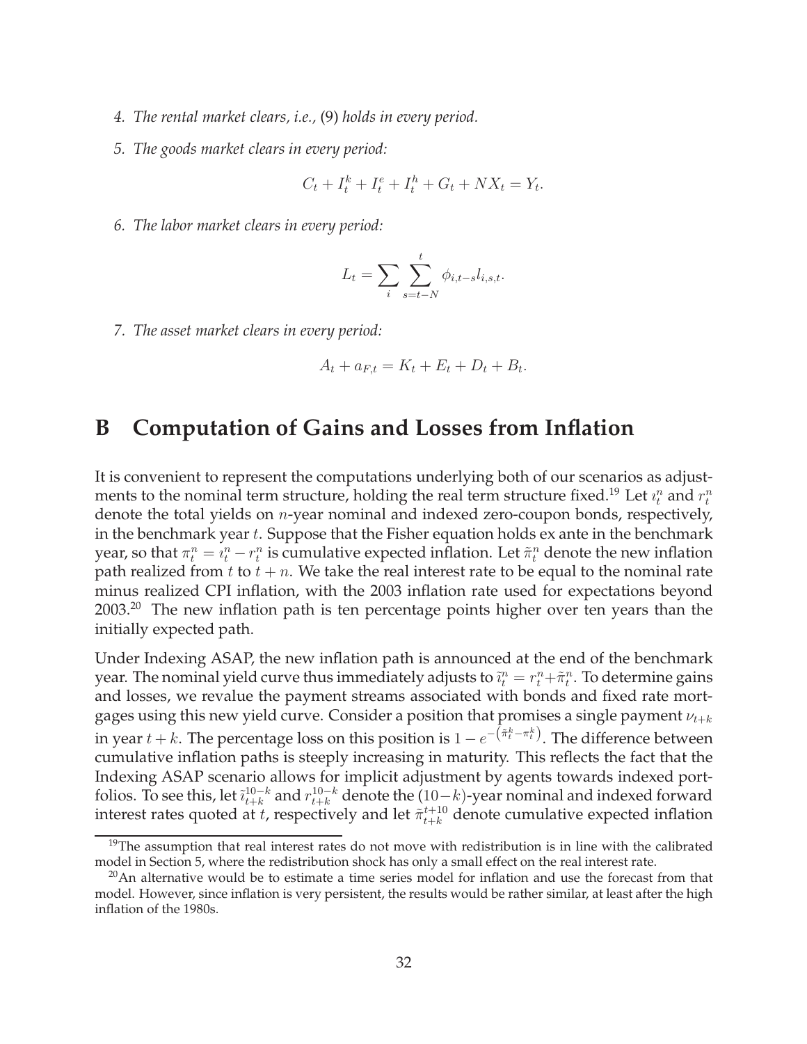4. *The rental market clears, i.e.,* (9) *holds in every period.*

5. *The goods market clears in every period:*

$$C_t + I_t^k + I_t^e + I_t^h + G_t + NX_t = Y_t.$$

6. *The labor market clears in every period:*

$$L_t = \sum_i \sum_{s=t-N}^{t} \phi_{i,t-s} l_{i,s,t}.$$

7. *The asset market clears in every period:*

$$A_t + a_{F,t} = K_t + E_t + D_t + B_t.$$

# B Computation of Gains and Losses from Inflation

It is convenient to represent the computations underlying both of our scenarios as adjustments to the nominal term structure, holding the real term structure fixed.[19] Let $\imath_t^n$ and $r_t^n$ denote the total yields on $n$-year nominal and indexed zero-coupon bonds, respectively, in the benchmark year $t$. Suppose that the Fisher equation holds ex ante in the benchmark year, so that $\pi_t^n = \imath_t^n - r_t^n$ is cumulative expected inflation. Let $\tilde{\pi}_t^n$ denote the new inflation path realized from $t$ to $t+n$. We take the real interest rate to be equal to the nominal rate minus realized CPI inflation, with the 2003 inflation rate used for expectations beyond 2003.[20] The new inflation path is ten percentage points higher over ten years than the initially expected path.

Under Indexing ASAP, the new inflation path is announced at the end of the benchmark year. The nominal yield curve thus immediately adjusts to $\tilde{\imath}_t^n = r_t^n + \tilde{\pi}_t^n$. To determine gains and losses, we revalue the payment streams associated with bonds and fixed rate mortgages using this new yield curve. Consider a position that promises a single payment $\nu_{t+k}$ in year $t+k$. The percentage loss on this position is $1 - e^{-\left(\tilde{\pi}_t^k - \pi_t^k\right)}$. The difference between cumulative inflation paths is steeply increasing in maturity. This reflects the fact that the Indexing ASAP scenario allows for implicit adjustment by agents towards indexed portfolios. To see this, let $\tilde{\imath}_{t+k}^{10-k}$ and $r_{t+k}^{10-k}$ denote the $(10-k)$-year nominal and indexed forward interest rates quoted at $t$, respectively and let $\tilde{\pi}_{t+k}^{t+10}$ denote cumulative expected inflation

[19] The assumption that real interest rates do not move with redistribution is in line with the calibrated model in Section 5, where the redistribution shock has only a small effect on the real interest rate.

[20] An alternative would be to estimate a time series model for inflation and use the forecast from that model. However, since inflation is very persistent, the results would be rather similar, at least after the high inflation of the 1980s.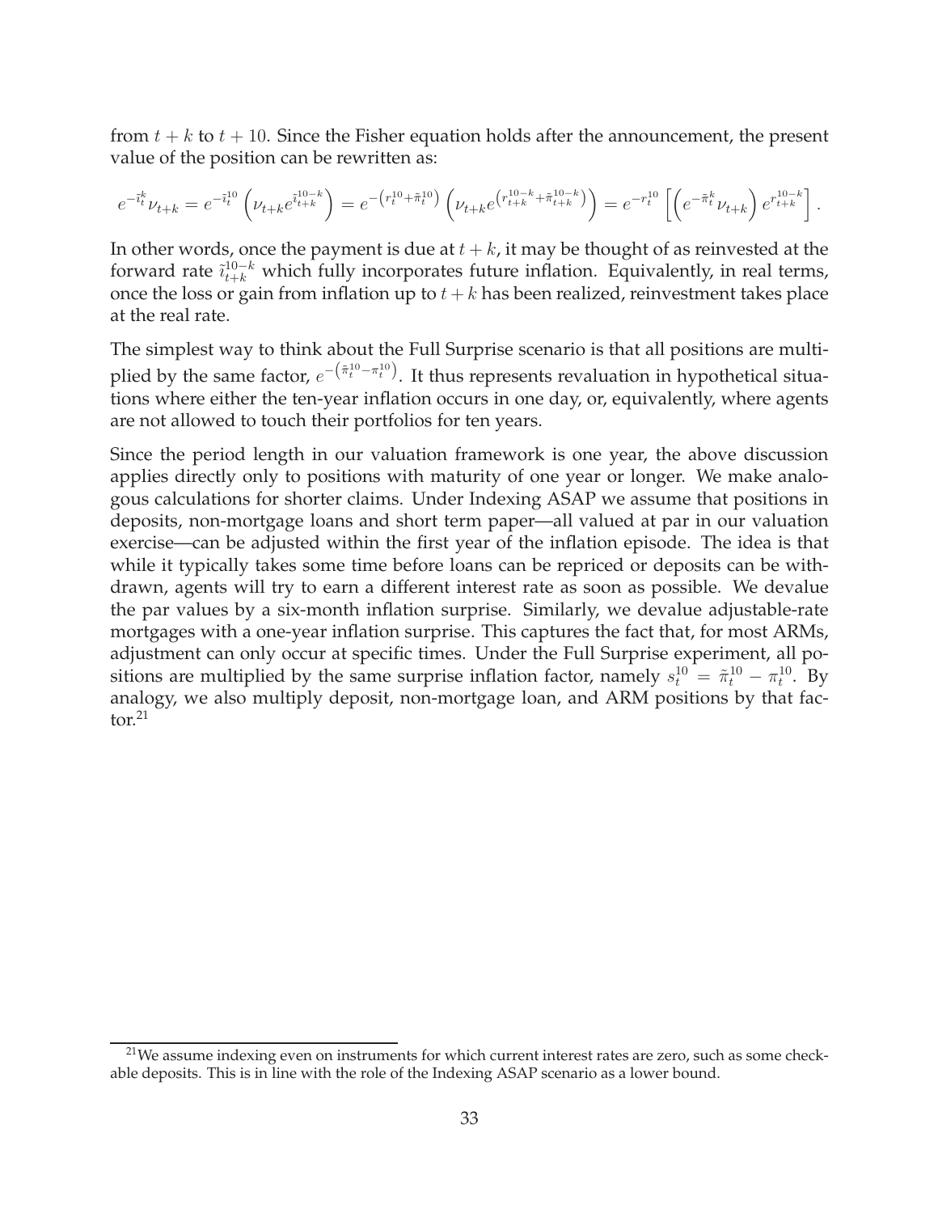from $t+k$ to $t+10$. Since the Fisher equation holds after the announcement, the present value of the position can be rewritten as:

$$e^{-\tilde{i}_t^k}\nu_{t+k} = e^{-\tilde{i}_t^{10}}\left(\nu_{t+k}e^{\tilde{i}_{t+k}^{10-k}}\right) = e^{-\left(r_t^{10}+\tilde{\pi}_t^{10}\right)}\left(\nu_{t+k}e^{\left(r_{t+k}^{10-k}+\tilde{\pi}_{t+k}^{10-k}\right)}\right) = e^{-r_t^{10}}\left[\left(e^{-\tilde{\pi}_t^k}\nu_{t+k}\right)e^{r_{t+k}^{10-k}}\right].$$

In other words, once the payment is due at $t+k$, it may be thought of as reinvested at the forward rate $\tilde{i}_{t+k}^{10-k}$ which fully incorporates future inflation. Equivalently, in real terms, once the loss or gain from inflation up to $t+k$ has been realized, reinvestment takes place at the real rate.

The simplest way to think about the Full Surprise scenario is that all positions are multiplied by the same factor, $e^{-\left(\tilde{\pi}_t^{10}-\pi_t^{10}\right)}$. It thus represents revaluation in hypothetical situations where either the ten-year inflation occurs in one day, or, equivalently, where agents are not allowed to touch their portfolios for ten years.

Since the period length in our valuation framework is one year, the above discussion applies directly only to positions with maturity of one year or longer. We make analogous calculations for shorter claims. Under Indexing ASAP we assume that positions in deposits, non-mortgage loans and short term paper—all valued at par in our valuation exercise—can be adjusted within the first year of the inflation episode. The idea is that while it typically takes some time before loans can be repriced or deposits can be withdrawn, agents will try to earn a different interest rate as soon as possible. We devalue the par values by a six-month inflation surprise. Similarly, we devalue adjustable-rate mortgages with a one-year inflation surprise. This captures the fact that, for most ARMs, adjustment can only occur at specific times. Under the Full Surprise experiment, all positions are multiplied by the same surprise inflation factor, namely $s_t^{10} = \tilde{\pi}_t^{10} - \pi_t^{10}$. By analogy, we also multiply deposit, non-mortgage loan, and ARM positions by that factor.[21]

[21] We assume indexing even on instruments for which current interest rates are zero, such as some checkable deposits. This is in line with the role of the Indexing ASAP scenario as a lower bound.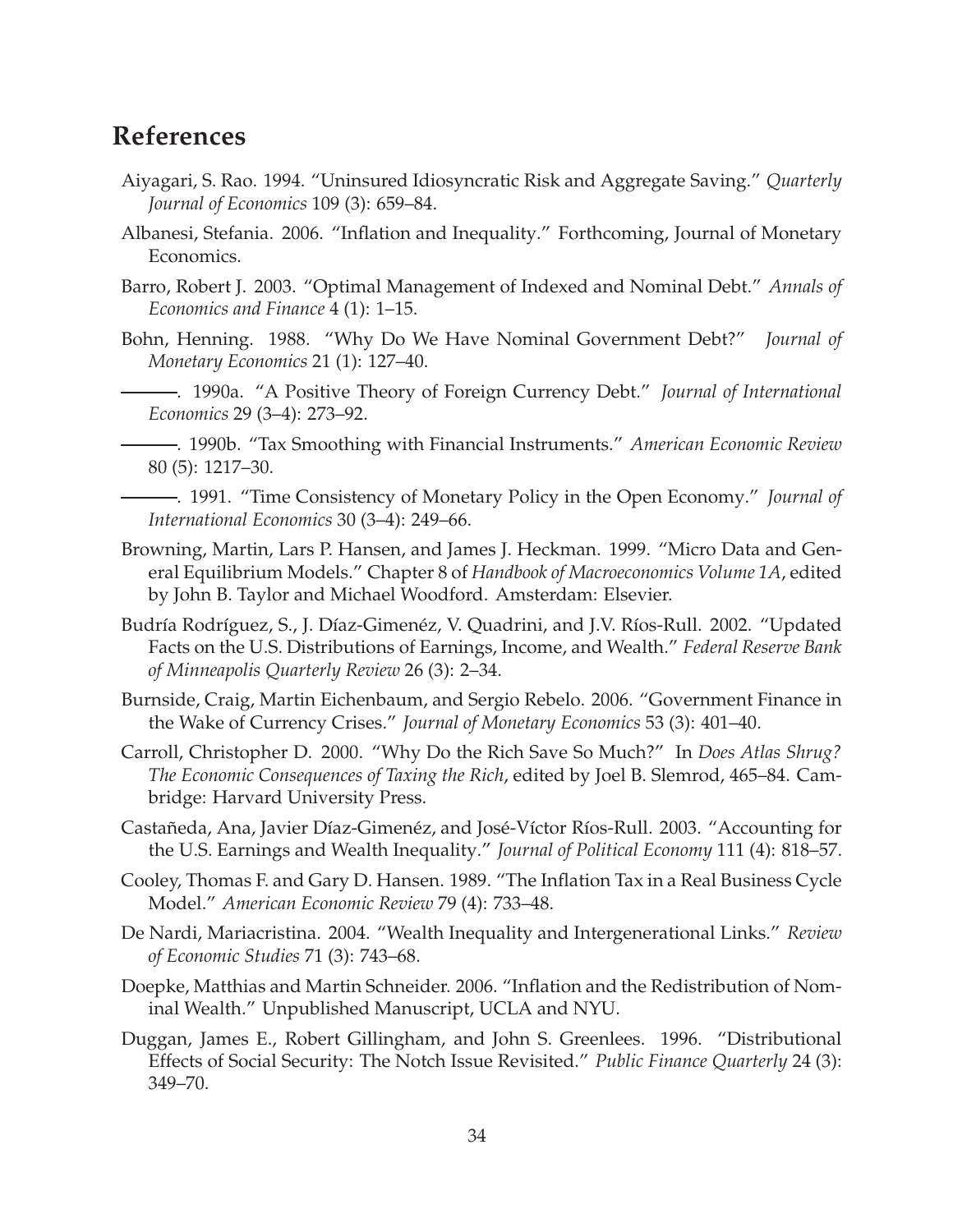## References

Aiyagari, S. Rao. 1994. "Uninsured Idiosyncratic Risk and Aggregate Saving." *Quarterly Journal of Economics* 109 (3): 659–84.

Albanesi, Stefania. 2006. "Inflation and Inequality." Forthcoming, Journal of Monetary Economics.

Barro, Robert J. 2003. "Optimal Management of Indexed and Nominal Debt." *Annals of Economics and Finance* 4 (1): 1–15.

Bohn, Henning. 1988. "Why Do We Have Nominal Government Debt?" *Journal of Monetary Economics* 21 (1): 127–40.

———. 1990a. "A Positive Theory of Foreign Currency Debt." *Journal of International Economics* 29 (3–4): 273–92.

———. 1990b. "Tax Smoothing with Financial Instruments." *American Economic Review* 80 (5): 1217–30.

———. 1991. "Time Consistency of Monetary Policy in the Open Economy." *Journal of International Economics* 30 (3–4): 249–66.

Browning, Martin, Lars P. Hansen, and James J. Heckman. 1999. "Micro Data and General Equilibrium Models." Chapter 8 of *Handbook of Macroeconomics Volume 1A*, edited by John B. Taylor and Michael Woodford. Amsterdam: Elsevier.

Budría Rodríguez, S., J. Díaz-Gimenéz, V. Quadrini, and J.V. Ríos-Rull. 2002. "Updated Facts on the U.S. Distributions of Earnings, Income, and Wealth." *Federal Reserve Bank of Minneapolis Quarterly Review* 26 (3): 2–34.

Burnside, Craig, Martin Eichenbaum, and Sergio Rebelo. 2006. "Government Finance in the Wake of Currency Crises." *Journal of Monetary Economics* 53 (3): 401–40.

Carroll, Christopher D. 2000. "Why Do the Rich Save So Much?" In *Does Atlas Shrug? The Economic Consequences of Taxing the Rich*, edited by Joel B. Slemrod, 465–84. Cambridge: Harvard University Press.

Castañeda, Ana, Javier Díaz-Gimenéz, and José-Víctor Ríos-Rull. 2003. "Accounting for the U.S. Earnings and Wealth Inequality." *Journal of Political Economy* 111 (4): 818–57.

Cooley, Thomas F. and Gary D. Hansen. 1989. "The Inflation Tax in a Real Business Cycle Model." *American Economic Review* 79 (4): 733–48.

De Nardi, Mariacristina. 2004. "Wealth Inequality and Intergenerational Links." *Review of Economic Studies* 71 (3): 743–68.

Doepke, Matthias and Martin Schneider. 2006. "Inflation and the Redistribution of Nominal Wealth." Unpublished Manuscript, UCLA and NYU.

Duggan, James E., Robert Gillingham, and John S. Greenlees. 1996. "Distributional Effects of Social Security: The Notch Issue Revisited." *Public Finance Quarterly* 24 (3): 349–70.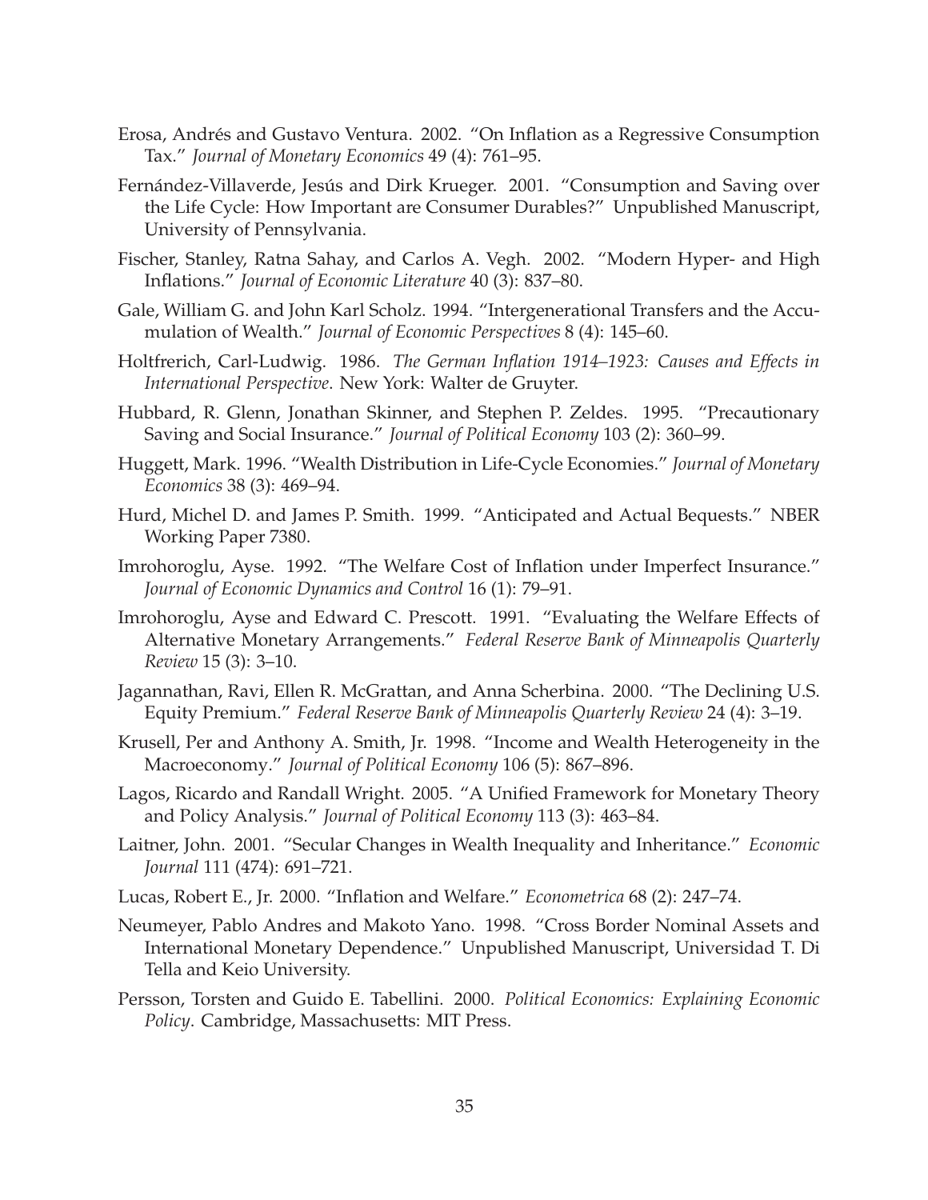Erosa, Andrés and Gustavo Ventura. 2002. "On Inflation as a Regressive Consumption Tax." *Journal of Monetary Economics* 49 (4): 761–95.

Fernández-Villaverde, Jesús and Dirk Krueger. 2001. "Consumption and Saving over the Life Cycle: How Important are Consumer Durables?" Unpublished Manuscript, University of Pennsylvania.

Fischer, Stanley, Ratna Sahay, and Carlos A. Vegh. 2002. "Modern Hyper- and High Inflations." *Journal of Economic Literature* 40 (3): 837–80.

Gale, William G. and John Karl Scholz. 1994. "Intergenerational Transfers and the Accumulation of Wealth." *Journal of Economic Perspectives* 8 (4): 145–60.

Holtfrerich, Carl-Ludwig. 1986. *The German Inflation 1914–1923: Causes and Effects in International Perspective*. New York: Walter de Gruyter.

Hubbard, R. Glenn, Jonathan Skinner, and Stephen P. Zeldes. 1995. "Precautionary Saving and Social Insurance." *Journal of Political Economy* 103 (2): 360–99.

Huggett, Mark. 1996. "Wealth Distribution in Life-Cycle Economies." *Journal of Monetary Economics* 38 (3): 469–94.

Hurd, Michel D. and James P. Smith. 1999. "Anticipated and Actual Bequests." NBER Working Paper 7380.

Imrohoroglu, Ayse. 1992. "The Welfare Cost of Inflation under Imperfect Insurance." *Journal of Economic Dynamics and Control* 16 (1): 79–91.

Imrohoroglu, Ayse and Edward C. Prescott. 1991. "Evaluating the Welfare Effects of Alternative Monetary Arrangements." *Federal Reserve Bank of Minneapolis Quarterly Review* 15 (3): 3–10.

Jagannathan, Ravi, Ellen R. McGrattan, and Anna Scherbina. 2000. "The Declining U.S. Equity Premium." *Federal Reserve Bank of Minneapolis Quarterly Review* 24 (4): 3–19.

Krusell, Per and Anthony A. Smith, Jr. 1998. "Income and Wealth Heterogeneity in the Macroeconomy." *Journal of Political Economy* 106 (5): 867–896.

Lagos, Ricardo and Randall Wright. 2005. "A Unified Framework for Monetary Theory and Policy Analysis." *Journal of Political Economy* 113 (3): 463–84.

Laitner, John. 2001. "Secular Changes in Wealth Inequality and Inheritance." *Economic Journal* 111 (474): 691–721.

Lucas, Robert E., Jr. 2000. "Inflation and Welfare." *Econometrica* 68 (2): 247–74.

Neumeyer, Pablo Andres and Makoto Yano. 1998. "Cross Border Nominal Assets and International Monetary Dependence." Unpublished Manuscript, Universidad T. Di Tella and Keio University.

Persson, Torsten and Guido E. Tabellini. 2000. *Political Economics: Explaining Economic Policy*. Cambridge, Massachusetts: MIT Press.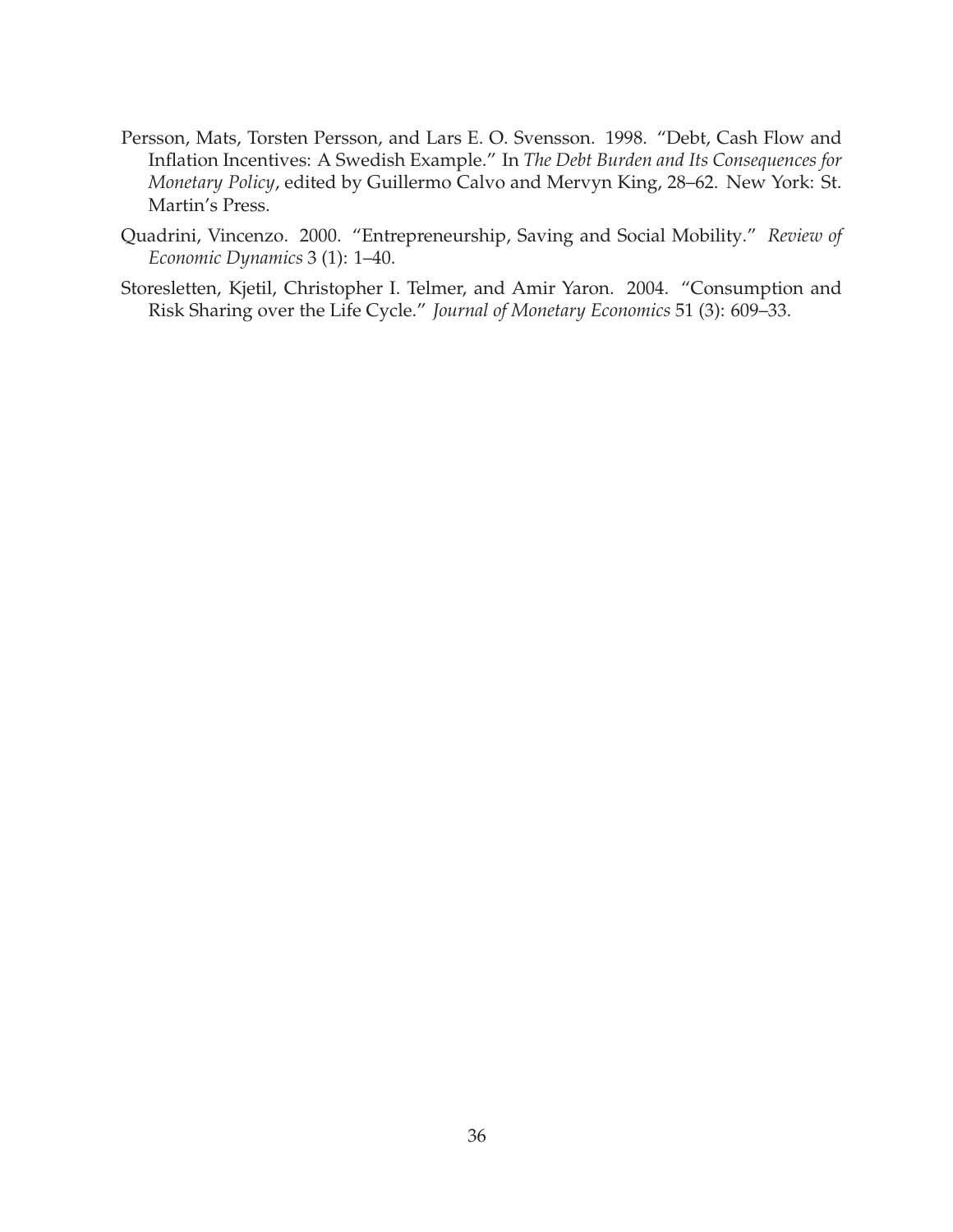Persson, Mats, Torsten Persson, and Lars E. O. Svensson. 1998. "Debt, Cash Flow and Inflation Incentives: A Swedish Example." In *The Debt Burden and Its Consequences for Monetary Policy*, edited by Guillermo Calvo and Mervyn King, 28–62. New York: St. Martin's Press.

Quadrini, Vincenzo. 2000. "Entrepreneurship, Saving and Social Mobility." *Review of Economic Dynamics* 3 (1): 1–40.

Storesletten, Kjetil, Christopher I. Telmer, and Amir Yaron. 2004. "Consumption and Risk Sharing over the Life Cycle." *Journal of Monetary Economics* 51 (3): 609–33.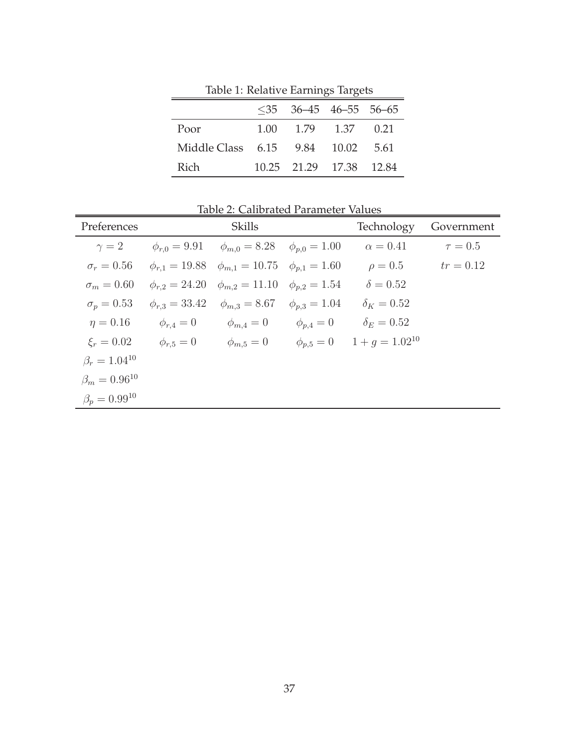Table 1: Relative Earnings Targets

| | ≤35 | 36–45 | 46–55 | 56–65 |
|---|---|---|---|---|
| Poor | 1.00 | 1.79 | 1.37 | 0.21 |
| Middle Class | 6.15 | 9.84 | 10.02 | 5.61 |
| Rich | 10.25 | 21.29 | 17.38 | 12.84 |

Table 2: Calibrated Parameter Values

| Preferences | Skills | | | Technology | Government |
|---|---|---|---|---|---|
| $\gamma = 2$ | $\phi_{r,0} = 9.91$ | $\phi_{m,0} = 8.28$ | $\phi_{p,0} = 1.00$ | $\alpha = 0.41$ | $\tau = 0.5$ |
| $\sigma_r = 0.56$ | $\phi_{r,1} = 19.88$ | $\phi_{m,1} = 10.75$ | $\phi_{p,1} = 1.60$ | $\rho = 0.5$ | $tr = 0.12$ |
| $\sigma_m = 0.60$ | $\phi_{r,2} = 24.20$ | $\phi_{m,2} = 11.10$ | $\phi_{p,2} = 1.54$ | $\delta = 0.52$ | |
| $\sigma_p = 0.53$ | $\phi_{r,3} = 33.42$ | $\phi_{m,3} = 8.67$ | $\phi_{p,3} = 1.04$ | $\delta_K = 0.52$ | |
| $\eta = 0.16$ | $\phi_{r,4} = 0$ | $\phi_{m,4} = 0$ | $\phi_{p,4} = 0$ | $\delta_E = 0.52$ | |
| $\xi_r = 0.02$ | $\phi_{r,5} = 0$ | $\phi_{m,5} = 0$ | $\phi_{p,5} = 0$ | $1 + g = 1.02^{10}$ | |
| $\beta_r = 1.04^{10}$ | | | | | |
| $\beta_m = 0.96^{10}$ | | | | | |
| $\beta_p = 0.99^{10}$ | | | | | |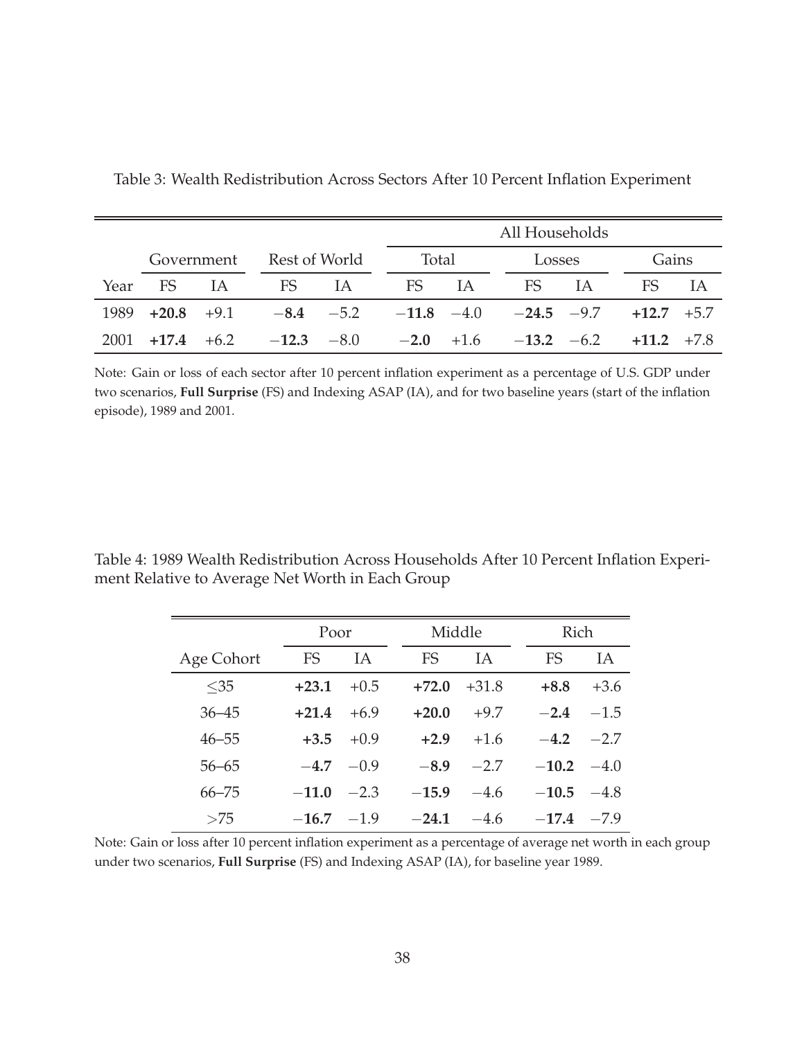Table 3: Wealth Redistribution Across Sectors After 10 Percent Inflation Experiment

| | Government | | Rest of World | | All Households | | | | | |
|---|---|---|---|---|---|---|---|---|---|---|
| | | | | | Total | | Losses | | Gains | |
| Year | FS | IA | FS | IA | FS | IA | FS | IA | FS | IA |
| 1989 | **+20.8** | +9.1 | **−8.4** | −5.2 | **−11.8** | −4.0 | **−24.5** | −9.7 | **+12.7** | +5.7 |
| 2001 | **+17.4** | +6.2 | **−12.3** | −8.0 | **−2.0** | +1.6 | **−13.2** | −6.2 | **+11.2** | +7.8 |

Note: Gain or loss of each sector after 10 percent inflation experiment as a percentage of U.S. GDP under two scenarios, **Full Surprise** (FS) and Indexing ASAP (IA), and for two baseline years (start of the inflation episode), 1989 and 2001.

Table 4: 1989 Wealth Redistribution Across Households After 10 Percent Inflation Experiment Relative to Average Net Worth in Each Group

| | Poor | | Middle | | Rich | |
|---|---|---|---|---|---|---|
| Age Cohort | FS | IA | FS | IA | FS | IA |
| ≤35 | **+23.1** | +0.5 | **+72.0** | +31.8 | **+8.8** | +3.6 |
| 36–45 | **+21.4** | +6.9 | **+20.0** | +9.7 | **−2.4** | −1.5 |
| 46–55 | **+3.5** | +0.9 | **+2.9** | +1.6 | **−4.2** | −2.7 |
| 56–65 | **−4.7** | −0.9 | **−8.9** | −2.7 | **−10.2** | −4.0 |
| 66–75 | **−11.0** | −2.3 | **−15.9** | −4.6 | **−10.5** | −4.8 |
| >75 | **−16.7** | −1.9 | **−24.1** | −4.6 | **−17.4** | −7.9 |

Note: Gain or loss after 10 percent inflation experiment as a percentage of average net worth in each group under two scenarios, **Full Surprise** (FS) and Indexing ASAP (IA), for baseline year 1989.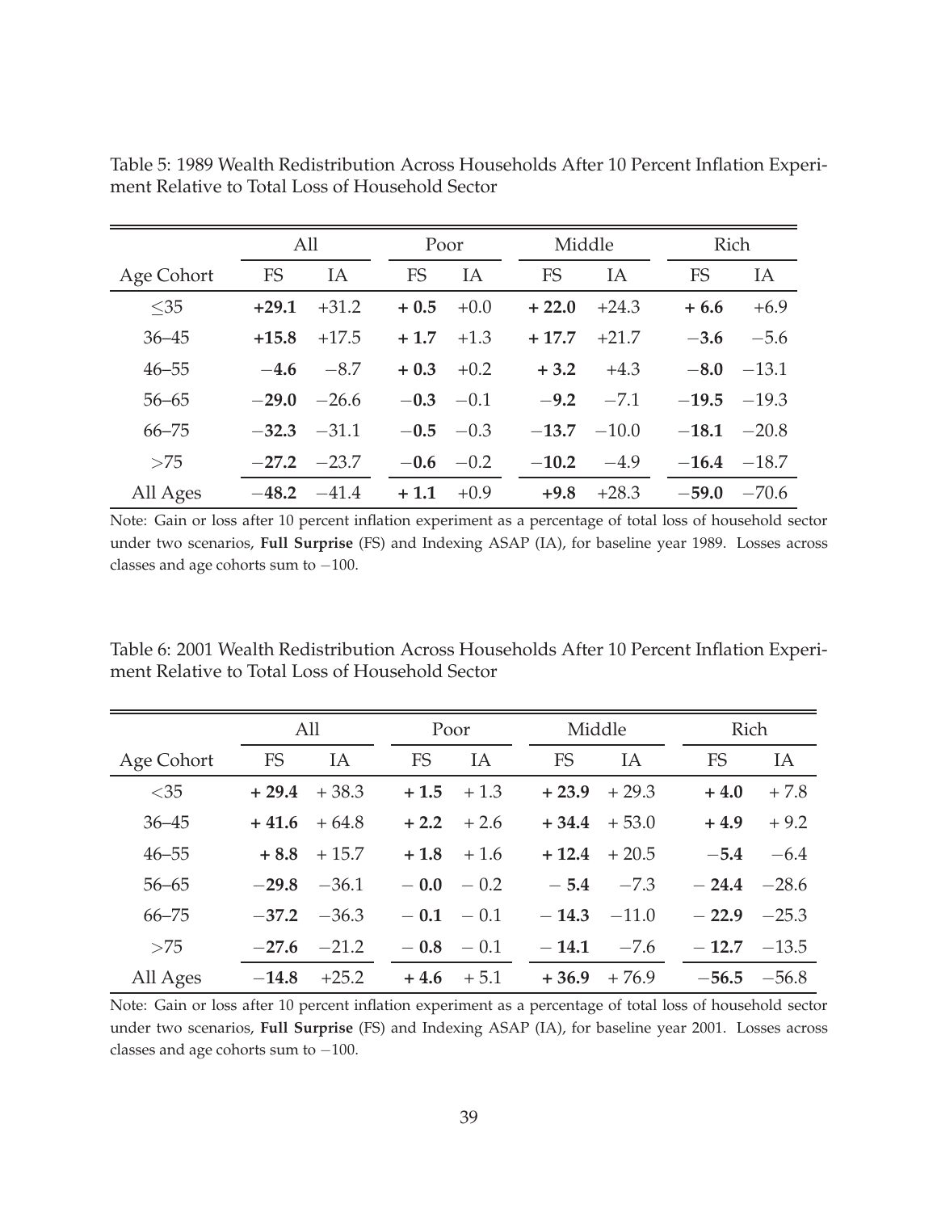Table 5: 1989 Wealth Redistribution Across Households After 10 Percent Inflation Experiment Relative to Total Loss of Household Sector

| | All | | Poor | | Middle | | Rich | |
|---|---|---|---|---|---|---|---|---|
| Age Cohort | FS | IA | FS | IA | FS | IA | FS | IA |
| $\leq$35 | **+29.1** | +31.2 | **+ 0.5** | +0.0 | **+ 22.0** | +24.3 | **+ 6.6** | +6.9 |
| 36–45 | **+15.8** | +17.5 | **+ 1.7** | +1.3 | **+ 17.7** | +21.7 | **−3.6** | −5.6 |
| 46–55 | **−4.6** | −8.7 | **+ 0.3** | +0.2 | **+ 3.2** | +4.3 | **−8.0** | −13.1 |
| 56–65 | **−29.0** | −26.6 | **−0.3** | −0.1 | **−9.2** | −7.1 | **−19.5** | −19.3 |
| 66–75 | **−32.3** | −31.1 | **−0.5** | −0.3 | **−13.7** | −10.0 | **−18.1** | −20.8 |
| >75 | **−27.2** | −23.7 | **−0.6** | −0.2 | **−10.2** | −4.9 | **−16.4** | −18.7 |
| All Ages | **−48.2** | −41.4 | **+ 1.1** | +0.9 | **+9.8** | +28.3 | **−59.0** | −70.6 |

Note: Gain or loss after 10 percent inflation experiment as a percentage of total loss of household sector under two scenarios, **Full Surprise** (FS) and Indexing ASAP (IA), for baseline year 1989. Losses across classes and age cohorts sum to −100.

Table 6: 2001 Wealth Redistribution Across Households After 10 Percent Inflation Experiment Relative to Total Loss of Household Sector

| | All | | Poor | | Middle | | Rich | |
|---|---|---|---|---|---|---|---|---|
| Age Cohort | FS | IA | FS | IA | FS | IA | FS | IA |
| <35 | **+ 29.4** | + 38.3 | **+ 1.5** | + 1.3 | **+ 23.9** | + 29.3 | **+ 4.0** | + 7.8 |
| 36–45 | **+ 41.6** | + 64.8 | **+ 2.2** | + 2.6 | **+ 34.4** | + 53.0 | **+ 4.9** | + 9.2 |
| 46–55 | **+ 8.8** | + 15.7 | **+ 1.8** | + 1.6 | **+ 12.4** | + 20.5 | **−5.4** | −6.4 |
| 56–65 | **−29.8** | −36.1 | **− 0.0** | − 0.2 | **− 5.4** | −7.3 | **− 24.4** | −28.6 |
| 66–75 | **−37.2** | −36.3 | **− 0.1** | − 0.1 | **− 14.3** | −11.0 | **− 22.9** | −25.3 |
| >75 | **−27.6** | −21.2 | **− 0.8** | − 0.1 | **− 14.1** | −7.6 | **− 12.7** | −13.5 |
| All Ages | **−14.8** | +25.2 | **+ 4.6** | + 5.1 | **+ 36.9** | + 76.9 | **−56.5** | −56.8 |

Note: Gain or loss after 10 percent inflation experiment as a percentage of total loss of household sector under two scenarios, **Full Surprise** (FS) and Indexing ASAP (IA), for baseline year 2001. Losses across classes and age cohorts sum to −100.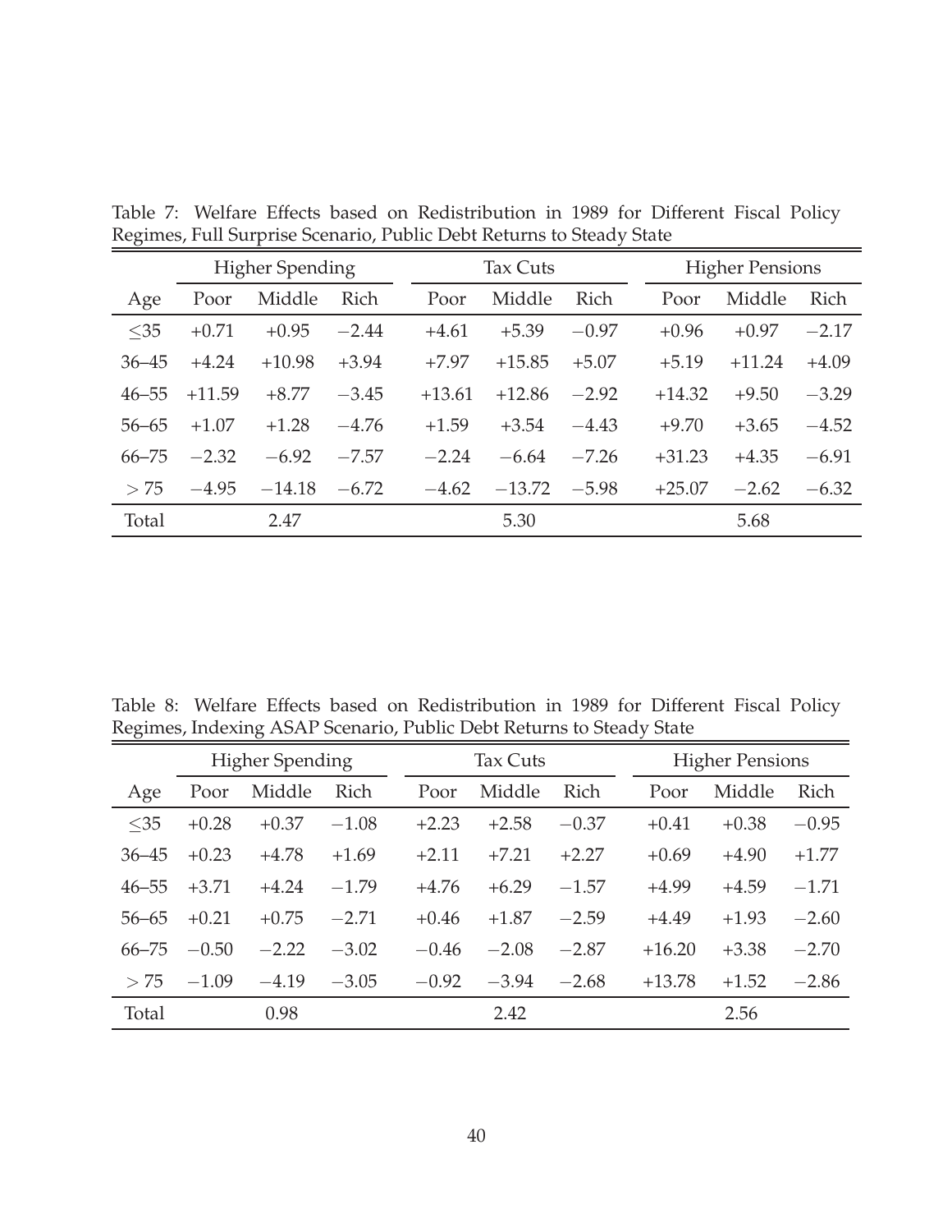Table 7: Welfare Effects based on Redistribution in 1989 for Different Fiscal Policy Regimes, Full Surprise Scenario, Public Debt Returns to Steady State

| | Higher Spending | | | Tax Cuts | | | Higher Pensions | | |
|---|---|---|---|---|---|---|---|---|---|
| Age | Poor | Middle | Rich | Poor | Middle | Rich | Poor | Middle | Rich |
| $\leq$35 | +0.71 | +0.95 | −2.44 | +4.61 | +5.39 | −0.97 | +0.96 | +0.97 | −2.17 |
| 36–45 | +4.24 | +10.98 | +3.94 | +7.97 | +15.85 | +5.07 | +5.19 | +11.24 | +4.09 |
| 46–55 | +11.59 | +8.77 | −3.45 | +13.61 | +12.86 | −2.92 | +14.32 | +9.50 | −3.29 |
| 56–65 | +1.07 | +1.28 | −4.76 | +1.59 | +3.54 | −4.43 | +9.70 | +3.65 | −4.52 |
| 66–75 | −2.32 | −6.92 | −7.57 | −2.24 | −6.64 | −7.26 | +31.23 | +4.35 | −6.91 |
| $>$ 75 | −4.95 | −14.18 | −6.72 | −4.62 | −13.72 | −5.98 | +25.07 | −2.62 | −6.32 |
| Total | | 2.47 | | | 5.30 | | | 5.68 | |

Table 8: Welfare Effects based on Redistribution in 1989 for Different Fiscal Policy Regimes, Indexing ASAP Scenario, Public Debt Returns to Steady State

| | Higher Spending | | | Tax Cuts | | | Higher Pensions | | |
|---|---|---|---|---|---|---|---|---|---|
| Age | Poor | Middle | Rich | Poor | Middle | Rich | Poor | Middle | Rich |
| $\leq$35 | +0.28 | +0.37 | −1.08 | +2.23 | +2.58 | −0.37 | +0.41 | +0.38 | −0.95 |
| 36–45 | +0.23 | +4.78 | +1.69 | +2.11 | +7.21 | +2.27 | +0.69 | +4.90 | +1.77 |
| 46–55 | +3.71 | +4.24 | −1.79 | +4.76 | +6.29 | −1.57 | +4.99 | +4.59 | −1.71 |
| 56–65 | +0.21 | +0.75 | −2.71 | +0.46 | +1.87 | −2.59 | +4.49 | +1.93 | −2.60 |
| 66–75 | −0.50 | −2.22 | −3.02 | −0.46 | −2.08 | −2.87 | +16.20 | +3.38 | −2.70 |
| $>$ 75 | −1.09 | −4.19 | −3.05 | −0.92 | −3.94 | −2.68 | +13.78 | +1.52 | −2.86 |
| Total | | 0.98 | | | 2.42 | | | 2.56 | |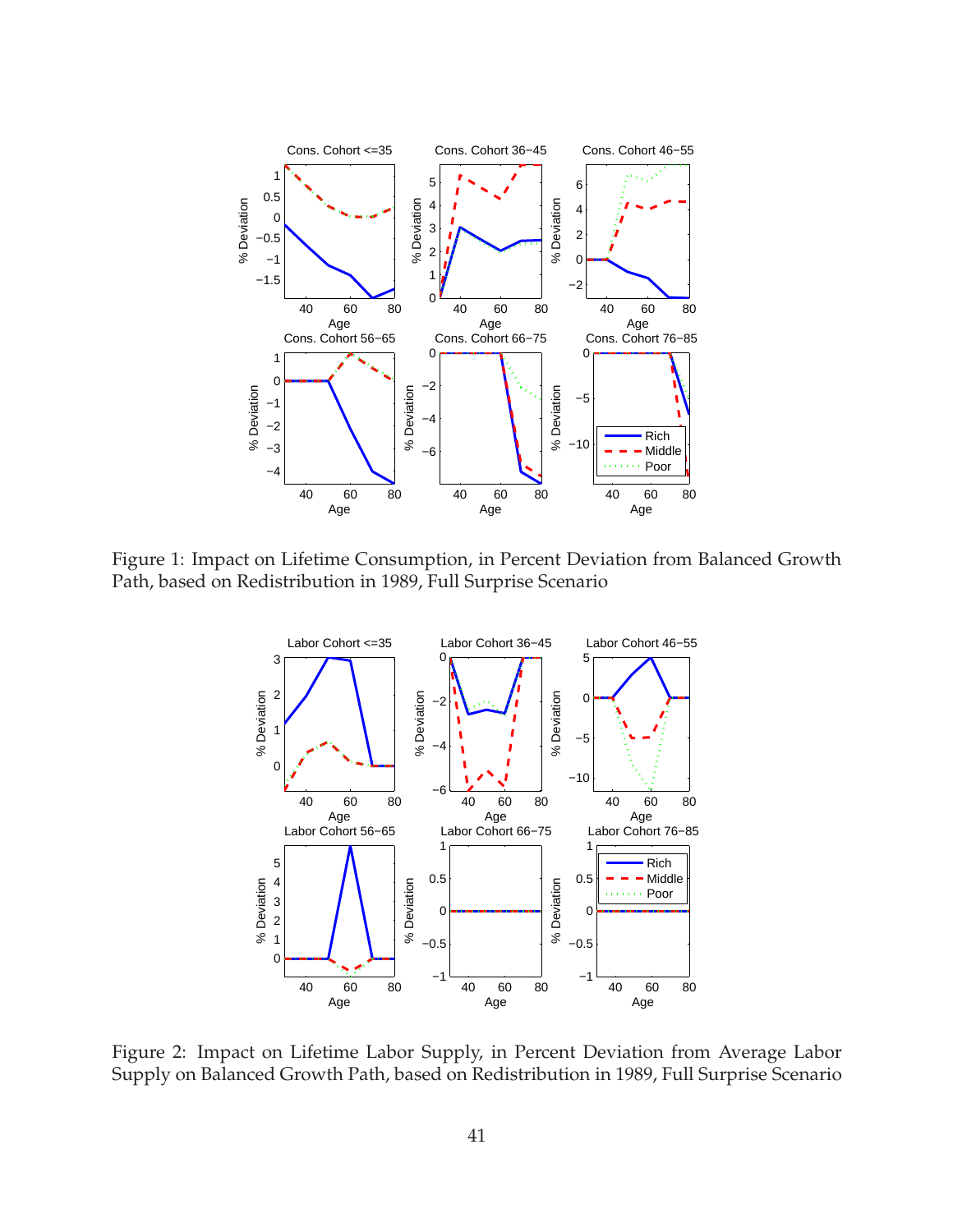Figure 1: Impact on Lifetime Consumption, in Percent Deviation from Balanced Growth Path, based on Redistribution in 1989, Full Surprise Scenario

Figure 2: Impact on Lifetime Labor Supply, in Percent Deviation from Average Labor Supply on Balanced Growth Path, based on Redistribution in 1989, Full Surprise Scenario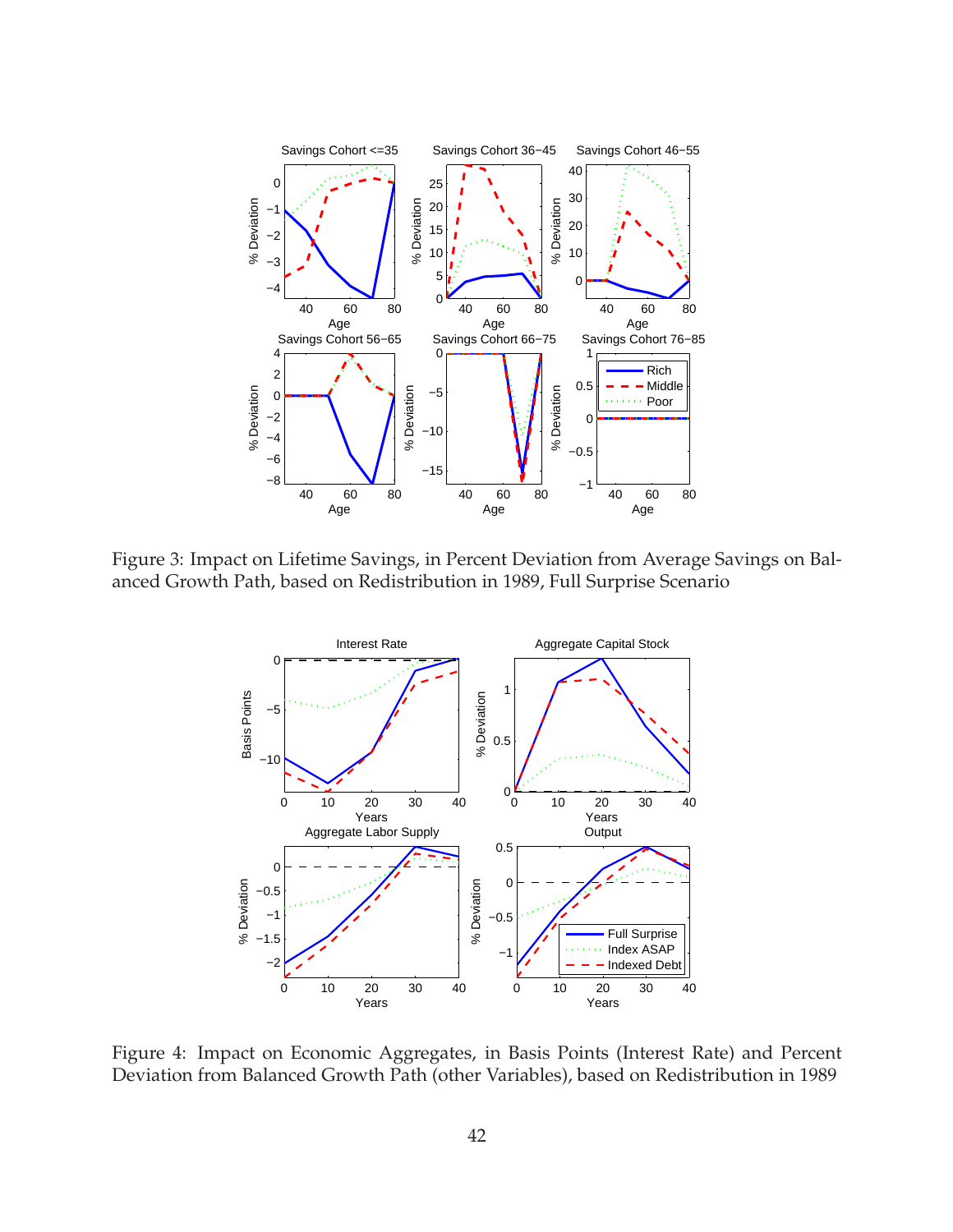Figure 3: Impact on Lifetime Savings, in Percent Deviation from Average Savings on Balanced Growth Path, based on Redistribution in 1989, Full Surprise Scenario

Figure 4: Impact on Economic Aggregates, in Basis Points (Interest Rate) and Percent Deviation from Balanced Growth Path (other Variables), based on Redistribution in 1989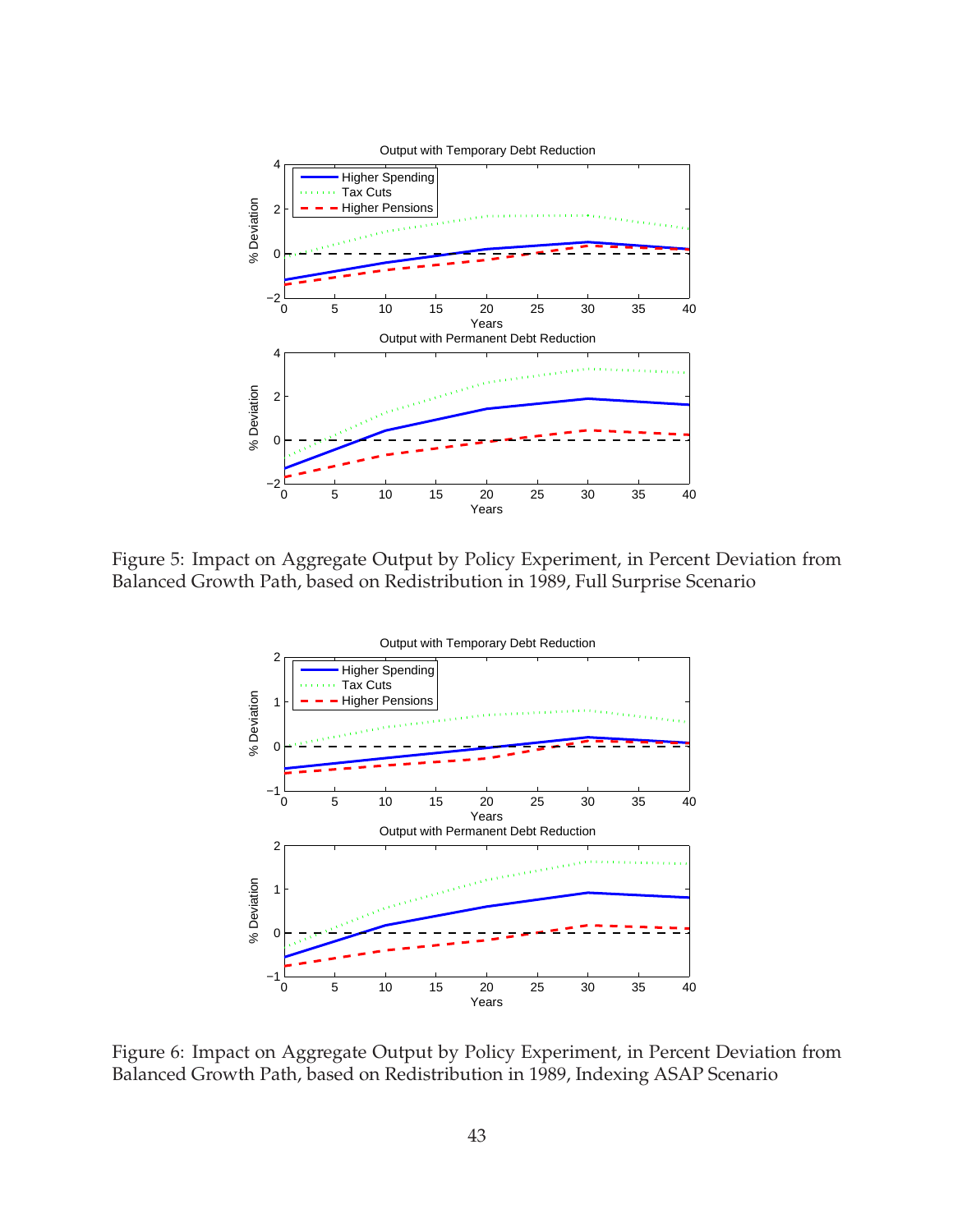Figure 5: Impact on Aggregate Output by Policy Experiment, in Percent Deviation from Balanced Growth Path, based on Redistribution in 1989, Full Surprise Scenario

Figure 6: Impact on Aggregate Output by Policy Experiment, in Percent Deviation from Balanced Growth Path, based on Redistribution in 1989, Indexing ASAP Scenario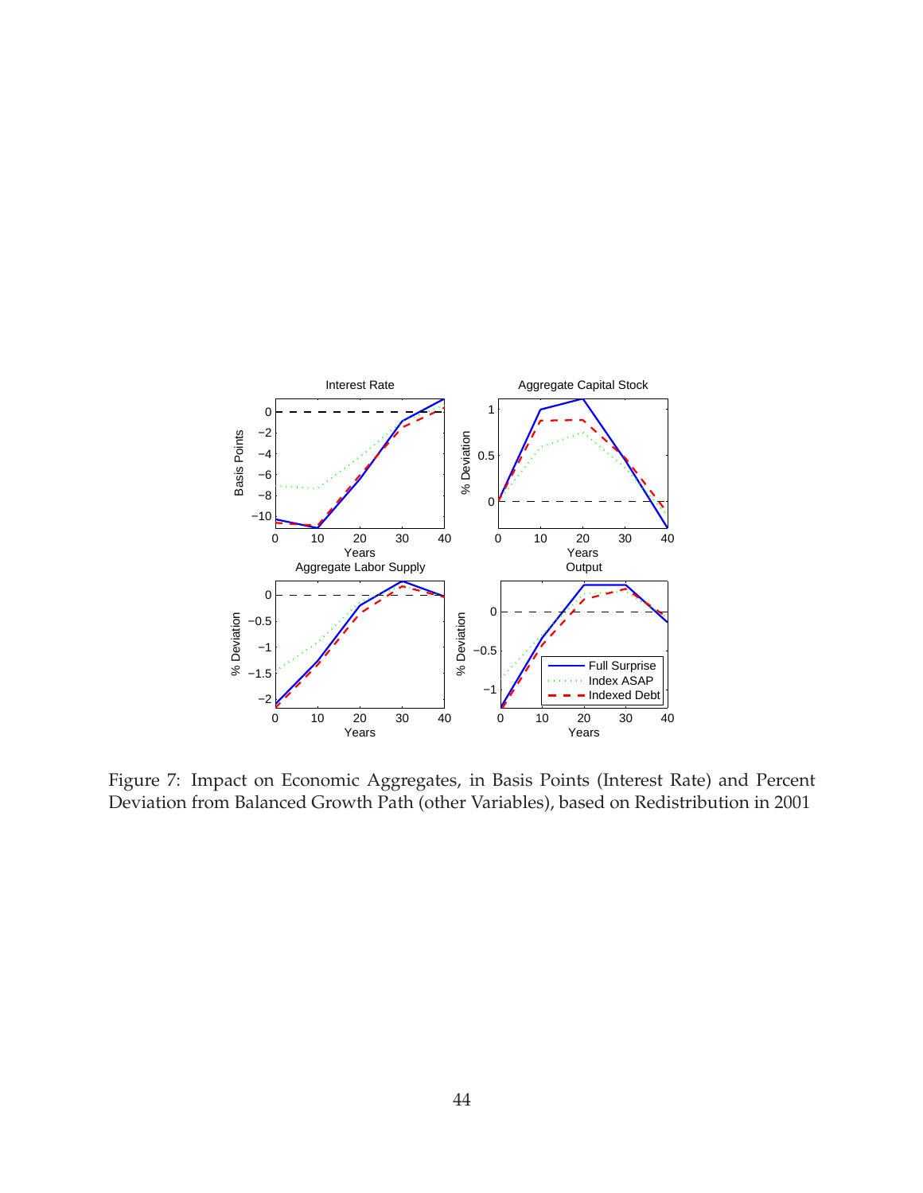Interest Rate

Basis Points

0
−2
−4
−6
−8
−10

0 10 20 30 40

Years

Aggregate Capital Stock

% Deviation

1
0.5
0

0 10 20 30 40

Years

Aggregate Labor Supply

% Deviation

0
−0.5
−1
−1.5
−2

0 10 20 30 40

Years

Output

% Deviation

0
−0.5
−1

0 10 20 30 40

Years

Full Surprise
Index ASAP
Indexed Debt

Figure 7: Impact on Economic Aggregates, in Basis Points (Interest Rate) and Percent Deviation from Balanced Growth Path (other Variables), based on Redistribution in 2001